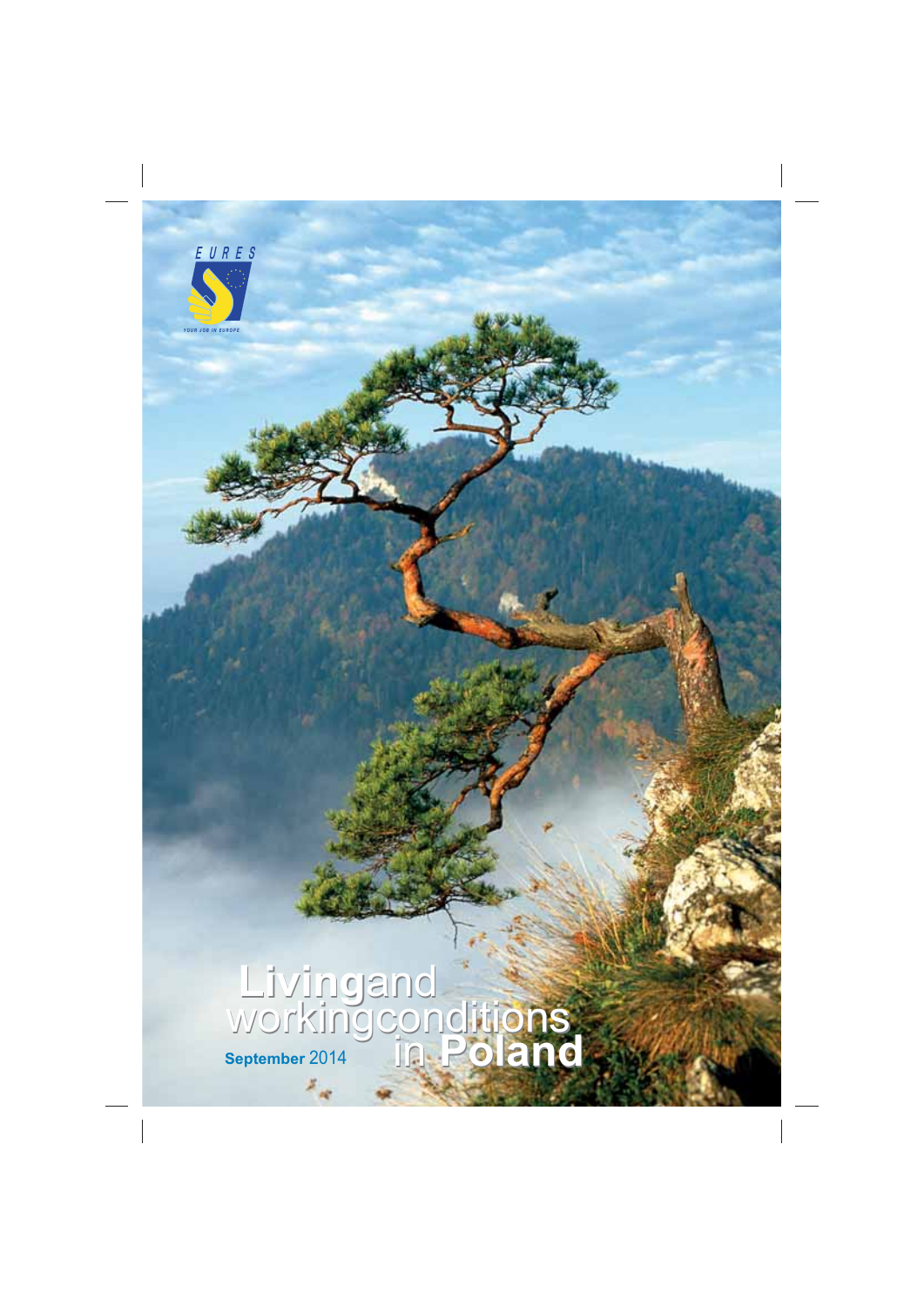EURES

YOUR JOB IN EUROPE

# Living and working conditions in Poland

**September** 2014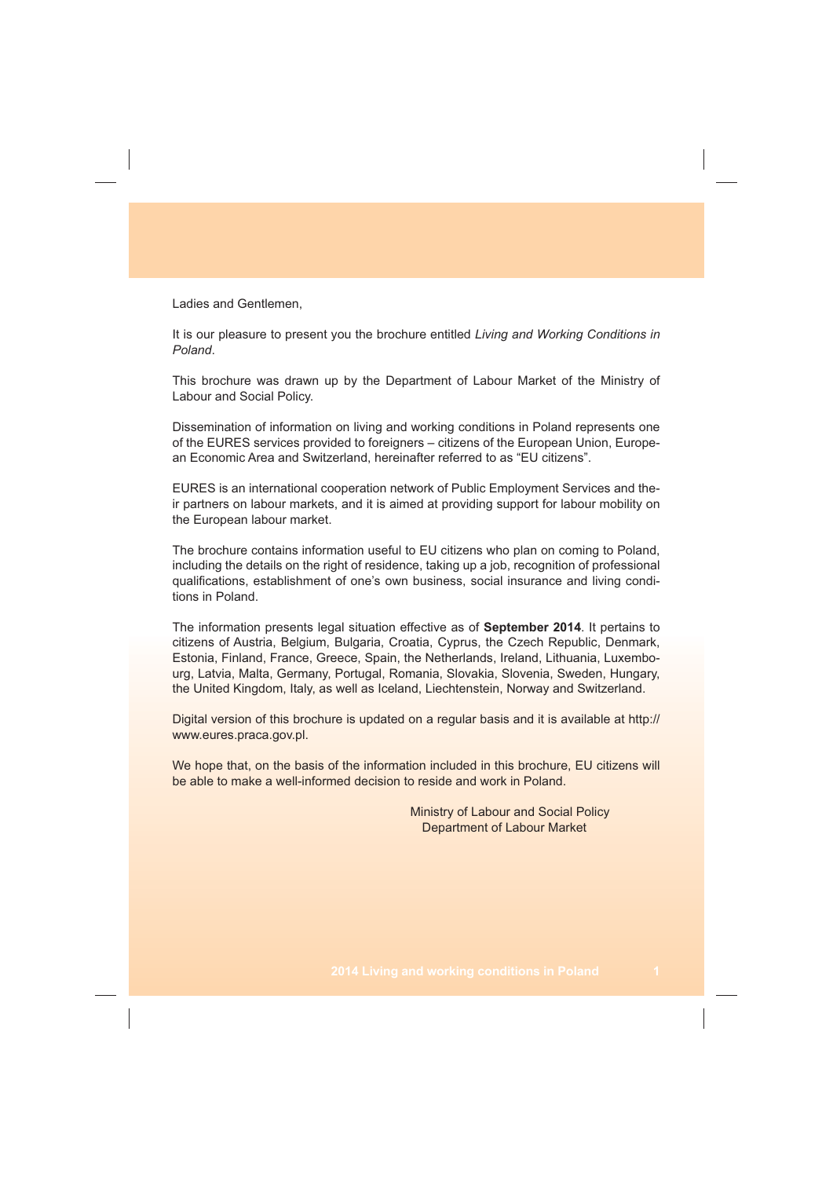Ladies and Gentlemen,

It is our pleasure to present you the brochure entitled *Living and Working Conditions in Poland*.

This brochure was drawn up by the Department of Labour Market of the Ministry of Labour and Social Policy.

Dissemination of information on living and working conditions in Poland represents one of the EURES services provided to foreigners – citizens of the European Union, European Economic Area and Switzerland, hereinafter referred to as "EU citizens".

EURES is an international cooperation network of Public Employment Services and their partners on labour markets, and it is aimed at providing support for labour mobility on the European labour market.

The brochure contains information useful to EU citizens who plan on coming to Poland, including the details on the right of residence, taking up a job, recognition of professional qualifications, establishment of one's own business, social insurance and living conditions in Poland.

The information presents legal situation effective as of **September 2014**. It pertains to citizens of Austria, Belgium, Bulgaria, Croatia, Cyprus, the Czech Republic, Denmark, Estonia, Finland, France, Greece, Spain, the Netherlands, Ireland, Lithuania, Luxembourg, Latvia, Malta, Germany, Portugal, Romania, Slovakia, Slovenia, Sweden, Hungary, the United Kingdom, Italy, as well as Iceland, Liechtenstein, Norway and Switzerland.

Digital version of this brochure is updated on a regular basis and it is available at http://www.eures.praca.gov.pl.

We hope that, on the basis of the information included in this brochure, EU citizens will be able to make a well-informed decision to reside and work in Poland.

Ministry of Labour and Social Policy
Department of Labour Market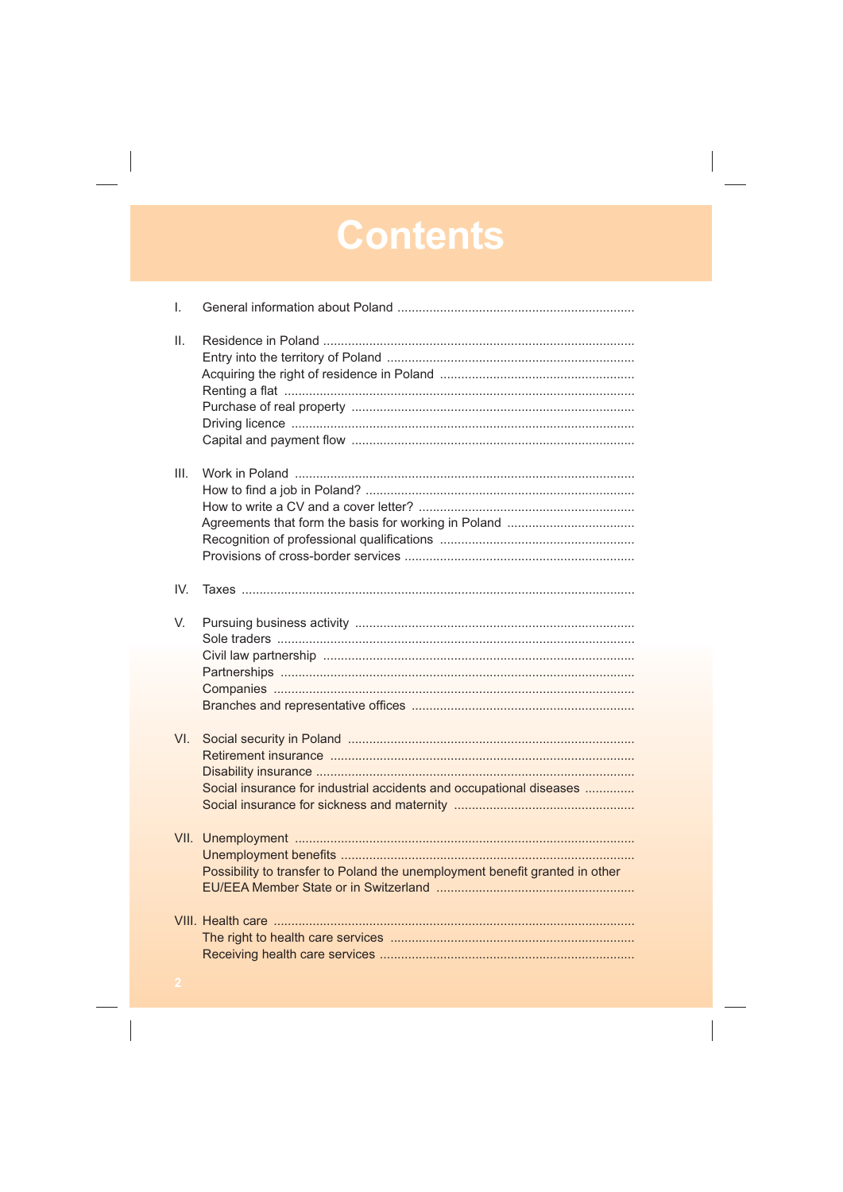# Contents

I. General information about Poland

II. Residence in Poland
- Entry into the territory of Poland
- Acquiring the right of residence in Poland
- Renting a flat
- Purchase of real property
- Driving licence
- Capital and payment flow

III. Work in Poland
- How to find a job in Poland?
- How to write a CV and a cover letter?
- Agreements that form the basis for working in Poland
- Recognition of professional qualifications
- Provisions of cross-border services

IV. Taxes

V. Pursuing business activity
- Sole traders
- Civil law partnership
- Partnerships
- Companies
- Branches and representative offices

VI. Social security in Poland
- Retirement insurance
- Disability insurance
- Social insurance for industrial accidents and occupational diseases
- Social insurance for sickness and maternity

VII. Unemployment
- Unemployment benefits
- Possibility to transfer to Poland the unemployment benefit granted in other EU/EEA Member State or in Switzerland

VIII. Health care
- The right to health care services
- Receiving health care services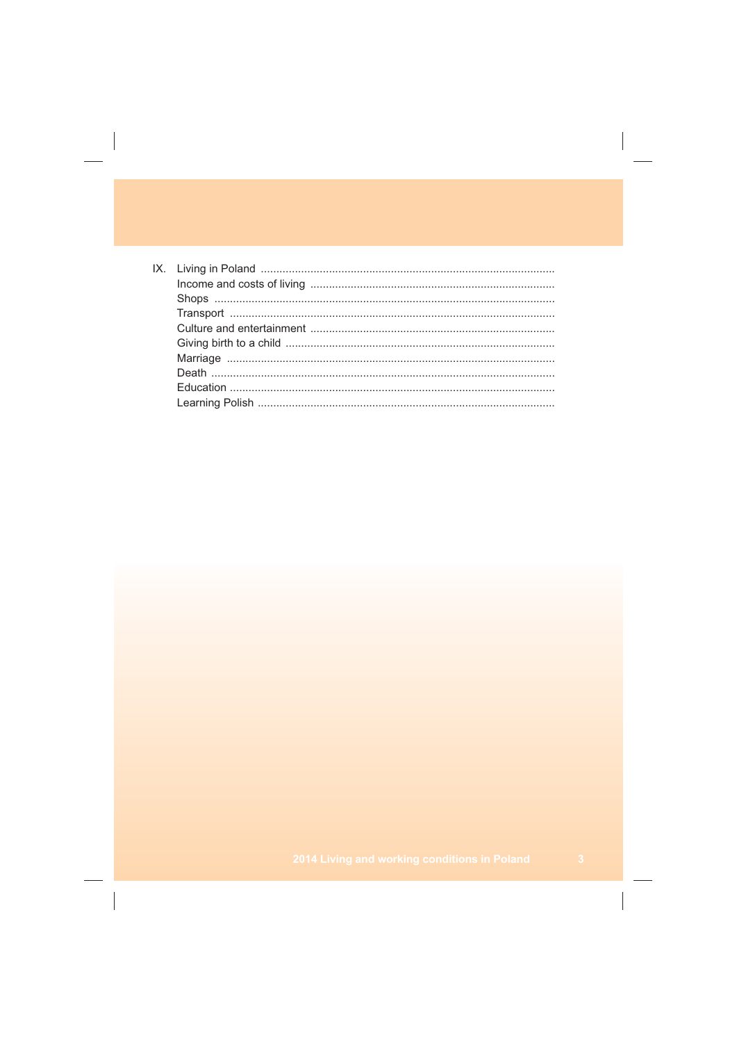IX. Living in Poland

- Income and costs of living
- Shops
- Transport
- Culture and entertainment
- Giving birth to a child
- Marriage
- Death
- Education
- Learning Polish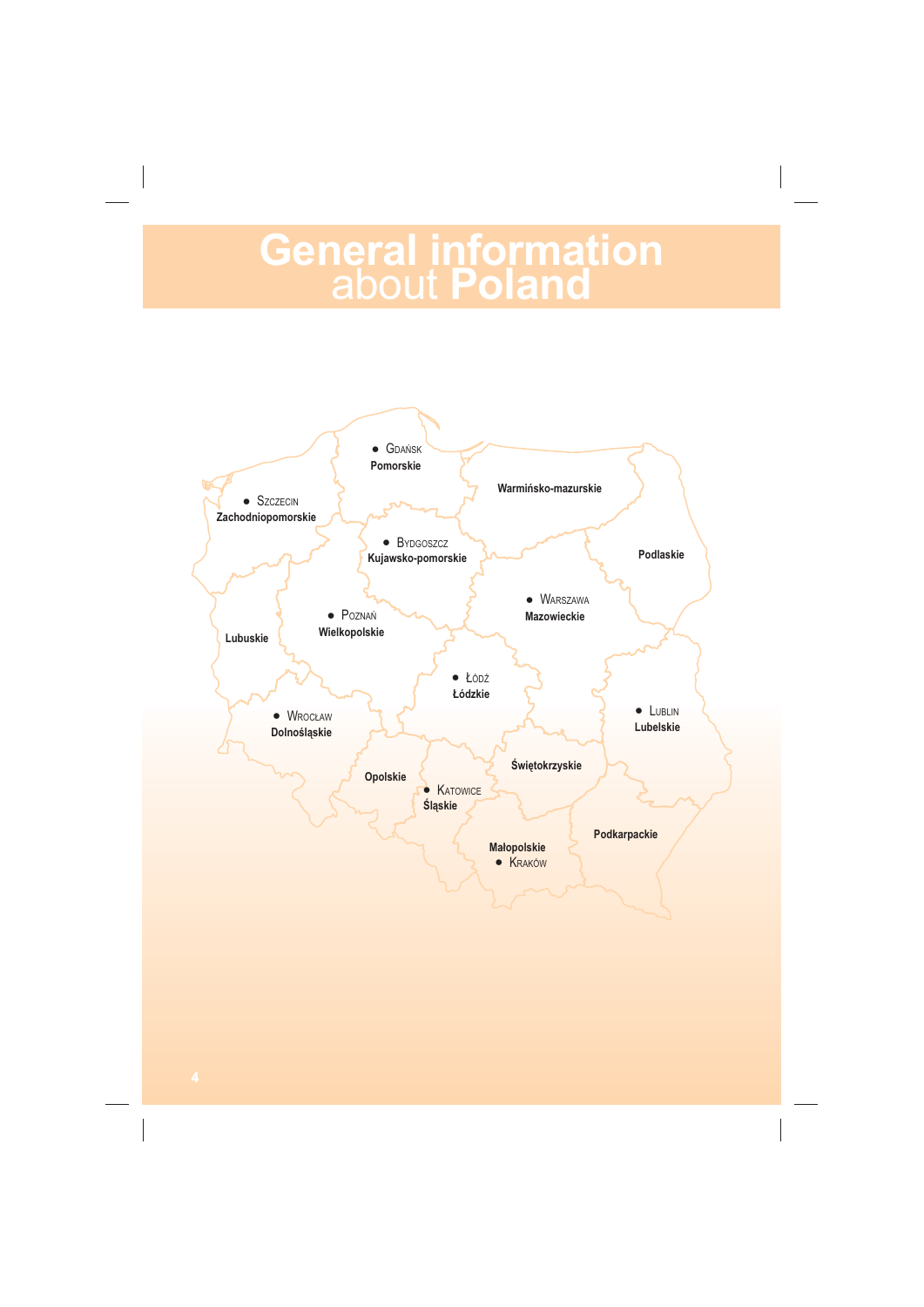# General information about Poland

- Gdańsk — Pomorskie
- Szczecin — Zachodniopomorskie
- Warmińsko-mazurskie
- Bydgoszcz — Kujawsko-pomorskie
- Podlaskie
- Warszawa — Mazowieckie
- Poznań — Wielkopolskie
- Lubuskie
- Łódź — Łódzkie
- Wrocław — Dolnośląskie
- Lublin — Lubelskie
- Opolskie
- Świętokrzyskie
- Katowice — Śląskie
- Podkarpackie
- Małopolskie — Kraków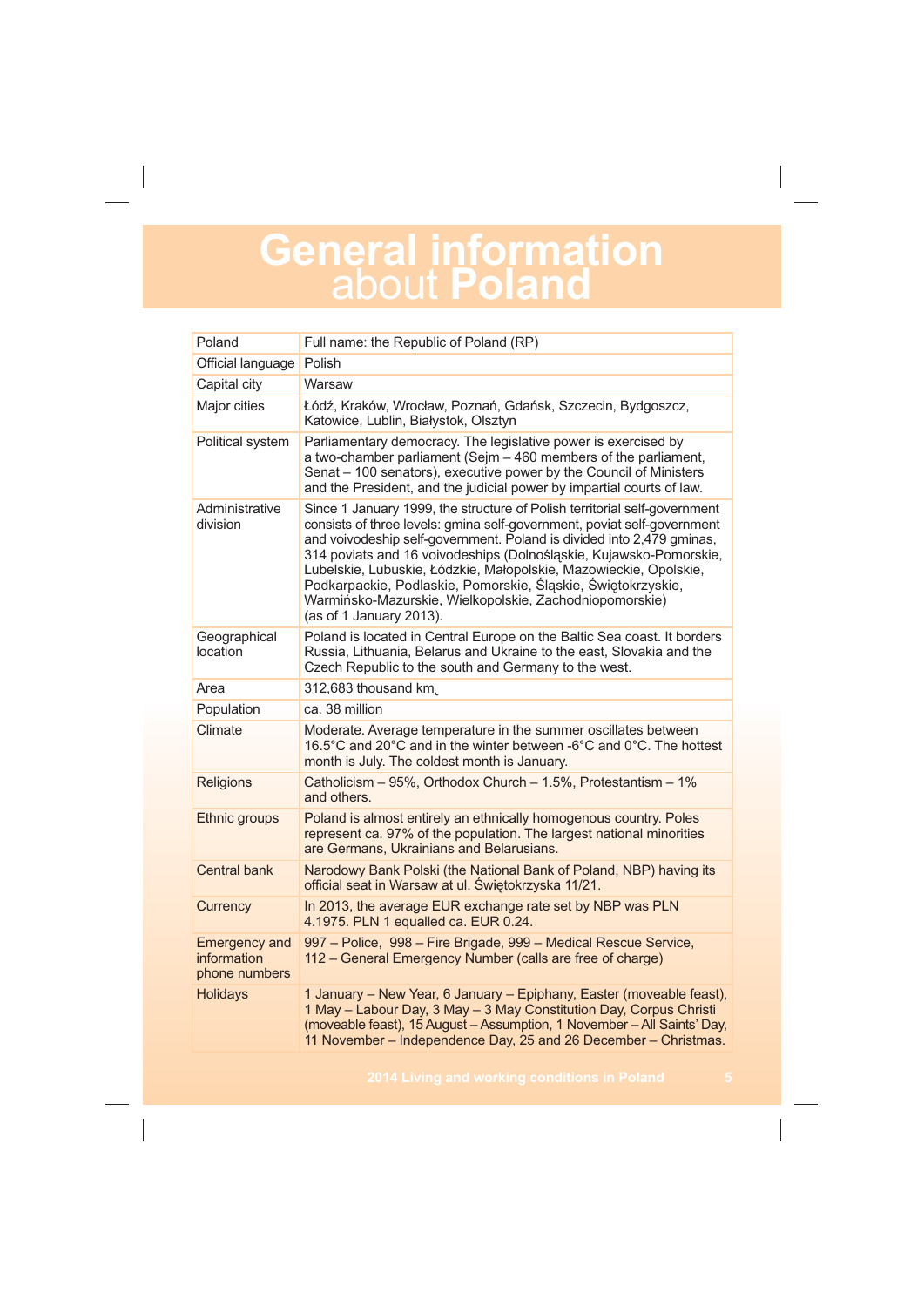# General information about Poland

| Poland | Full name: the Republic of Poland (RP) |
|---|---|
| Official language | Polish |
| Capital city | Warsaw |
| Major cities | Łódź, Kraków, Wrocław, Poznań, Gdańsk, Szczecin, Bydgoszcz, Katowice, Lublin, Białystok, Olsztyn |
| Political system | Parliamentary democracy. The legislative power is exercised by a two-chamber parliament (Sejm – 460 members of the parliament, Senat – 100 senators), executive power by the Council of Ministers and the President, and the judicial power by impartial courts of law. |
| Administrative division | Since 1 January 1999, the structure of Polish territorial self-government consists of three levels: gmina self-government, poviat self-government and voivodeship self-government. Poland is divided into 2,479 gminas, 314 poviats and 16 voivodeships (Dolnośląskie, Kujawsko-Pomorskie, Lubelskie, Lubuskie, Łódzkie, Małopolskie, Mazowieckie, Opolskie, Podkarpackie, Podlaskie, Pomorskie, Śląskie, Świętokrzyskie, Warmińsko-Mazurskie, Wielkopolskie, Zachodniopomorskie) (as of 1 January 2013). |
| Geographical location | Poland is located in Central Europe on the Baltic Sea coast. It borders Russia, Lithuania, Belarus and Ukraine to the east, Slovakia and the Czech Republic to the south and Germany to the west. |
| Area | 312,683 thousand km¸ |
| Population | ca. 38 million |
| Climate | Moderate. Average temperature in the summer oscillates between 16.5°C and 20°C and in the winter between -6°C and 0°C. The hottest month is July. The coldest month is January. |
| Religions | Catholicism – 95%, Orthodox Church – 1.5%, Protestantism – 1% and others. |
| Ethnic groups | Poland is almost entirely an ethnically homogenous country. Poles represent ca. 97% of the population. The largest national minorities are Germans, Ukrainians and Belarusians. |
| Central bank | Narodowy Bank Polski (the National Bank of Poland, NBP) having its official seat in Warsaw at ul. Świętokrzyska 11/21. |
| Currency | In 2013, the average EUR exchange rate set by NBP was PLN 4.1975. PLN 1 equalled ca. EUR 0.24. |
| Emergency and information phone numbers | 997 – Police, 998 – Fire Brigade, 999 – Medical Rescue Service, 112 – General Emergency Number (calls are free of charge) |
| Holidays | 1 January – New Year, 6 January – Epiphany, Easter (moveable feast), 1 May – Labour Day, 3 May – 3 May Constitution Day, Corpus Christi (moveable feast), 15 August – Assumption, 1 November – All Saints' Day, 11 November – Independence Day, 25 and 26 December – Christmas. |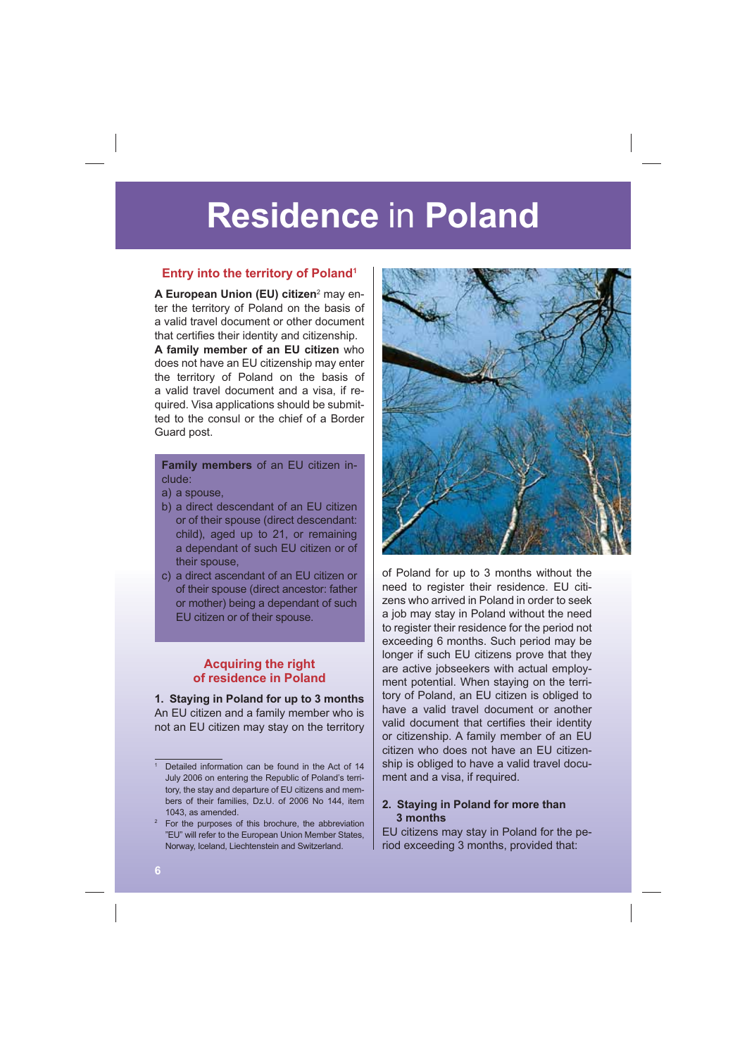# Residence in Poland

## Entry into the territory of Poland[1]

**A European Union (EU) citizen**[2] may enter the territory of Poland on the basis of a valid travel document or other document that certifies their identity and citizenship.

**A family member of an EU citizen** who does not have an EU citizenship may enter the territory of Poland on the basis of a valid travel document and a visa, if required. Visa applications should be submitted to the consul or the chief of a Border Guard post.

**Family members** of an EU citizen include:

a) a spouse,

b) a direct descendant of an EU citizen or of their spouse (direct descendant: child), aged up to 21, or remaining a dependant of such EU citizen or of their spouse,

c) a direct ascendant of an EU citizen or of their spouse (direct ancestor: father or mother) being a dependant of such EU citizen or of their spouse.

## Acquiring the right of residence in Poland

### 1. Staying in Poland for up to 3 months

An EU citizen and a family member who is not an EU citizen may stay on the territory of Poland for up to 3 months without the need to register their residence. EU citizens who arrived in Poland in order to seek a job may stay in Poland without the need to register their residence for the period not exceeding 6 months. Such period may be longer if such EU citizens prove that they are active jobseekers with actual employment potential. When staying on the territory of Poland, an EU citizen is obliged to have a valid travel document or another valid document that certifies their identity or citizenship. A family member of an EU citizen who does not have an EU citizenship is obliged to have a valid travel document and a visa, if required.

### 2. Staying in Poland for more than 3 months

EU citizens may stay in Poland for the period exceeding 3 months, provided that:

---

[1] Detailed information can be found in the Act of 14 July 2006 on entering the Republic of Poland's territory, the stay and departure of EU citizens and members of their families, Dz.U. of 2006 No 144, item 1043, as amended.

[2] For the purposes of this brochure, the abbreviation "EU" will refer to the European Union Member States, Norway, Iceland, Liechtenstein and Switzerland.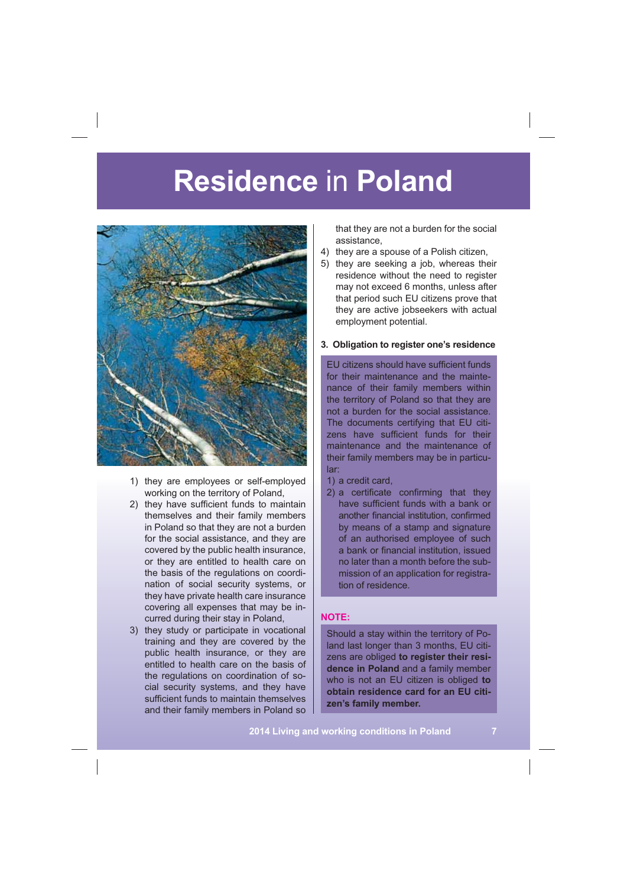# Residence in Poland

1) they are employees or self-employed working on the territory of Poland,
2) they have sufficient funds to maintain themselves and their family members in Poland so that they are not a burden for the social assistance, and they are covered by the public health insurance, or they are entitled to health care on the basis of the regulations on coordination of social security systems, or they have private health care insurance covering all expenses that may be incurred during their stay in Poland,
3) they study or participate in vocational training and they are covered by the public health insurance, or they are entitled to health care on the basis of the regulations on coordination of social security systems, and they have sufficient funds to maintain themselves and their family members in Poland so that they are not a burden for the social assistance,
4) they are a spouse of a Polish citizen,
5) they are seeking a job, whereas their residence without the need to register may not exceed 6 months, unless after that period such EU citizens prove that they are active jobseekers with actual employment potential.

### 3. Obligation to register one's residence

EU citizens should have sufficient funds for their maintenance and the maintenance of their family members within the territory of Poland so that they are not a burden for the social assistance. The documents certifying that EU citizens have sufficient funds for their maintenance and the maintenance of their family members may be in particular:

1) a credit card,
2) a certificate confirming that they have sufficient funds with a bank or another financial institution, confirmed by means of a stamp and signature of an authorised employee of such a bank or financial institution, issued no later than a month before the submission of an application for registration of residence.

**NOTE:**

Should a stay within the territory of Poland last longer than 3 months, EU citizens are obliged **to register their residence in Poland** and a family member who is not an EU citizen is obliged **to obtain residence card for an EU citizen's family member.**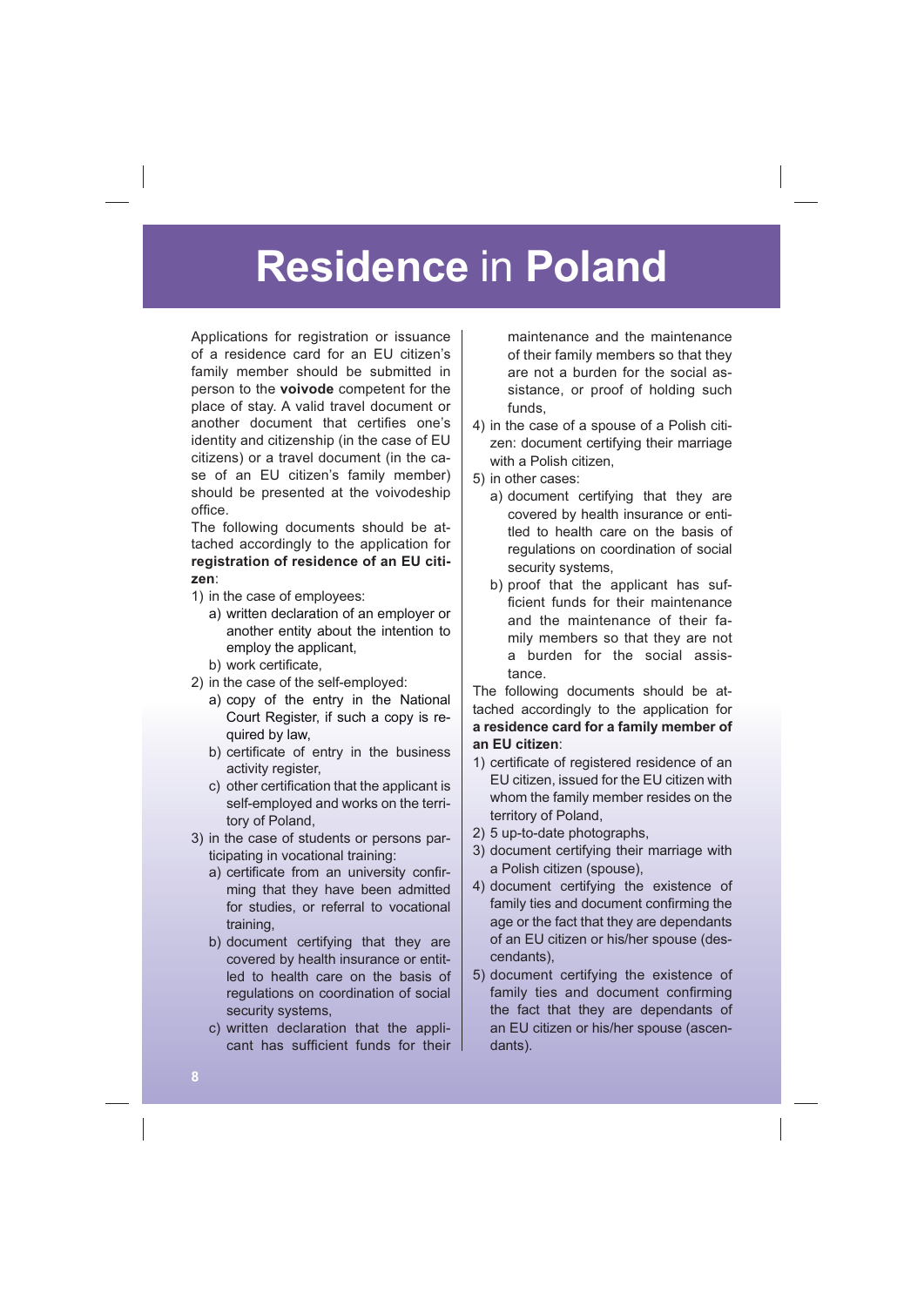# **Residence** in **Poland**

Applications for registration or issuance of a residence card for an EU citizen's family member should be submitted in person to the **voivode** competent for the place of stay. A valid travel document or another document that certifies one's identity and citizenship (in the case of EU citizens) or a travel document (in the case of an EU citizen's family member) should be presented at the voivodeship office.

The following documents should be attached accordingly to the application for **registration of residence of an EU citizen**:

1) in the case of employees:
   a) written declaration of an employer or another entity about the intention to employ the applicant,
   b) work certificate,
2) in the case of the self-employed:
   a) copy of the entry in the National Court Register, if such a copy is required by law,
   b) certificate of entry in the business activity register,
   c) other certification that the applicant is self-employed and works on the territory of Poland,
3) in the case of students or persons participating in vocational training:
   a) certificate from an university confirming that they have been admitted for studies, or referral to vocational training,
   b) document certifying that they are covered by health insurance or entitled to health care on the basis of regulations on coordination of social security systems,
   c) written declaration that the applicant has sufficient funds for their maintenance and the maintenance of their family members so that they are not a burden for the social assistance, or proof of holding such funds,
4) in the case of a spouse of a Polish citizen: document certifying their marriage with a Polish citizen,
5) in other cases:
   a) document certifying that they are covered by health insurance or entitled to health care on the basis of regulations on coordination of social security systems,
   b) proof that the applicant has sufficient funds for their maintenance and the maintenance of their family members so that they are not a burden for the social assistance.

The following documents should be attached accordingly to the application for **a residence card for a family member of an EU citizen**:

1) certificate of registered residence of an EU citizen, issued for the EU citizen with whom the family member resides on the territory of Poland,
2) 5 up-to-date photographs,
3) document certifying their marriage with a Polish citizen (spouse),
4) document certifying the existence of family ties and document confirming the age or the fact that they are dependants of an EU citizen or his/her spouse (descendants),
5) document certifying the existence of family ties and document confirming the fact that they are dependants of an EU citizen or his/her spouse (ascendants).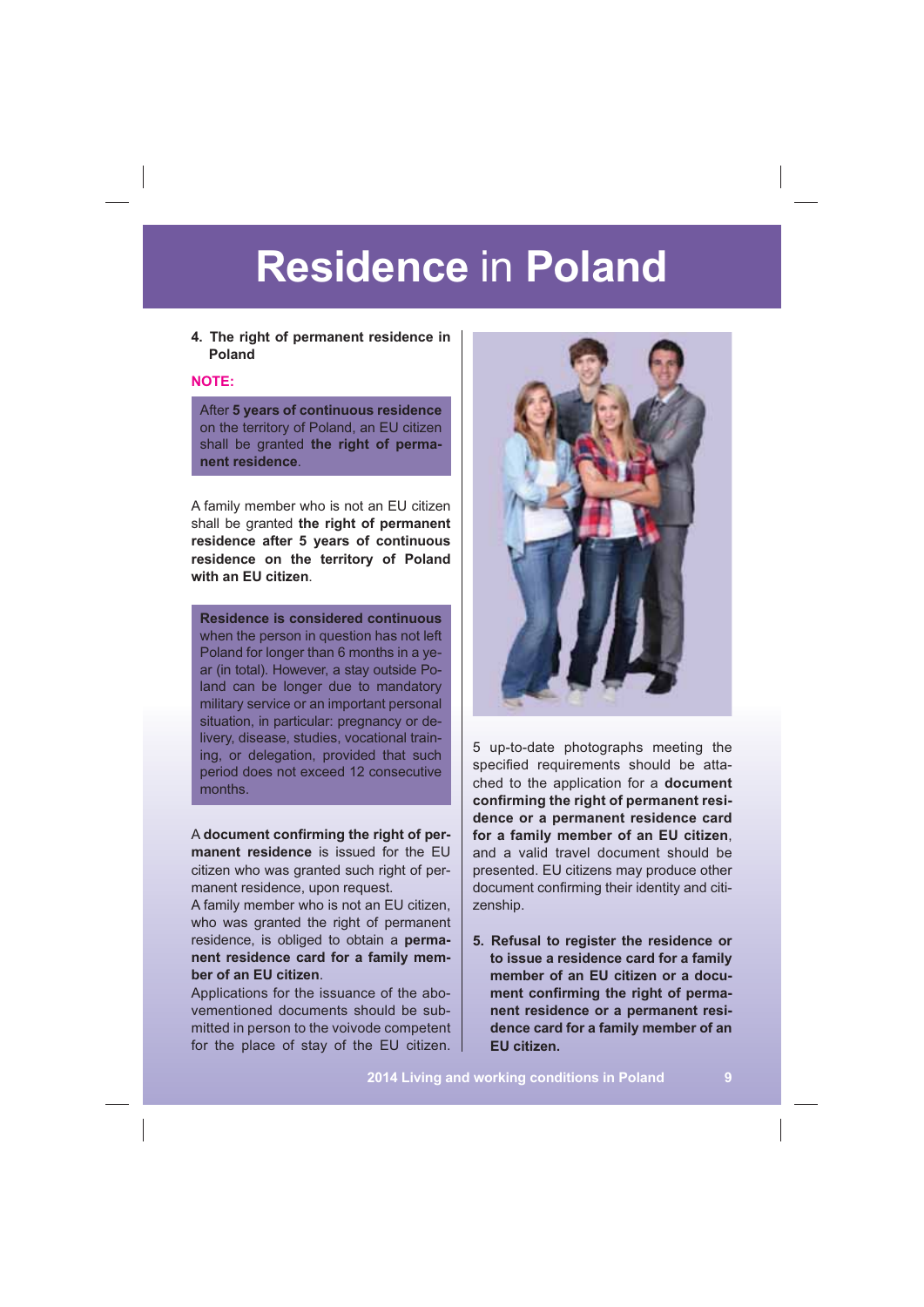# **Residence** in **Poland**

**4. The right of permanent residence in Poland**

**NOTE:**

After **5 years of continuous residence** on the territory of Poland, an EU citizen shall be granted **the right of permanent residence**.

A family member who is not an EU citizen shall be granted **the right of permanent residence after 5 years of continuous residence on the territory of Poland with an EU citizen**.

**Residence is considered continuous** when the person in question has not left Poland for longer than 6 months in a year (in total). However, a stay outside Poland can be longer due to mandatory military service or an important personal situation, in particular: pregnancy or delivery, disease, studies, vocational training, or delegation, provided that such period does not exceed 12 consecutive months.

A **document confirming the right of permanent residence** is issued for the EU citizen who was granted such right of permanent residence, upon request.

A family member who is not an EU citizen, who was granted the right of permanent residence, is obliged to obtain a **permanent residence card for a family member of an EU citizen**.

Applications for the issuance of the abovementioned documents should be submitted in person to the voivode competent for the place of stay of the EU citizen. 5 up-to-date photographs meeting the specified requirements should be attached to the application for a **document confirming the right of permanent residence or a permanent residence card for a family member of an EU citizen**, and a valid travel document should be presented. EU citizens may produce other document confirming their identity and citizenship.

**5. Refusal to register the residence or to issue a residence card for a family member of an EU citizen or a document confirming the right of permanent residence or a permanent residence card for a family member of an EU citizen.**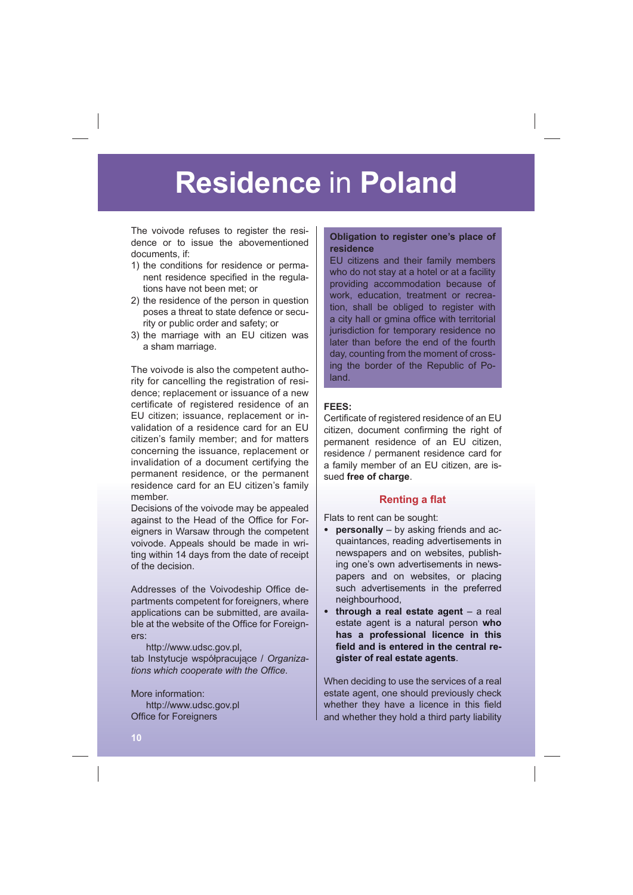# **Residence** in **Poland**

The voivode refuses to register the residence or to issue the abovementioned documents, if:

1) the conditions for residence or permanent residence specified in the regulations have not been met; or
2) the residence of the person in question poses a threat to state defence or security or public order and safety; or
3) the marriage with an EU citizen was a sham marriage.

The voivode is also the competent authority for cancelling the registration of residence; replacement or issuance of a new certificate of registered residence of an EU citizen; issuance, replacement or invalidation of a residence card for an EU citizen's family member; and for matters concerning the issuance, replacement or invalidation of a document certifying the permanent residence, or the permanent residence card for an EU citizen's family member.

Decisions of the voivode may be appealed against to the Head of the Office for Foreigners in Warsaw through the competent voivode. Appeals should be made in writing within 14 days from the date of receipt of the decision.

Addresses of the Voivodeship Office departments competent for foreigners, where applications can be submitted, are available at the website of the Office for Foreigners:

http://www.udsc.gov.pl,

tab Instytucje współpracujące / *Organizations which cooperate with the Office.*

More information:

http://www.udsc.gov.pl

Office for Foreigners

**Obligation to register one's place of residence**

EU citizens and their family members who do not stay at a hotel or at a facility providing accommodation because of work, education, treatment or recreation, shall be obliged to register with a city hall or gmina office with territorial jurisdiction for temporary residence no later than before the end of the fourth day, counting from the moment of crossing the border of the Republic of Poland.

**FEES:**

Certificate of registered residence of an EU citizen, document confirming the right of permanent residence of an EU citizen, residence / permanent residence card for a family member of an EU citizen, are issued **free of charge**.

## Renting a flat

Flats to rent can be sought:

- **personally** – by asking friends and acquaintances, reading advertisements in newspapers and on websites, publishing one's own advertisements in newspapers and on websites, or placing such advertisements in the preferred neighbourhood,
- **through a real estate agent** – a real estate agent is a natural person **who has a professional licence in this field and is entered in the central register of real estate agents**.

When deciding to use the services of a real estate agent, one should previously check whether they have a licence in this field and whether they hold a third party liability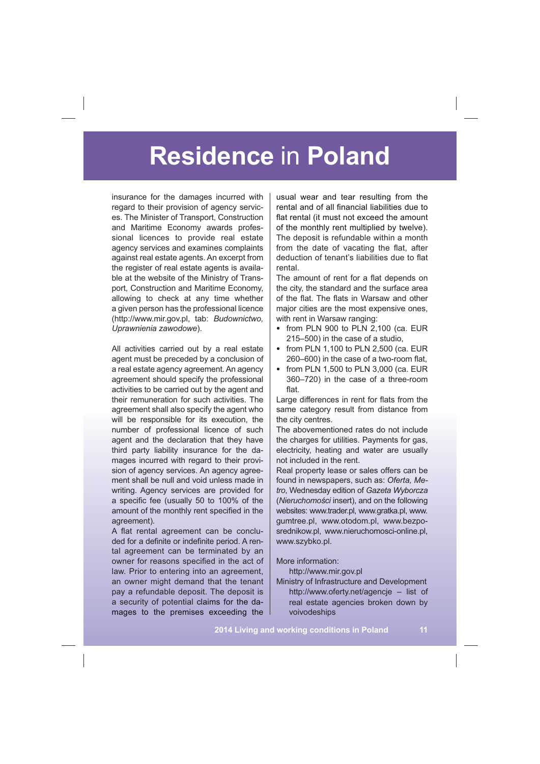# **Residence** in **Poland**

insurance for the damages incurred with regard to their provision of agency services. The Minister of Transport, Construction and Maritime Economy awards professional licences to provide real estate agency services and examines complaints against real estate agents. An excerpt from the register of real estate agents is available at the website of the Ministry of Transport, Construction and Maritime Economy, allowing to check at any time whether a given person has the professional licence (http://www.mir.gov.pl, tab: *Budownictwo, Uprawnienia zawodowe*).

All activities carried out by a real estate agent must be preceded by a conclusion of a real estate agency agreement. An agency agreement should specify the professional activities to be carried out by the agent and their remuneration for such activities. The agreement shall also specify the agent who will be responsible for its execution, the number of professional licence of such agent and the declaration that they have third party liability insurance for the damages incurred with regard to their provision of agency services. An agency agreement shall be null and void unless made in writing. Agency services are provided for a specific fee (usually 50 to 100% of the amount of the monthly rent specified in the agreement).

A flat rental agreement can be concluded for a definite or indefinite period. A rental agreement can be terminated by an owner for reasons specified in the act of law. Prior to entering into an agreement, an owner might demand that the tenant pay a refundable deposit. The deposit is a security of potential claims for the damages to the premises exceeding the usual wear and tear resulting from the rental and of all financial liabilities due to flat rental (it must not exceed the amount of the monthly rent multiplied by twelve). The deposit is refundable within a month from the date of vacating the flat, after deduction of tenant's liabilities due to flat rental.

The amount of rent for a flat depends on the city, the standard and the surface area of the flat. The flats in Warsaw and other major cities are the most expensive ones, with rent in Warsaw ranging:

- from PLN 900 to PLN 2,100 (ca. EUR 215–500) in the case of a studio,
- from PLN 1,100 to PLN 2,500 (ca. EUR 260–600) in the case of a two-room flat,
- from PLN 1,500 to PLN 3,000 (ca. EUR 360–720) in the case of a three-room flat.

Large differences in rent for flats from the same category result from distance from the city centres.

The abovementioned rates do not include the charges for utilities. Payments for gas, electricity, heating and water are usually not included in the rent.

Real property lease or sales offers can be found in newspapers, such as: *Oferta*, *Metro*, Wednesday edition of *Gazeta Wyborcza* (*Nieruchomości* insert), and on the following websites: www.trader.pl, www.gratka.pl, www.gumtree.pl, www.otodom.pl, www.bezposrednikow.pl, www.nieruchomosci-online.pl, www.szybko.pl.

More information:

http://www.mir.gov.pl

Ministry of Infrastructure and Development

http://www.oferty.net/agencje – list of real estate agencies broken down by voivodeships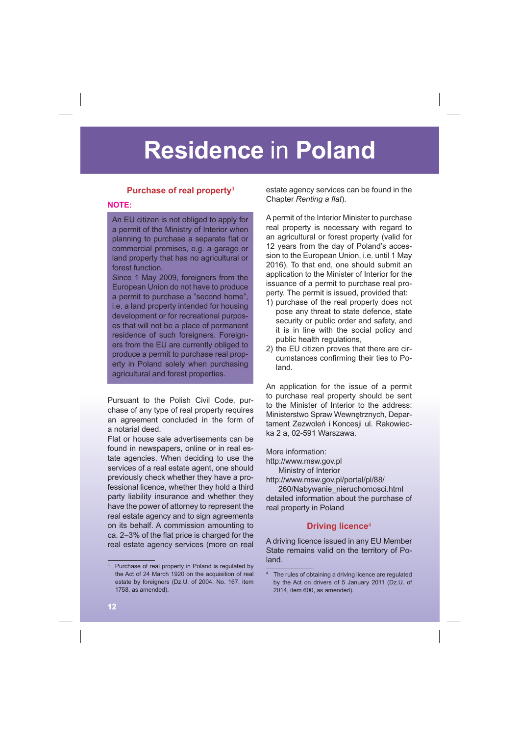# Residence in Poland

### Purchase of real property[3]

**NOTE:**

An EU citizen is not obliged to apply for a permit of the Ministry of Interior when planning to purchase a separate flat or commercial premises, e.g. a garage or land property that has no agricultural or forest function.
Since 1 May 2009, foreigners from the European Union do not have to produce a permit to purchase a "second home", i.e. a land property intended for housing development or for recreational purposes that will not be a place of permanent residence of such foreigners. Foreigners from the EU are currently obliged to produce a permit to purchase real property in Poland solely when purchasing agricultural and forest properties.

Pursuant to the Polish Civil Code, purchase of any type of real property requires an agreement concluded in the form of a notarial deed.
Flat or house sale advertisements can be found in newspapers, online or in real estate agencies. When deciding to use the services of a real estate agent, one should previously check whether they have a professional licence, whether they hold a third party liability insurance and whether they have the power of attorney to represent the real estate agency and to sign agreements on its behalf. A commission amounting to ca. 2–3% of the flat price is charged for the real estate agency services (more on real estate agency services can be found in the Chapter *Renting a flat*).

A permit of the Interior Minister to purchase real property is necessary with regard to an agricultural or forest property (valid for 12 years from the day of Poland's accession to the European Union, i.e. until 1 May 2016). To that end, one should submit an application to the Minister of Interior for the issuance of a permit to purchase real property. The permit is issued, provided that:

1) purchase of the real property does not pose any threat to state defence, state security or public order and safety, and it is in line with the social policy and public health regulations,
2) the EU citizen proves that there are circumstances confirming their ties to Poland.

An application for the issue of a permit to purchase real property should be sent to the Minister of Interior to the address: Ministerstwo Spraw Wewnętrznych, Departament Zezwoleń i Koncesji ul. Rakowiecka 2 a, 02-591 Warszawa.

More information:
http://www.msw.gov.pl
Ministry of Interior
http://www.msw.gov.pl/portal/pl/88/260/Nabywanie_nieruchomosci.html
detailed information about the purchase of real property in Poland

### Driving licence[4]

A driving licence issued in any EU Member State remains valid on the territory of Poland.

---

[3] Purchase of real property in Poland is regulated by the Act of 24 March 1920 on the acquisition of real estate by foreigners (Dz.U. of 2004, No. 167, item 1758, as amended).

[4] The rules of obtaining a driving licence are regulated by the Act on drivers of 5 January 2011 (Dz.U. of 2014, item 600, as amended).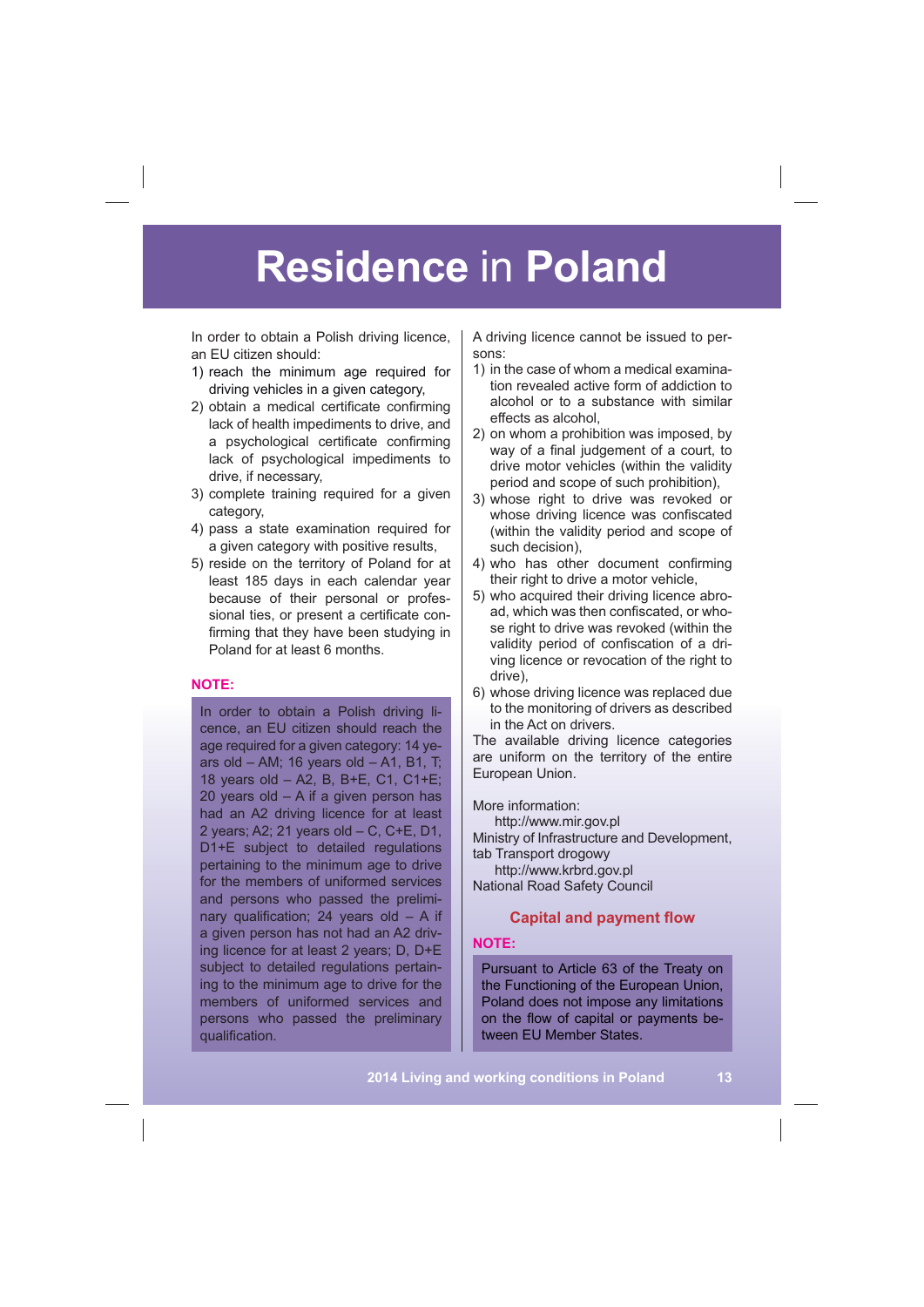# Residence in Poland

In order to obtain a Polish driving licence, an EU citizen should:

1) reach the minimum age required for driving vehicles in a given category,
2) obtain a medical certificate confirming lack of health impediments to drive, and a psychological certificate confirming lack of psychological impediments to drive, if necessary,
3) complete training required for a given category,
4) pass a state examination required for a given category with positive results,
5) reside on the territory of Poland for at least 185 days in each calendar year because of their personal or professional ties, or present a certificate confirming that they have been studying in Poland for at least 6 months.

**NOTE:**

In order to obtain a Polish driving licence, an EU citizen should reach the age required for a given category: 14 years old – AM; 16 years old – A1, B1, T; 18 years old – A2, B, B+E, C1, C1+E; 20 years old – A if a given person has had an A2 driving licence for at least 2 years; A2; 21 years old – C, C+E, D1, D1+E subject to detailed regulations pertaining to the minimum age to drive for the members of uniformed services and persons who passed the preliminary qualification; 24 years old – A if a given person has not had an A2 driving licence for at least 2 years; D, D+E subject to detailed regulations pertaining to the minimum age to drive for the members of uniformed services and persons who passed the preliminary qualification.

A driving licence cannot be issued to persons:

1) in the case of whom a medical examination revealed active form of addiction to alcohol or to a substance with similar effects as alcohol,
2) on whom a prohibition was imposed, by way of a final judgement of a court, to drive motor vehicles (within the validity period and scope of such prohibition),
3) whose right to drive was revoked or whose driving licence was confiscated (within the validity period and scope of such decision),
4) who has other document confirming their right to drive a motor vehicle,
5) who acquired their driving licence abroad, which was then confiscated, or whose right to drive was revoked (within the validity period of confiscation of a driving licence or revocation of the right to drive),
6) whose driving licence was replaced due to the monitoring of drivers as described in the Act on drivers.

The available driving licence categories are uniform on the territory of the entire European Union.

More information:
http://www.mir.gov.pl
Ministry of Infrastructure and Development, tab Transport drogowy
http://www.krbrd.gov.pl
National Road Safety Council

## Capital and payment flow

**NOTE:**

Pursuant to Article 63 of the Treaty on the Functioning of the European Union, Poland does not impose any limitations on the flow of capital or payments between EU Member States.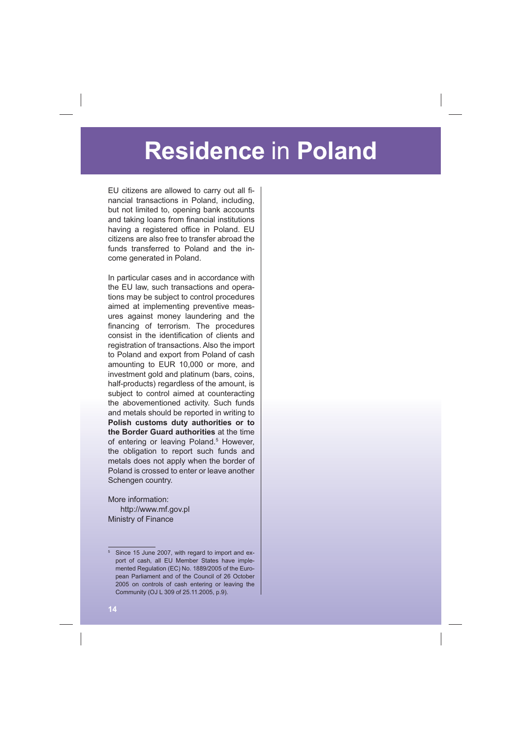# **Residence** in **Poland**

EU citizens are allowed to carry out all financial transactions in Poland, including, but not limited to, opening bank accounts and taking loans from financial institutions having a registered office in Poland. EU citizens are also free to transfer abroad the funds transferred to Poland and the income generated in Poland.

In particular cases and in accordance with the EU law, such transactions and operations may be subject to control procedures aimed at implementing preventive measures against money laundering and the financing of terrorism. The procedures consist in the identification of clients and registration of transactions. Also the import to Poland and export from Poland of cash amounting to EUR 10,000 or more, and investment gold and platinum (bars, coins, half-products) regardless of the amount, is subject to control aimed at counteracting the abovementioned activity. Such funds and metals should be reported in writing to **Polish customs duty authorities or to the Border Guard authorities** at the time of entering or leaving Poland.[5] However, the obligation to report such funds and metals does not apply when the border of Poland is crossed to enter or leave another Schengen country.

More information:
http://www.mf.gov.pl
Ministry of Finance

---

[5] Since 15 June 2007, with regard to import and export of cash, all EU Member States have implemented Regulation (EC) No. 1889/2005 of the European Parliament and of the Council of 26 October 2005 on controls of cash entering or leaving the Community (OJ L 309 of 25.11.2005, p.9).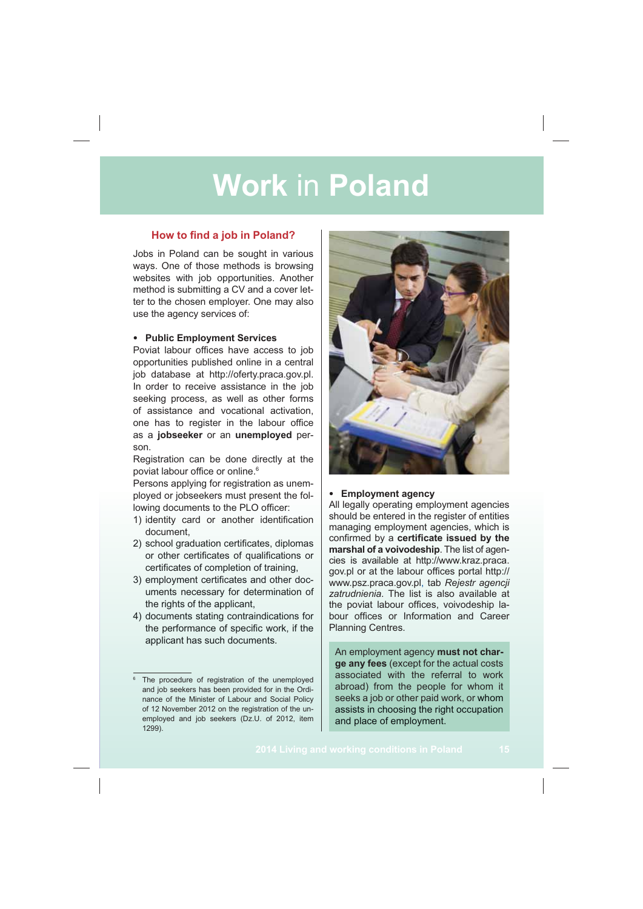# Work in Poland

## How to find a job in Poland?

Jobs in Poland can be sought in various ways. One of those methods is browsing websites with job opportunities. Another method is submitting a CV and a cover letter to the chosen employer. One may also use the agency services of:

- **Public Employment Services**

Poviat labour offices have access to job opportunities published online in a central job database at http://oferty.praca.gov.pl. In order to receive assistance in the job seeking process, as well as other forms of assistance and vocational activation, one has to register in the labour office as a **jobseeker** or an **unemployed** person.

Registration can be done directly at the poviat labour office or online.[6]

Persons applying for registration as unemployed or jobseekers must present the following documents to the PLO officer:

1) identity card or another identification document,
2) school graduation certificates, diplomas or other certificates of qualifications or certificates of completion of training,
3) employment certificates and other documents necessary for determination of the rights of the applicant,
4) documents stating contraindications for the performance of specific work, if the applicant has such documents.

- **Employment agency**

All legally operating employment agencies should be entered in the register of entities managing employment agencies, which is confirmed by a **certificate issued by the marshal of a voivodeship**. The list of agencies is available at http://www.kraz.praca.gov.pl or at the labour offices portal http://www.psz.praca.gov.pl, tab *Rejestr agencji zatrudnienia*. The list is also available at the poviat labour offices, voivodeship labour offices or Information and Career Planning Centres.

An employment agency **must not charge any fees** (except for the actual costs associated with the referral to work abroad) from the people for whom it seeks a job or other paid work, or whom assists in choosing the right occupation and place of employment.

---

[6] The procedure of registration of the unemployed and job seekers has been provided for in the Ordinance of the Minister of Labour and Social Policy of 12 November 2012 on the registration of the unemployed and job seekers (Dz.U. of 2012, item 1299).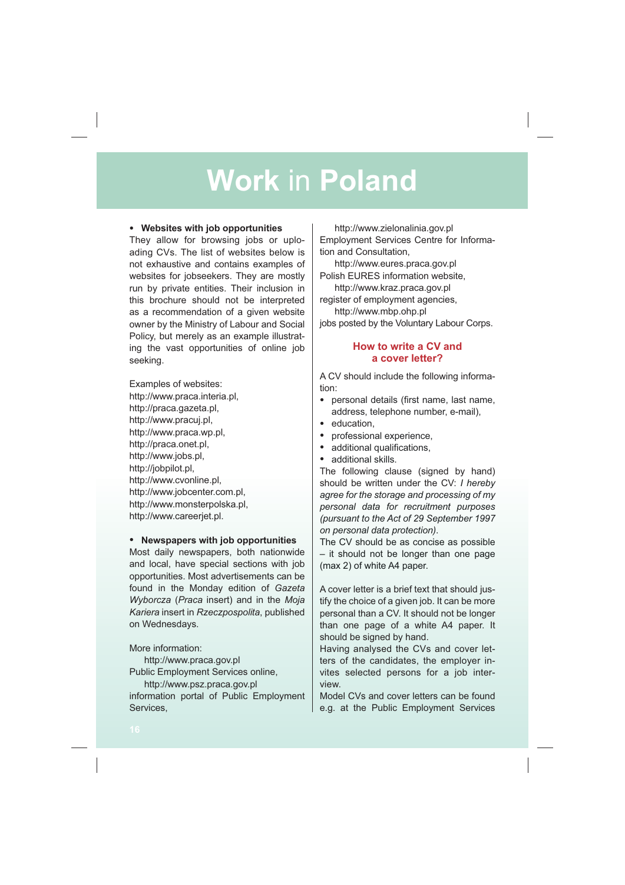# Work in Poland

- **Websites with job opportunities**

They allow for browsing jobs or uploading CVs. The list of websites below is not exhaustive and contains examples of websites for jobseekers. They are mostly run by private entities. Their inclusion in this brochure should not be interpreted as a recommendation of a given website owner by the Ministry of Labour and Social Policy, but merely as an example illustrating the vast opportunities of online job seeking.

Examples of websites:
http://www.praca.interia.pl,
http://praca.gazeta.pl,
http://www.pracuj.pl,
http://www.praca.wp.pl,
http://praca.onet.pl,
http://www.jobs.pl,
http://jobpilot.pl,
http://www.cvonline.pl,
http://www.jobcenter.com.pl,
http://www.monsterpolska.pl,
http://www.careerjet.pl.

- **Newspapers with job opportunities**

Most daily newspapers, both nationwide and local, have special sections with job opportunities. Most advertisements can be found in the Monday edition of *Gazeta Wyborcza* (*Praca* insert) and in the *Moja Kariera* insert in *Rzeczpospolita*, published on Wednesdays.

More information:
http://www.praca.gov.pl
Public Employment Services online,
http://www.psz.praca.gov.pl
information portal of Public Employment Services,
http://www.zielonalinia.gov.pl
Employment Services Centre for Information and Consultation,
http://www.eures.praca.gov.pl
Polish EURES information website,
http://www.kraz.praca.gov.pl
register of employment agencies,
http://www.mbp.ohp.pl
jobs posted by the Voluntary Labour Corps.

## How to write a CV and a cover letter?

A CV should include the following information:

- personal details (first name, last name, address, telephone number, e-mail),
- education,
- professional experience,
- additional qualifications,
- additional skills.

The following clause (signed by hand) should be written under the CV: *I hereby agree for the storage and processing of my personal data for recruitment purposes (pursuant to the Act of 29 September 1997 on personal data protection)*.
The CV should be as concise as possible – it should not be longer than one page (max 2) of white A4 paper.

A cover letter is a brief text that should justify the choice of a given job. It can be more personal than a CV. It should not be longer than one page of a white A4 paper. It should be signed by hand.
Having analysed the CVs and cover letters of the candidates, the employer invites selected persons for a job interview.
Model CVs and cover letters can be found e.g. at the Public Employment Services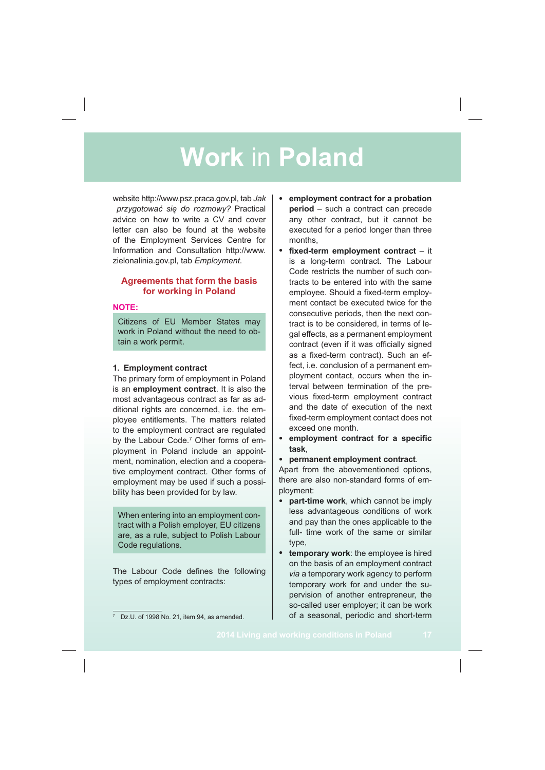# Work in Poland

website http://www.psz.praca.gov.pl, tab *Jak przygotować się do rozmowy?* Practical advice on how to write a CV and cover letter can also be found at the website of the Employment Services Centre for Information and Consultation http://www.zielonalinia.gov.pl, tab *Employment*.

## Agreements that form the basis for working in Poland

**NOTE:**

Citizens of EU Member States may work in Poland without the need to obtain a work permit.

### 1. Employment contract

The primary form of employment in Poland is an **employment contract**. It is also the most advantageous contract as far as additional rights are concerned, i.e. the employee entitlements. The matters related to the employment contract are regulated by the Labour Code.[7] Other forms of employment in Poland include an appointment, nomination, election and a cooperative employment contract. Other forms of employment may be used if such a possibility has been provided for by law.

When entering into an employment contract with a Polish employer, EU citizens are, as a rule, subject to Polish Labour Code regulations.

The Labour Code defines the following types of employment contracts:

- **employment contract for a probation period** – such a contract can precede any other contract, but it cannot be executed for a period longer than three months,
- **fixed-term employment contract** – it is a long-term contract. The Labour Code restricts the number of such contracts to be entered into with the same employee. Should a fixed-term employment contact be executed twice for the consecutive periods, then the next contract is to be considered, in terms of legal effects, as a permanent employment contract (even if it was officially signed as a fixed-term contract). Such an effect, i.e. conclusion of a permanent employment contact, occurs when the interval between termination of the previous fixed-term employment contract and the date of execution of the next fixed-term employment contact does not exceed one month.
- **employment contract for a specific task**,
- **permanent employment contract**.

Apart from the abovementioned options, there are also non-standard forms of employment:

- **part-time work**, which cannot be imply less advantageous conditions of work and pay than the ones applicable to the full- time work of the same or similar type,
- **temporary work**: the employee is hired on the basis of an employment contract *via* a temporary work agency to perform temporary work for and under the supervision of another entrepreneur, the so-called user employer; it can be work of a seasonal, periodic and short-term

[7] Dz.U. of 1998 No. 21, item 94, as amended.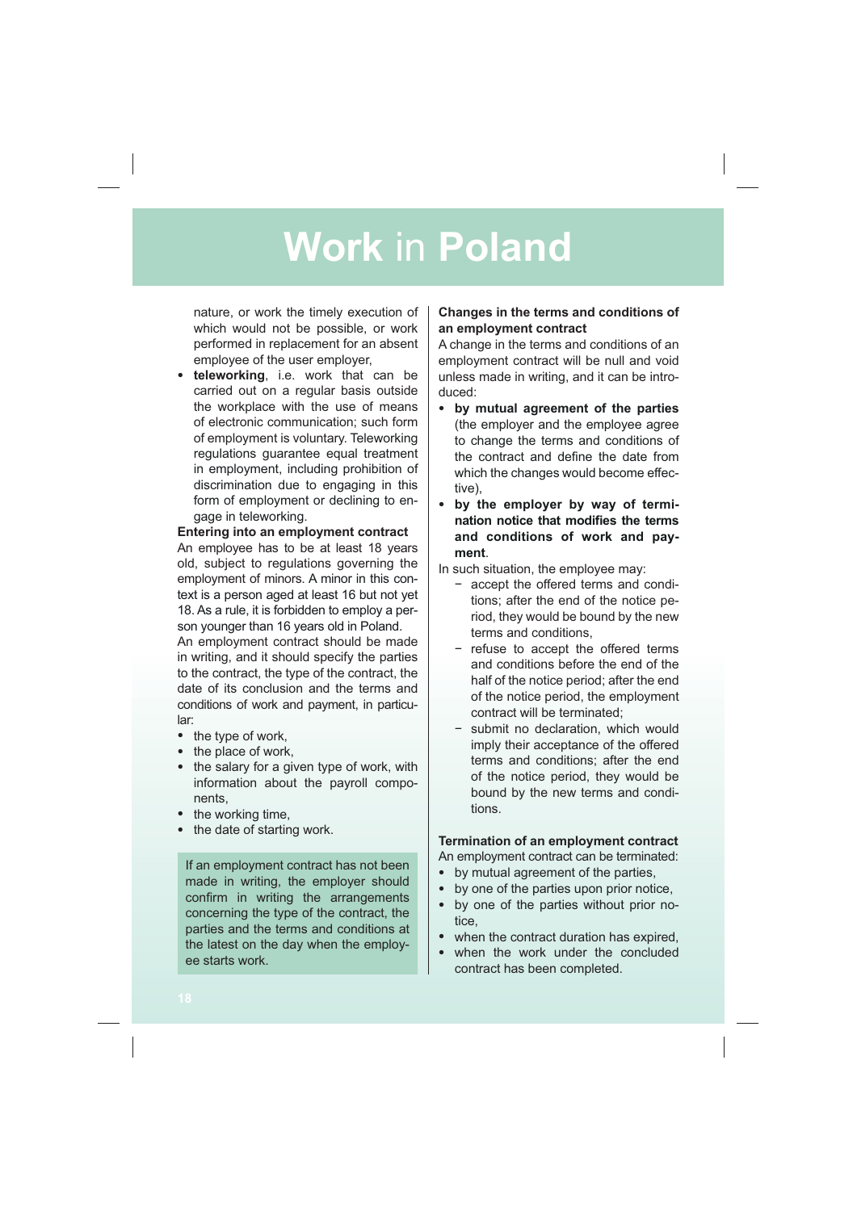nature, or work the timely execution of which would not be possible, or work performed in replacement for an absent employee of the user employer,

- **teleworking**, i.e. work that can be carried out on a regular basis outside the workplace with the use of means of electronic communication; such form of employment is voluntary. Teleworking regulations guarantee equal treatment in employment, including prohibition of discrimination due to engaging in this form of employment or declining to engage in teleworking.

**Entering into an employment contract**

An employee has to be at least 18 years old, subject to regulations governing the employment of minors. A minor in this context is a person aged at least 16 but not yet 18. As a rule, it is forbidden to employ a person younger than 16 years old in Poland.

An employment contract should be made in writing, and it should specify the parties to the contract, the type of the contract, the date of its conclusion and the terms and conditions of work and payment, in particular:

- the type of work,
- the place of work,
- the salary for a given type of work, with information about the payroll components,
- the working time,
- the date of starting work.

If an employment contract has not been made in writing, the employer should confirm in writing the arrangements concerning the type of the contract, the parties and the terms and conditions at the latest on the day when the employee starts work.

**Changes in the terms and conditions of an employment contract**

A change in the terms and conditions of an employment contract will be null and void unless made in writing, and it can be introduced:

- **by mutual agreement of the parties** (the employer and the employee agree to change the terms and conditions of the contract and define the date from which the changes would become effective),
- **by the employer by way of termination notice that modifies the terms and conditions of work and payment**.

In such situation, the employee may:

- accept the offered terms and conditions; after the end of the notice period, they would be bound by the new terms and conditions,
- refuse to accept the offered terms and conditions before the end of the half of the notice period; after the end of the notice period, the employment contract will be terminated;
- submit no declaration, which would imply their acceptance of the offered terms and conditions; after the end of the notice period, they would be bound by the new terms and conditions.

**Termination of an employment contract**

An employment contract can be terminated:

- by mutual agreement of the parties,
- by one of the parties upon prior notice,
- by one of the parties without prior notice,
- when the contract duration has expired,
- when the work under the concluded contract has been completed.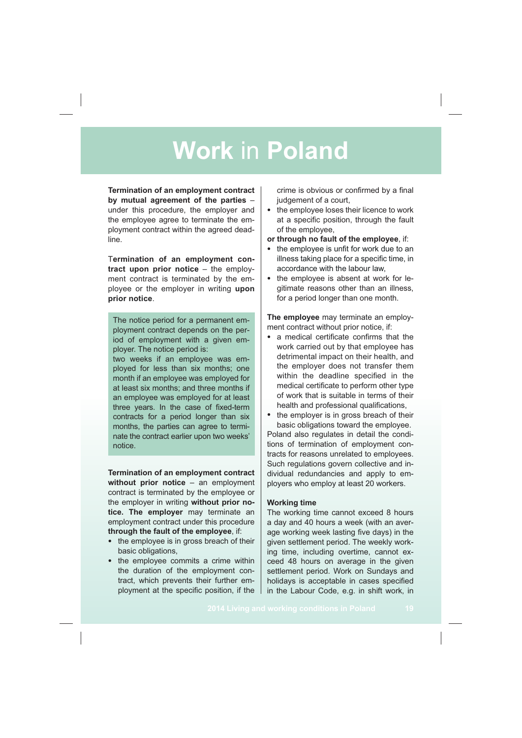# **Work** in **Poland**

**Termination of an employment contract by mutual agreement of the parties** – under this procedure, the employer and the employee agree to terminate the employment contract within the agreed deadline.

T**ermination of an employment contract upon prior notice** – the employment contract is terminated by the employee or the employer in writing **upon prior notice**.

> The notice period for a permanent employment contract depends on the period of employment with a given employer. The notice period is:
> two weeks if an employee was employed for less than six months; one month if an employee was employed for at least six months; and three months if an employee was employed for at least three years. In the case of fixed-term contracts for a period longer than six months, the parties can agree to terminate the contract earlier upon two weeks' notice.

**Termination of an employment contract without prior notice** – an employment contract is terminated by the employee or the employer in writing **without prior notice. The employer** may terminate an employment contract under this procedure **through the fault of the employee**, if:

- the employee is in gross breach of their basic obligations,
- the employee commits a crime within the duration of the employment contract, which prevents their further employment at the specific position, if the crime is obvious or confirmed by a final judgement of a court,
- the employee loses their licence to work at a specific position, through the fault of the employee,

**or through no fault of the employee**, if:

- the employee is unfit for work due to an illness taking place for a specific time, in accordance with the labour law,
- the employee is absent at work for legitimate reasons other than an illness, for a period longer than one month.

**The employee** may terminate an employment contract without prior notice, if:

- a medical certificate confirms that the work carried out by that employee has detrimental impact on their health, and the employer does not transfer them within the deadline specified in the medical certificate to perform other type of work that is suitable in terms of their health and professional qualifications,
- the employer is in gross breach of their basic obligations toward the employee.

Poland also regulates in detail the conditions of termination of employment contracts for reasons unrelated to employees. Such regulations govern collective and individual redundancies and apply to employers who employ at least 20 workers.

### Working time

The working time cannot exceed 8 hours a day and 40 hours a week (with an average working week lasting five days) in the given settlement period. The weekly working time, including overtime, cannot exceed 48 hours on average in the given settlement period. Work on Sundays and holidays is acceptable in cases specified in the Labour Code, e.g. in shift work, in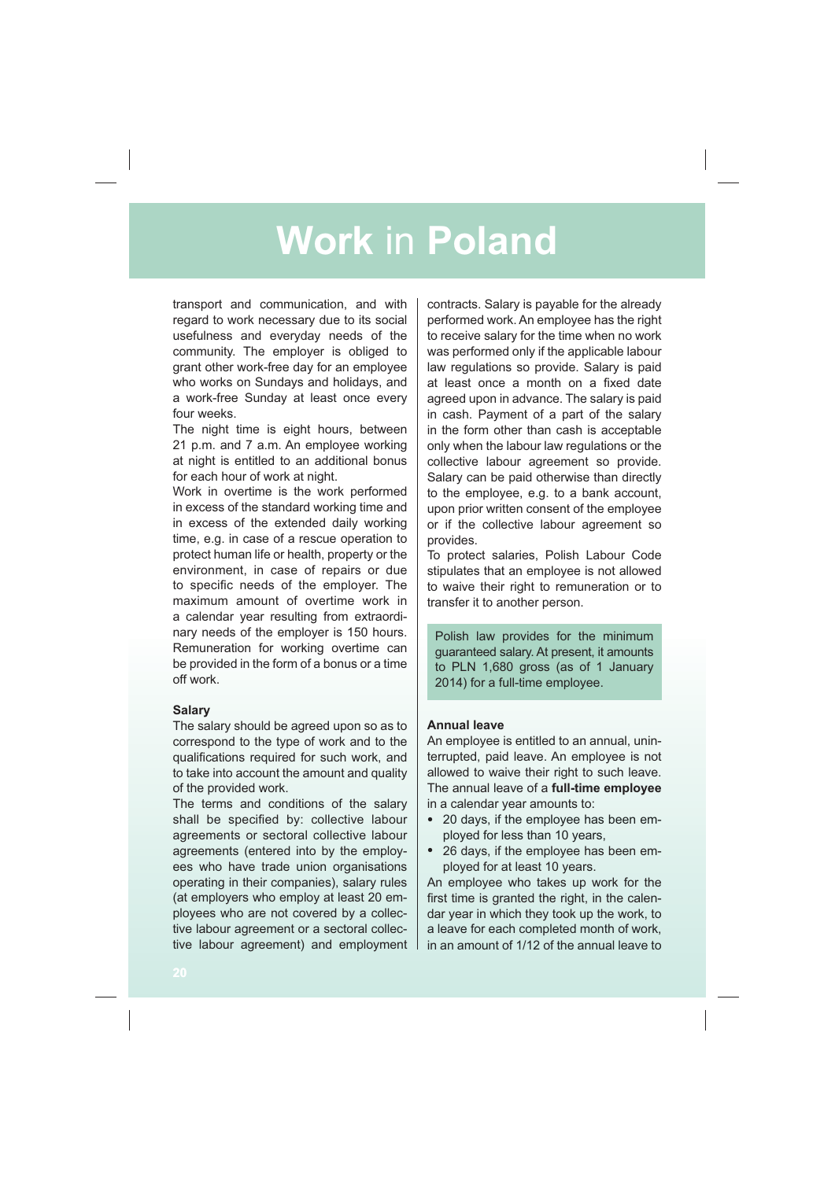# Work in Poland

transport and communication, and with regard to work necessary due to its social usefulness and everyday needs of the community. The employer is obliged to grant other work-free day for an employee who works on Sundays and holidays, and a work-free Sunday at least once every four weeks.

The night time is eight hours, between 21 p.m. and 7 a.m. An employee working at night is entitled to an additional bonus for each hour of work at night.

Work in overtime is the work performed in excess of the standard working time and in excess of the extended daily working time, e.g. in case of a rescue operation to protect human life or health, property or the environment, in case of repairs or due to specific needs of the employer. The maximum amount of overtime work in a calendar year resulting from extraordinary needs of the employer is 150 hours. Remuneration for working overtime can be provided in the form of a bonus or a time off work.

**Salary**

The salary should be agreed upon so as to correspond to the type of work and to the qualifications required for such work, and to take into account the amount and quality of the provided work.

The terms and conditions of the salary shall be specified by: collective labour agreements or sectoral collective labour agreements (entered into by the employees who have trade union organisations operating in their companies), salary rules (at employers who employ at least 20 employees who are not covered by a collective labour agreement or a sectoral collective labour agreement) and employment contracts. Salary is payable for the already performed work. An employee has the right to receive salary for the time when no work was performed only if the applicable labour law regulations so provide. Salary is paid at least once a month on a fixed date agreed upon in advance. The salary is paid in cash. Payment of a part of the salary in the form other than cash is acceptable only when the labour law regulations or the collective labour agreement so provide. Salary can be paid otherwise than directly to the employee, e.g. to a bank account, upon prior written consent of the employee or if the collective labour agreement so provides.

To protect salaries, Polish Labour Code stipulates that an employee is not allowed to waive their right to remuneration or to transfer it to another person.

Polish law provides for the minimum guaranteed salary. At present, it amounts to PLN 1,680 gross (as of 1 January 2014) for a full-time employee.

**Annual leave**

An employee is entitled to an annual, uninterrupted, paid leave. An employee is not allowed to waive their right to such leave. The annual leave of a **full-time employee** in a calendar year amounts to:

- 20 days, if the employee has been employed for less than 10 years,
- 26 days, if the employee has been employed for at least 10 years.

An employee who takes up work for the first time is granted the right, in the calendar year in which they took up the work, to a leave for each completed month of work, in an amount of 1/12 of the annual leave to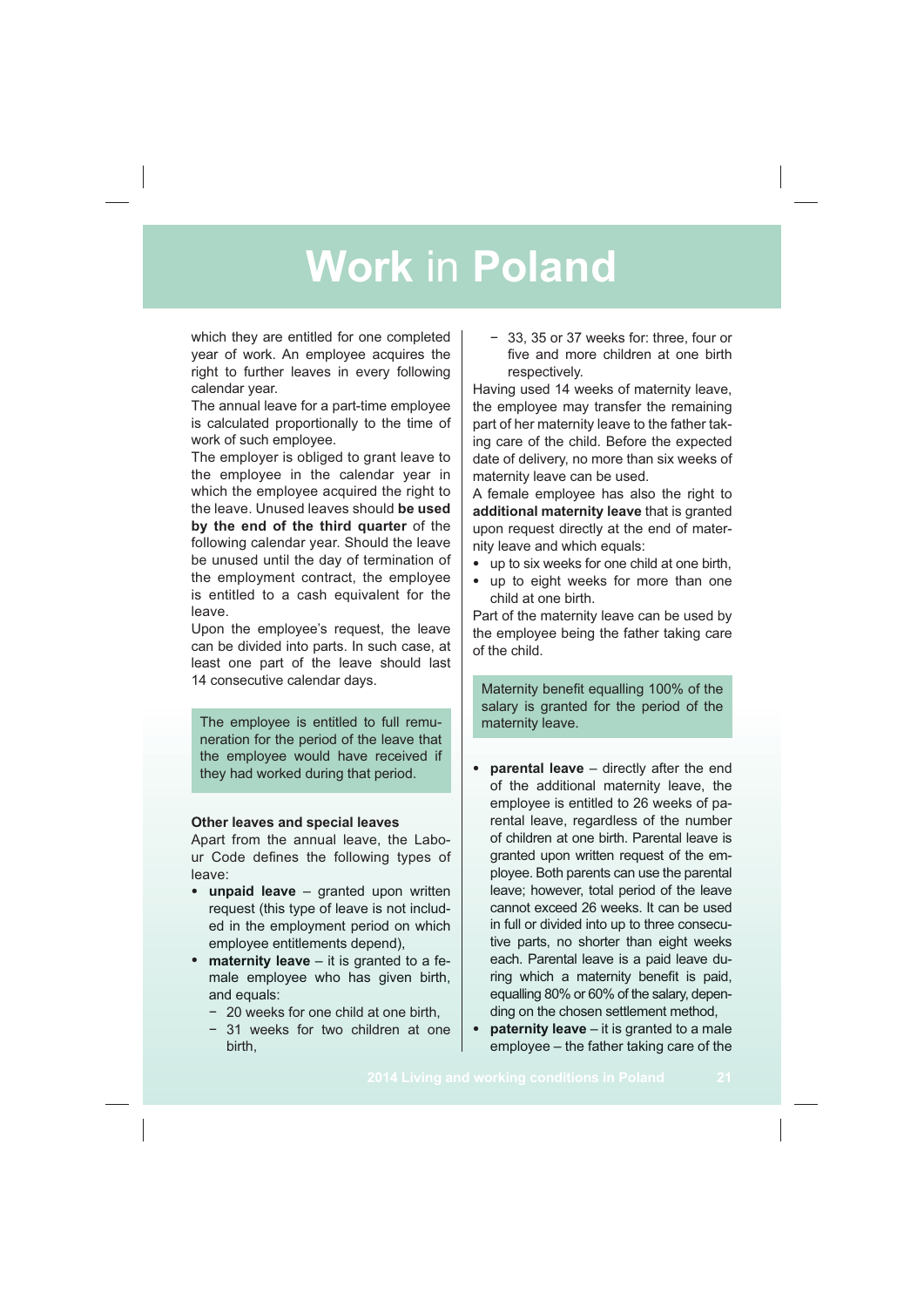which they are entitled for one completed year of work. An employee acquires the right to further leaves in every following calendar year.

The annual leave for a part-time employee is calculated proportionally to the time of work of such employee.

The employer is obliged to grant leave to the employee in the calendar year in which the employee acquired the right to the leave. Unused leaves should **be used by the end of the third quarter** of the following calendar year. Should the leave be unused until the day of termination of the employment contract, the employee is entitled to a cash equivalent for the leave.

Upon the employee's request, the leave can be divided into parts. In such case, at least one part of the leave should last 14 consecutive calendar days.

> The employee is entitled to full remuneration for the period of the leave that the employee would have received if they had worked during that period.

**Other leaves and special leaves**

Apart from the annual leave, the Labour Code defines the following types of leave:

- **unpaid leave** – granted upon written request (this type of leave is not included in the employment period on which employee entitlements depend),
- **maternity leave** – it is granted to a female employee who has given birth, and equals:
  - 20 weeks for one child at one birth,
  - 31 weeks for two children at one birth,
  - 33, 35 or 37 weeks for: three, four or five and more children at one birth respectively.

Having used 14 weeks of maternity leave, the employee may transfer the remaining part of her maternity leave to the father taking care of the child. Before the expected date of delivery, no more than six weeks of maternity leave can be used.

A female employee has also the right to **additional maternity leave** that is granted upon request directly at the end of maternity leave and which equals:

- up to six weeks for one child at one birth,
- up to eight weeks for more than one child at one birth.

Part of the maternity leave can be used by the employee being the father taking care of the child.

> Maternity benefit equalling 100% of the salary is granted for the period of the maternity leave.

- **parental leave** – directly after the end of the additional maternity leave, the employee is entitled to 26 weeks of parental leave, regardless of the number of children at one birth. Parental leave is granted upon written request of the employee. Both parents can use the parental leave; however, total period of the leave cannot exceed 26 weeks. It can be used in full or divided into up to three consecutive parts, no shorter than eight weeks each. Parental leave is a paid leave during which a maternity benefit is paid, equalling 80% or 60% of the salary, depending on the chosen settlement method,
- **paternity leave** – it is granted to a male employee – the father taking care of the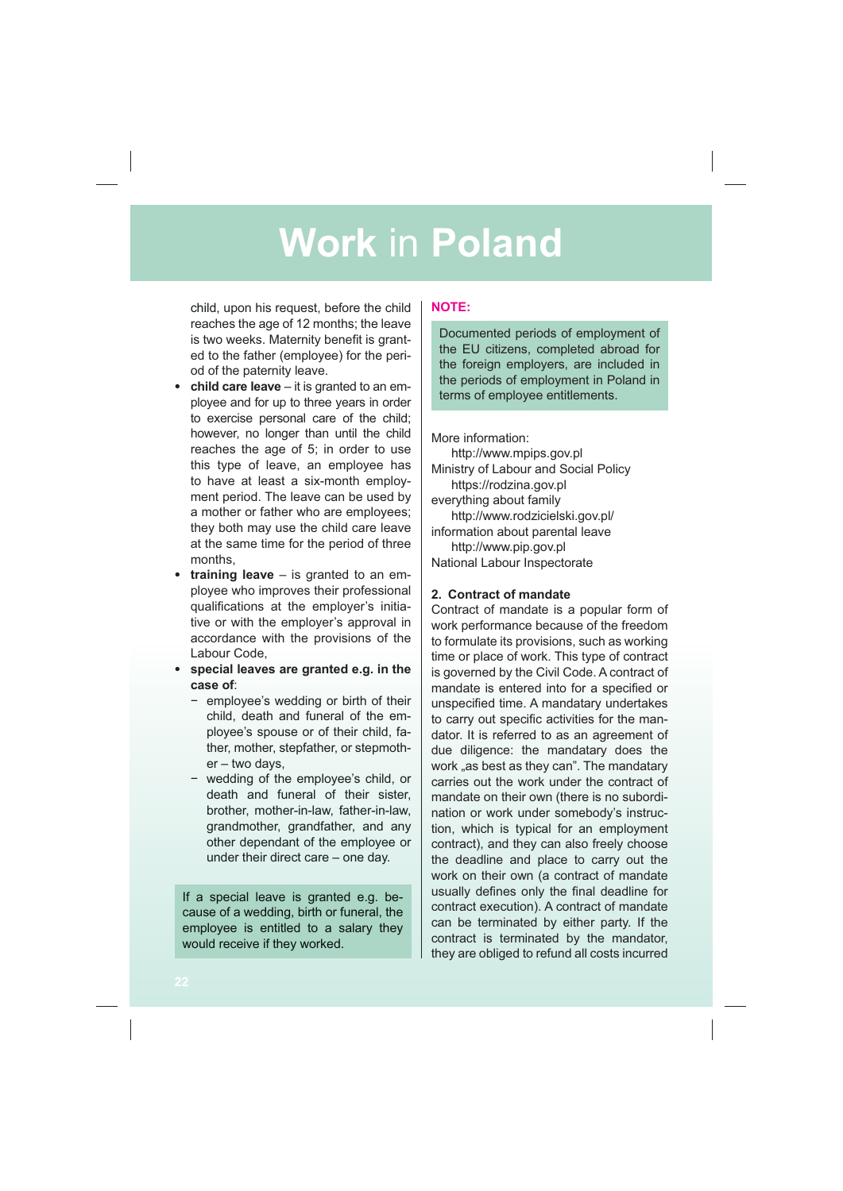child, upon his request, before the child reaches the age of 12 months; the leave is two weeks. Maternity benefit is granted to the father (employee) for the period of the paternity leave.

- **child care leave** – it is granted to an employee and for up to three years in order to exercise personal care of the child; however, no longer than until the child reaches the age of 5; in order to use this type of leave, an employee has to have at least a six-month employment period. The leave can be used by a mother or father who are employees; they both may use the child care leave at the same time for the period of three months,
- **training leave** – is granted to an employee who improves their professional qualifications at the employer's initiative or with the employer's approval in accordance with the provisions of the Labour Code,
- **special leaves are granted e.g. in the case of**:
  - employee's wedding or birth of their child, death and funeral of the employee's spouse or of their child, father, mother, stepfather, or stepmother – two days,
  - wedding of the employee's child, or death and funeral of their sister, brother, mother-in-law, father-in-law, grandmother, grandfather, and any other dependant of the employee or under their direct care – one day.

If a special leave is granted e.g. because of a wedding, birth or funeral, the employee is entitled to a salary they would receive if they worked.

**NOTE:**

Documented periods of employment of the EU citizens, completed abroad for the foreign employers, are included in the periods of employment in Poland in terms of employee entitlements.

More information:

http://www.mpips.gov.pl
Ministry of Labour and Social Policy

https://rodzina.gov.pl
everything about family

http://www.rodzicielski.gov.pl/
information about parental leave

http://www.pip.gov.pl
National Labour Inspectorate

### 2. Contract of mandate

Contract of mandate is a popular form of work performance because of the freedom to formulate its provisions, such as working time or place of work. This type of contract is governed by the Civil Code. A contract of mandate is entered into for a specified or unspecified time. A mandatary undertakes to carry out specific activities for the mandator. It is referred to as an agreement of due diligence: the mandatary does the work „as best as they can". The mandatary carries out the work under the contract of mandate on their own (there is no subordination or work under somebody's instruction, which is typical for an employment contract), and they can also freely choose the deadline and place to carry out the work on their own (a contract of mandate usually defines only the final deadline for contract execution). A contract of mandate can be terminated by either party. If the contract is terminated by the mandator, they are obliged to refund all costs incurred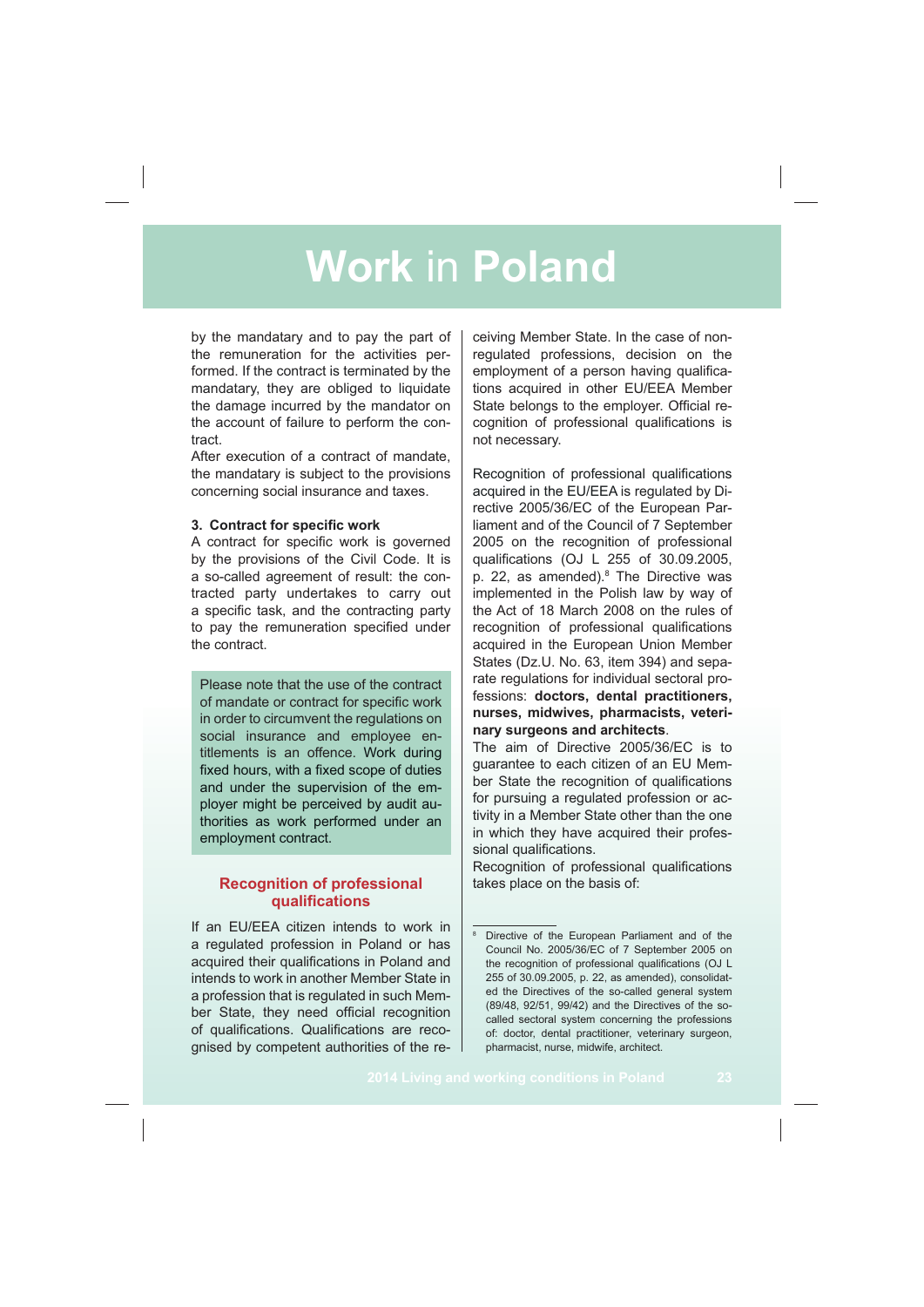by the mandatary and to pay the part of the remuneration for the activities performed. If the contract is terminated by the mandatary, they are obliged to liquidate the damage incurred by the mandator on the account of failure to perform the contract.

After execution of a contract of mandate, the mandatary is subject to the provisions concerning social insurance and taxes.

**3. Contract for specific work**

A contract for specific work is governed by the provisions of the Civil Code. It is a so-called agreement of result: the contracted party undertakes to carry out a specific task, and the contracting party to pay the remuneration specified under the contract.

Please note that the use of the contract of mandate or contract for specific work in order to circumvent the regulations on social insurance and employee entitlements is an offence. Work during fixed hours, with a fixed scope of duties and under the supervision of the employer might be perceived by audit authorities as work performed under an employment contract.

## Recognition of professional qualifications

If an EU/EEA citizen intends to work in a regulated profession in Poland or has acquired their qualifications in Poland and intends to work in another Member State in a profession that is regulated in such Member State, they need official recognition of qualifications. Qualifications are recognised by competent authorities of the receiving Member State. In the case of non-regulated professions, decision on the employment of a person having qualifications acquired in other EU/EEA Member State belongs to the employer. Official recognition of professional qualifications is not necessary.

Recognition of professional qualifications acquired in the EU/EEA is regulated by Directive 2005/36/EC of the European Parliament and of the Council of 7 September 2005 on the recognition of professional qualifications (OJ L 255 of 30.09.2005, p. 22, as amended).[8] The Directive was implemented in the Polish law by way of the Act of 18 March 2008 on the rules of recognition of professional qualifications acquired in the European Union Member States (Dz.U. No. 63, item 394) and separate regulations for individual sectoral professions: **doctors, dental practitioners, nurses, midwives, pharmacists, veterinary surgeons and architects**.

The aim of Directive 2005/36/EC is to guarantee to each citizen of an EU Member State the recognition of qualifications for pursuing a regulated profession or activity in a Member State other than the one in which they have acquired their professional qualifications.

Recognition of professional qualifications takes place on the basis of:

[8] Directive of the European Parliament and of the Council No. 2005/36/EC of 7 September 2005 on the recognition of professional qualifications (OJ L 255 of 30.09.2005, p. 22, as amended), consolidated the Directives of the so-called general system (89/48, 92/51, 99/42) and the Directives of the so-called sectoral system concerning the professions of: doctor, dental practitioner, veterinary surgeon, pharmacist, nurse, midwife, architect.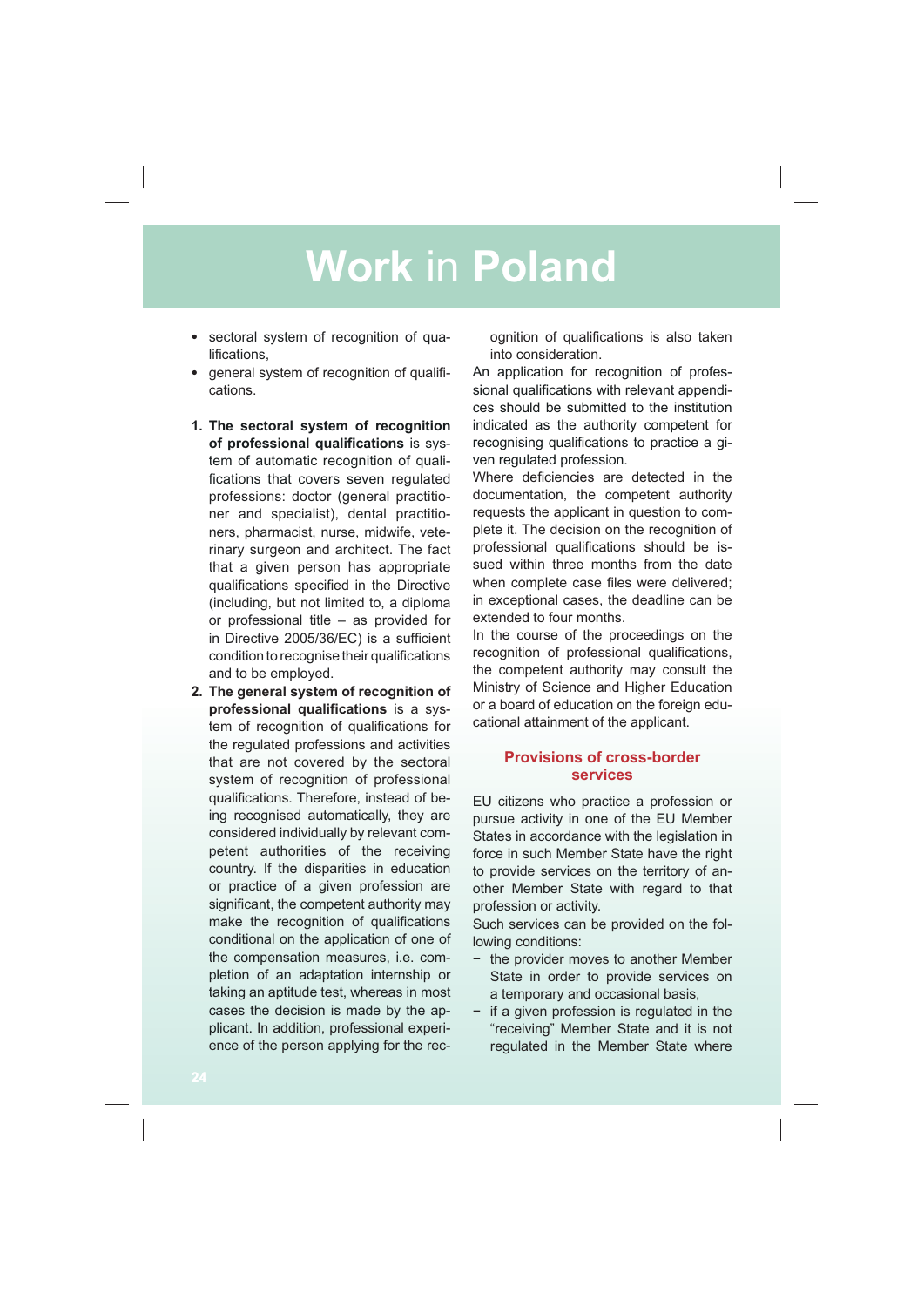- sectoral system of recognition of qualifications,
- general system of recognition of qualifications.

1. **The sectoral system of recognition of professional qualifications** is system of automatic recognition of qualifications that covers seven regulated professions: doctor (general practitioner and specialist), dental practitioners, pharmacist, nurse, midwife, veterinary surgeon and architect. The fact that a given person has appropriate qualifications specified in the Directive (including, but not limited to, a diploma or professional title – as provided for in Directive 2005/36/EC) is a sufficient condition to recognise their qualifications and to be employed.
2. **The general system of recognition of professional qualifications** is a system of recognition of qualifications for the regulated professions and activities that are not covered by the sectoral system of recognition of professional qualifications. Therefore, instead of being recognised automatically, they are considered individually by relevant competent authorities of the receiving country. If the disparities in education or practice of a given profession are significant, the competent authority may make the recognition of qualifications conditional on the application of one of the compensation measures, i.e. completion of an adaptation internship or taking an aptitude test, whereas in most cases the decision is made by the applicant. In addition, professional experience of the person applying for the recognition of qualifications is also taken into consideration.

An application for recognition of professional qualifications with relevant appendices should be submitted to the institution indicated as the authority competent for recognising qualifications to practice a given regulated profession.

Where deficiencies are detected in the documentation, the competent authority requests the applicant in question to complete it. The decision on the recognition of professional qualifications should be issued within three months from the date when complete case files were delivered; in exceptional cases, the deadline can be extended to four months.

In the course of the proceedings on the recognition of professional qualifications, the competent authority may consult the Ministry of Science and Higher Education or a board of education on the foreign educational attainment of the applicant.

## Provisions of cross-border services

EU citizens who practice a profession or pursue activity in one of the EU Member States in accordance with the legislation in force in such Member State have the right to provide services on the territory of another Member State with regard to that profession or activity.

Such services can be provided on the following conditions:

- the provider moves to another Member State in order to provide services on a temporary and occasional basis,
- if a given profession is regulated in the "receiving" Member State and it is not regulated in the Member State where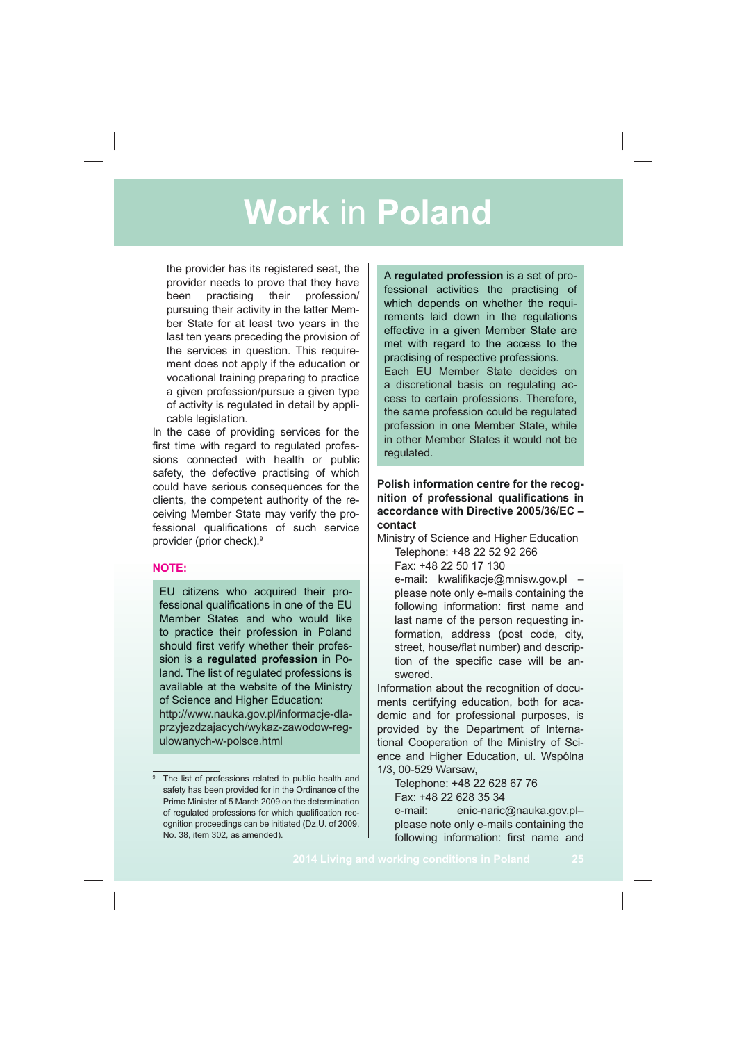the provider has its registered seat, the provider needs to prove that they have been practising their profession/ pursuing their activity in the latter Member State for at least two years in the last ten years preceding the provision of the services in question. This requirement does not apply if the education or vocational training preparing to practice a given profession/pursue a given type of activity is regulated in detail by applicable legislation.

In the case of providing services for the first time with regard to regulated professions connected with health or public safety, the defective practising of which could have serious consequences for the clients, the competent authority of the receiving Member State may verify the professional qualifications of such service provider (prior check).[9]

**NOTE:**

EU citizens who acquired their professional qualifications in one of the EU Member States and who would like to practice their profession in Poland should first verify whether their profession is a **regulated profession** in Poland. The list of regulated professions is available at the website of the Ministry of Science and Higher Education: http://www.nauka.gov.pl/informacje-dla-przyjezdzajacych/wykaz-zawodow-regulowanych-w-polsce.html

[9] The list of professions related to public health and safety has been provided for in the Ordinance of the Prime Minister of 5 March 2009 on the determination of regulated professions for which qualification recognition proceedings can be initiated (Dz.U. of 2009, No. 38, item 302, as amended).

A **regulated profession** is a set of professional activities the practising of which depends on whether the requirements laid down in the regulations effective in a given Member State are met with regard to the access to the practising of respective professions. Each EU Member State decides on a discretional basis on regulating access to certain professions. Therefore, the same profession could be regulated profession in one Member State, while in other Member States it would not be regulated.

**Polish information centre for the recognition of professional qualifications in accordance with Directive 2005/36/EC – contact**

Ministry of Science and Higher Education

Telephone: +48 22 52 92 266

Fax: +48 22 50 17 130

e-mail: kwalifikacje@mnisw.gov.pl – please note only e-mails containing the following information: first name and last name of the person requesting information, address (post code, city, street, house/flat number) and description of the specific case will be answered.

Information about the recognition of documents certifying education, both for academic and for professional purposes, is provided by the Department of International Cooperation of the Ministry of Science and Higher Education, ul. Wspólna 1/3, 00-529 Warsaw,

Telephone: +48 22 628 67 76

Fax: +48 22 628 35 34

e-mail: enic-naric@nauka.gov.pl– please note only e-mails containing the following information: first name and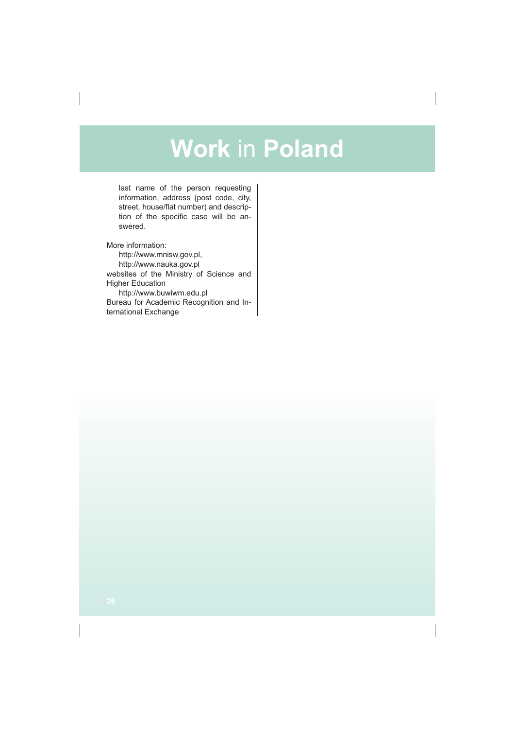last name of the person requesting information, address (post code, city, street, house/flat number) and description of the specific case will be answered.

More information:

http://www.mnisw.gov.pl,  
http://www.nauka.gov.pl  
websites of the Ministry of Science and Higher Education

http://www.buwiwm.edu.pl  
Bureau for Academic Recognition and International Exchange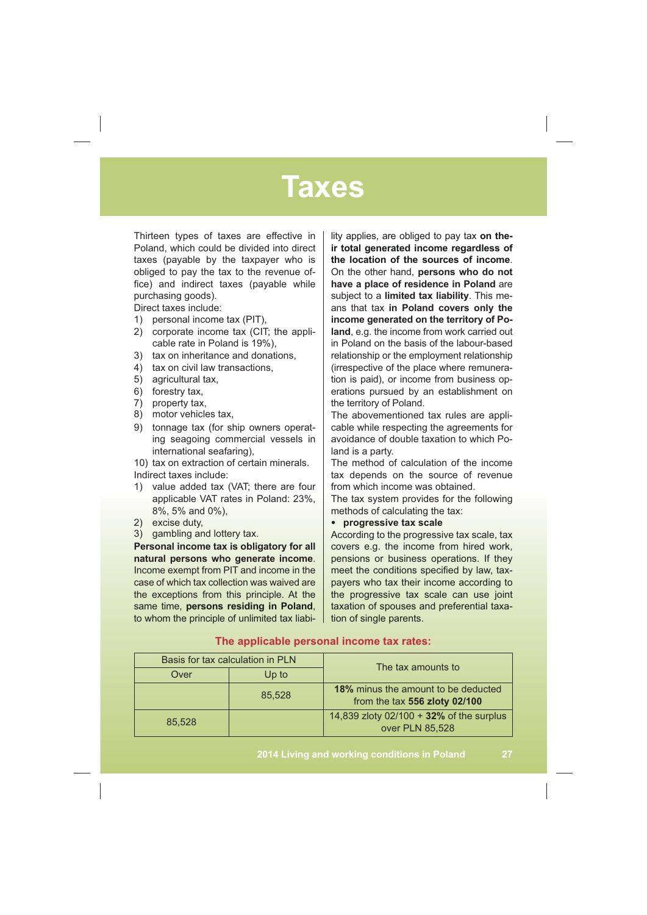# Taxes

Thirteen types of taxes are effective in Poland, which could be divided into direct taxes (payable by the taxpayer who is obliged to pay the tax to the revenue office) and indirect taxes (payable while purchasing goods).

Direct taxes include:

1) personal income tax (PIT),
2) corporate income tax (CIT; the applicable rate in Poland is 19%),
3) tax on inheritance and donations,
4) tax on civil law transactions,
5) agricultural tax,
6) forestry tax,
7) property tax,
8) motor vehicles tax,
9) tonnage tax (for ship owners operating seagoing commercial vessels in international seafaring),
10) tax on extraction of certain minerals.

Indirect taxes include:

1) value added tax (VAT; there are four applicable VAT rates in Poland: 23%, 8%, 5% and 0%),
2) excise duty,
3) gambling and lottery tax.

**Personal income tax is obligatory for all natural persons who generate income**. Income exempt from PIT and income in the case of which tax collection was waived are the exceptions from this principle. At the same time, **persons residing in Poland**, to whom the principle of unlimited tax liability applies, are obliged to pay tax **on their total generated income regardless of the location of the sources of income**. On the other hand, **persons who do not have a place of residence in Poland** are subject to a **limited tax liability**. This means that tax **in Poland covers only the income generated on the territory of Poland**, e.g. the income from work carried out in Poland on the basis of the labour-based relationship or the employment relationship (irrespective of the place where remuneration is paid), or income from business operations pursued by an establishment on the territory of Poland.

The abovementioned tax rules are applicable while respecting the agreements for avoidance of double taxation to which Poland is a party.

The method of calculation of the income tax depends on the source of revenue from which income was obtained.

The tax system provides for the following methods of calculating the tax:

- **progressive tax scale**

According to the progressive tax scale, tax covers e.g. the income from hired work, pensions or business operations. If they meet the conditions specified by law, taxpayers who tax their income according to the progressive tax scale can use joint taxation of spouses and preferential taxation of single parents.

**The applicable personal income tax rates:**

| Basis for tax calculation in PLN | | The tax amounts to |
|---|---|---|
| Over | Up to | |
| | 85,528 | **18%** minus the amount to be deducted from the tax **556 zloty 02/100** |
| 85,528 | | 14,839 zloty 02/100 + **32%** of the surplus over PLN 85,528 |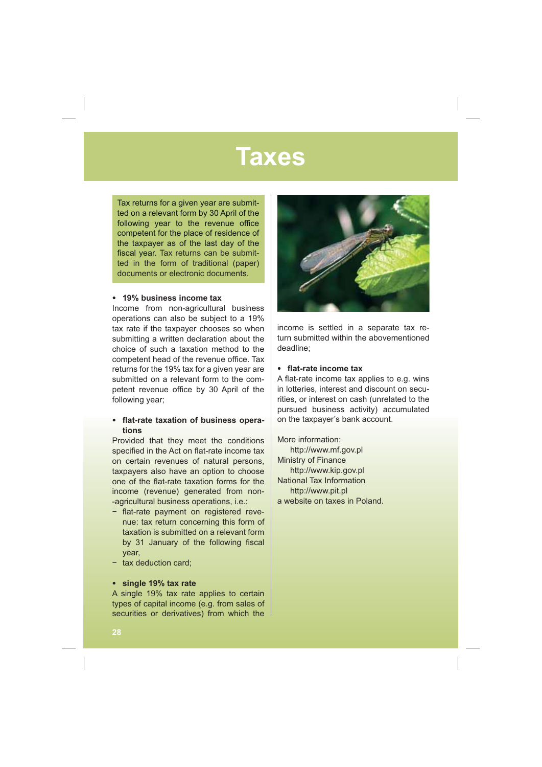# Taxes

Tax returns for a given year are submitted on a relevant form by 30 April of the following year to the revenue office competent for the place of residence of the taxpayer as of the last day of the fiscal year. Tax returns can be submitted in the form of traditional (paper) documents or electronic documents.

- **19% business income tax**

Income from non-agricultural business operations can also be subject to a 19% tax rate if the taxpayer chooses so when submitting a written declaration about the choice of such a taxation method to the competent head of the revenue office. Tax returns for the 19% tax for a given year are submitted on a relevant form to the competent revenue office by 30 April of the following year;

- **flat-rate taxation of business operations**

Provided that they meet the conditions specified in the Act on flat-rate income tax on certain revenues of natural persons, taxpayers also have an option to choose one of the flat-rate taxation forms for the income (revenue) generated from non-agricultural business operations, i.e.:

- flat-rate payment on registered revenue: tax return concerning this form of taxation is submitted on a relevant form by 31 January of the following fiscal year,
- tax deduction card;

- **single 19% tax rate**

A single 19% tax rate applies to certain types of capital income (e.g. from sales of securities or derivatives) from which the income is settled in a separate tax return submitted within the abovementioned deadline;

- **flat-rate income tax**

A flat-rate income tax applies to e.g. wins in lotteries, interest and discount on securities, or interest on cash (unrelated to the pursued business activity) accumulated on the taxpayer's bank account.

More information:
http://www.mf.gov.pl
Ministry of Finance
http://www.kip.gov.pl
National Tax Information
http://www.pit.pl
a website on taxes in Poland.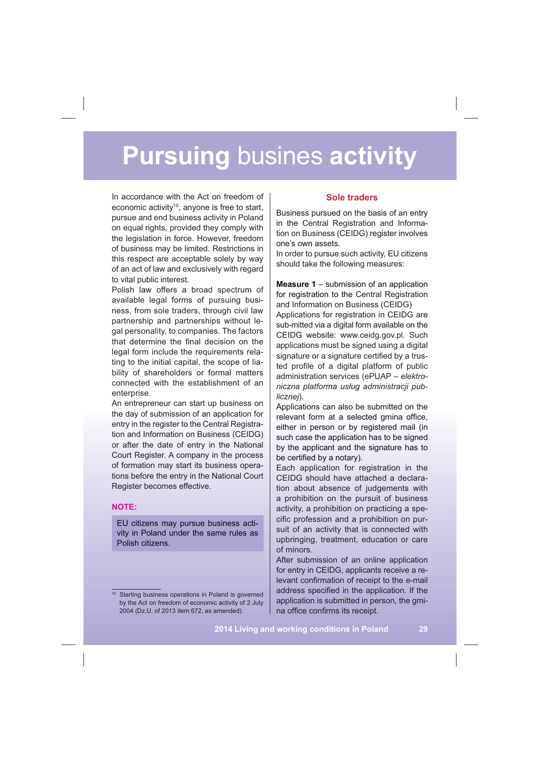# **Pursuing** busines **activity**

In accordance with the Act on freedom of economic activity[10], anyone is free to start, pursue and end business activity in Poland on equal rights, provided they comply with the legislation in force. However, freedom of business may be limited. Restrictions in this respect are acceptable solely by way of an act of law and exclusively with regard to vital public interest.

Polish law offers a broad spectrum of available legal forms of pursuing business, from sole traders, through civil law partnership and partnerships without legal personality, to companies. The factors that determine the final decision on the legal form include the requirements relating to the initial capital, the scope of liability of shareholders or formal matters connected with the establishment of an enterprise.

An entrepreneur can start up business on the day of submission of an application for entry in the register to the Central Registration and Information on Business (CEIDG) or after the date of entry in the National Court Register. A company in the process of formation may start its business operations before the entry in the National Court Register becomes effective.

**NOTE:**

EU citizens may pursue business activity in Poland under the same rules as Polish citizens.

[10] Starting business operations in Poland is governed by the Act on freedom of economic activity of 2 July 2004 (Dz.U. of 2013 item 672, as amended).

## Sole traders

Business pursued on the basis of an entry in the Central Registration and Information on Business (CEIDG) register involves one's own assets.

In order to pursue such activity, EU citizens should take the following measures:

**Measure 1** – submission of an application for registration to the Central Registration and Information on Business (CEIDG)

Applications for registration in CEIDG are sub-mitted via a digital form available on the CEIDG website: www.ceidg.gov.pl. Such applications must be signed using a digital signature or a signature certified by a trusted profile of a digital platform of public administration services (ePUAP – *elektroniczna platforma usług administracji publicznej*).

Applications can also be submitted on the relevant form at a selected gmina office, either in person or by registered mail (in such case the application has to be signed by the applicant and the signature has to be certified by a notary).

Each application for registration in the CEIDG should have attached a declaration about absence of judgements with a prohibition on the pursuit of business activity, a prohibition on practicing a specific profession and a prohibition on pursuit of an activity that is connected with upbringing, treatment, education or care of minors.

After submission of an online application for entry in CEIDG, applicants receive a relevant confirmation of receipt to the e-mail address specified in the application. If the application is submitted in person, the gmina office confirms its receipt.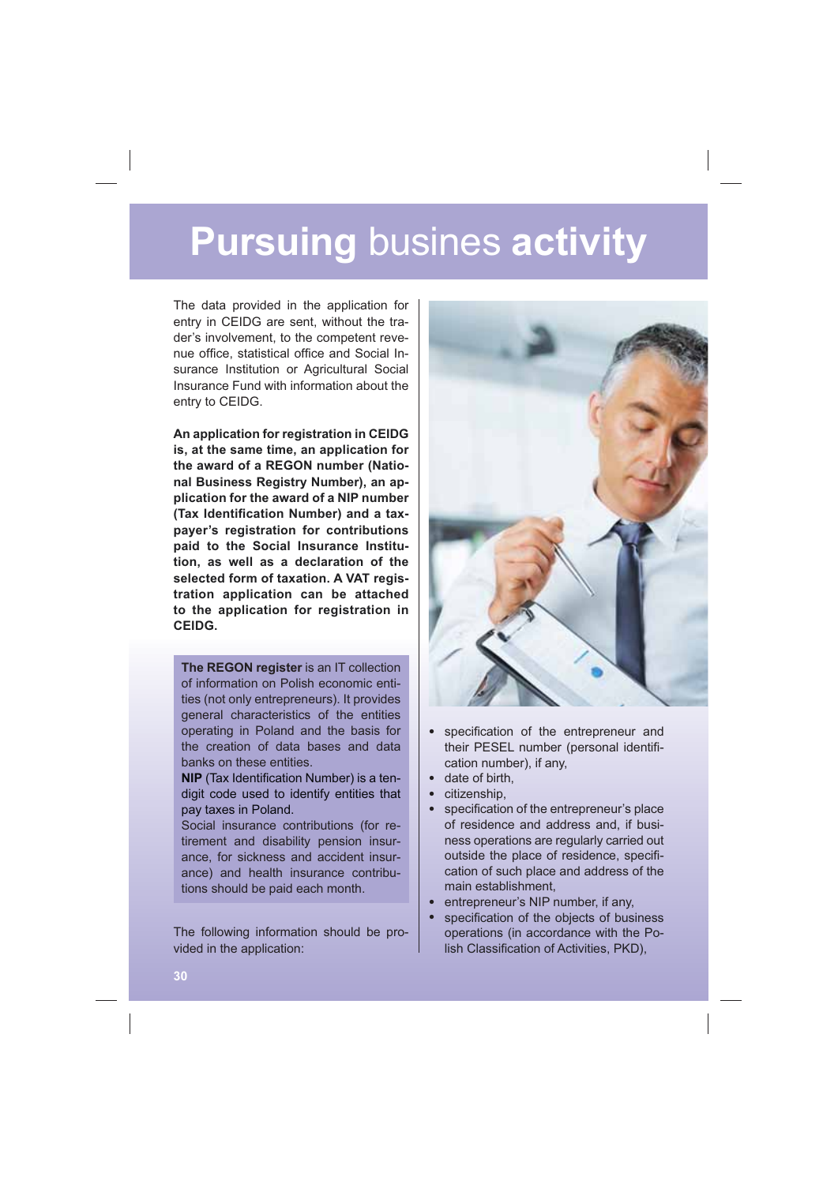# **Pursuing** busines **activity**

The data provided in the application for entry in CEIDG are sent, without the trader's involvement, to the competent revenue office, statistical office and Social Insurance Institution or Agricultural Social Insurance Fund with information about the entry to CEIDG.

**An application for registration in CEIDG is, at the same time, an application for the award of a REGON number (National Business Registry Number), an application for the award of a NIP number (Tax Identification Number) and a taxpayer's registration for contributions paid to the Social Insurance Institution, as well as a declaration of the selected form of taxation. A VAT registration application can be attached to the application for registration in CEIDG.**

> **The REGON register** is an IT collection of information on Polish economic entities (not only entrepreneurs). It provides general characteristics of the entities operating in Poland and the basis for the creation of data bases and data banks on these entities.
>
> **NIP** (Tax Identification Number) is a ten-digit code used to identify entities that pay taxes in Poland.
>
> Social insurance contributions (for retirement and disability pension insurance, for sickness and accident insurance) and health insurance contributions should be paid each month.

The following information should be provided in the application:

- specification of the entrepreneur and their PESEL number (personal identification number), if any,
- date of birth,
- citizenship,
- specification of the entrepreneur's place of residence and address and, if business operations are regularly carried out outside the place of residence, specification of such place and address of the main establishment,
- entrepreneur's NIP number, if any,
- specification of the objects of business operations (in accordance with the Polish Classification of Activities, PKD),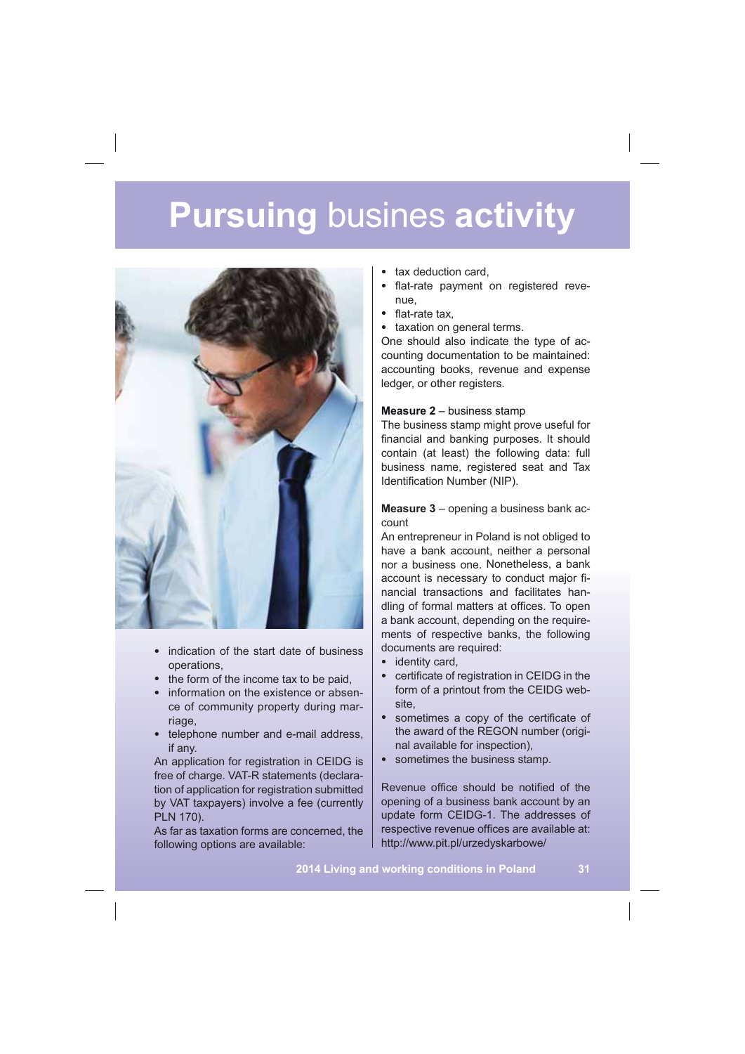# **Pursuing** busines **activity**

- indication of the start date of business operations,
- the form of the income tax to be paid,
- information on the existence or absence of community property during marriage,
- telephone number and e-mail address, if any.

An application for registration in CEIDG is free of charge. VAT-R statements (declaration of application for registration submitted by VAT taxpayers) involve a fee (currently PLN 170).

As far as taxation forms are concerned, the following options are available:

- tax deduction card,
- flat-rate payment on registered revenue,
- flat-rate tax,
- taxation on general terms.

One should also indicate the type of accounting documentation to be maintained: accounting books, revenue and expense ledger, or other registers.

**Measure 2** – business stamp

The business stamp might prove useful for financial and banking purposes. It should contain (at least) the following data: full business name, registered seat and Tax Identification Number (NIP).

**Measure 3** – opening a business bank account

An entrepreneur in Poland is not obliged to have a bank account, neither a personal nor a business one. Nonetheless, a bank account is necessary to conduct major financial transactions and facilitates handling of formal matters at offices. To open a bank account, depending on the requirements of respective banks, the following documents are required:

- identity card,
- certificate of registration in CEIDG in the form of a printout from the CEIDG website,
- sometimes a copy of the certificate of the award of the REGON number (original available for inspection),
- sometimes the business stamp.

Revenue office should be notified of the opening of a business bank account by an update form CEIDG-1. The addresses of respective revenue offices are available at: http://www.pit.pl/urzedyskarbowe/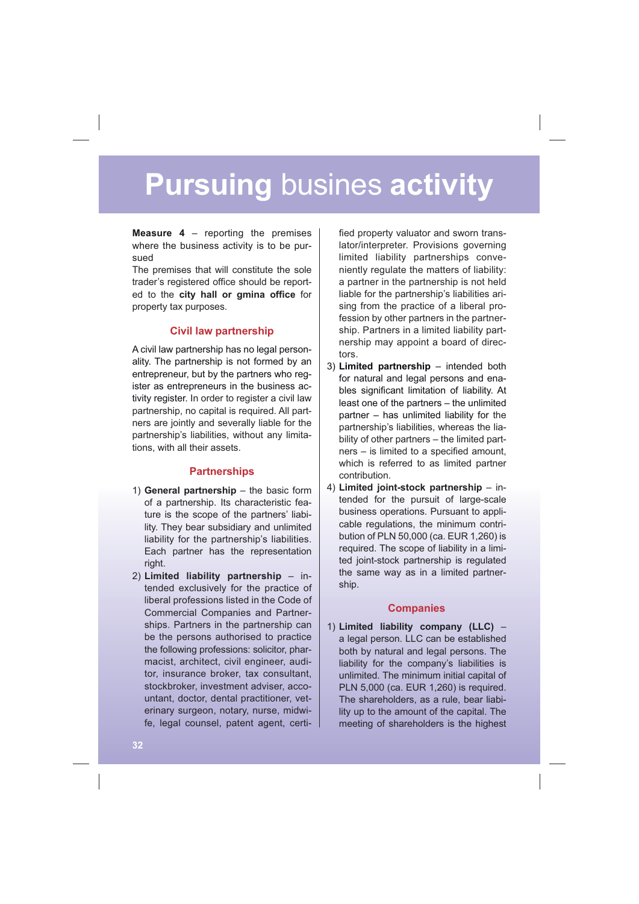# **Pursuing** busines **activity**

**Measure 4** – reporting the premises where the business activity is to be pursued

The premises that will constitute the sole trader's registered office should be reported to the **city hall or gmina office** for property tax purposes.

### Civil law partnership

A civil law partnership has no legal personality. The partnership is not formed by an entrepreneur, but by the partners who register as entrepreneurs in the business activity register. In order to register a civil law partnership, no capital is required. All partners are jointly and severally liable for the partnership's liabilities, without any limitations, with all their assets.

### Partnerships

1) **General partnership** – the basic form of a partnership. Its characteristic feature is the scope of the partners' liability. They bear subsidiary and unlimited liability for the partnership's liabilities. Each partner has the representation right.
2) **Limited liability partnership** – intended exclusively for the practice of liberal professions listed in the Code of Commercial Companies and Partnerships. Partners in the partnership can be the persons authorised to practice the following professions: solicitor, pharmacist, architect, civil engineer, auditor, insurance broker, tax consultant, stockbroker, investment adviser, accountant, doctor, dental practitioner, veterinary surgeon, notary, nurse, midwife, legal counsel, patent agent, certified property valuator and sworn translator/interpreter. Provisions governing limited liability partnerships conveniently regulate the matters of liability: a partner in the partnership is not held liable for the partnership's liabilities arising from the practice of a liberal profession by other partners in the partnership. Partners in a limited liability partnership may appoint a board of directors.
3) **Limited partnership** – intended both for natural and legal persons and enables significant limitation of liability. At least one of the partners – the unlimited partner – has unlimited liability for the partnership's liabilities, whereas the liability of other partners – the limited partners – is limited to a specified amount, which is referred to as limited partner contribution.
4) **Limited joint-stock partnership** – intended for the pursuit of large-scale business operations. Pursuant to applicable regulations, the minimum contribution of PLN 50,000 (ca. EUR 1,260) is required. The scope of liability in a limited joint-stock partnership is regulated the same way as in a limited partnership.

### Companies

1) **Limited liability company (LLC)** – a legal person. LLC can be established both by natural and legal persons. The liability for the company's liabilities is unlimited. The minimum initial capital of PLN 5,000 (ca. EUR 1,260) is required. The shareholders, as a rule, bear liability up to the amount of the capital. The meeting of shareholders is the highest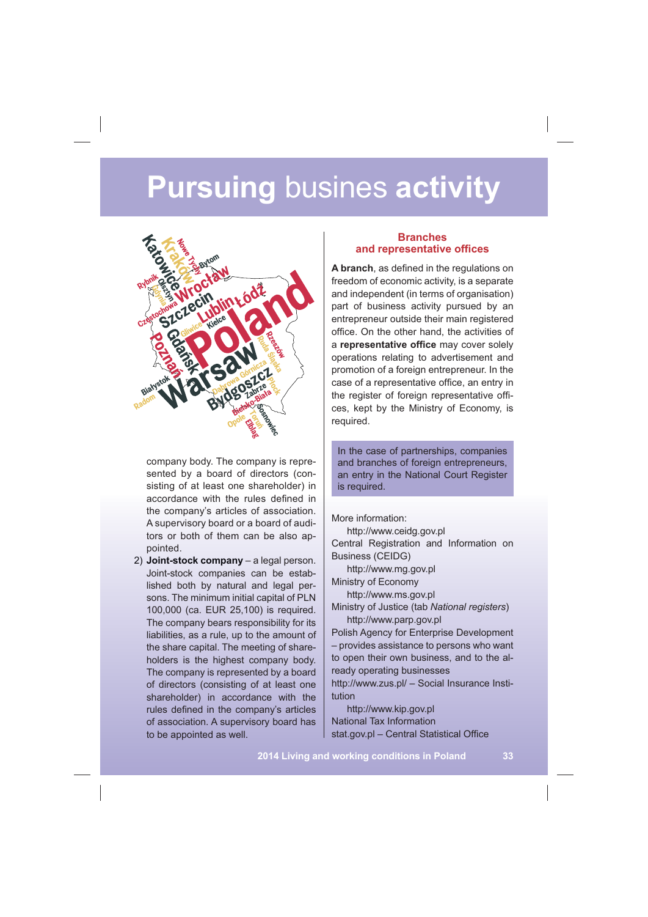# **Pursuing** busines **activity**

company body. The company is represented by a board of directors (consisting of at least one shareholder) in accordance with the rules defined in the company's articles of association. A supervisory board or a board of auditors or both of them can be also appointed.

2) **Joint-stock company** – a legal person. Joint-stock companies can be established both by natural and legal persons. The minimum initial capital of PLN 100,000 (ca. EUR 25,100) is required. The company bears responsibility for its liabilities, as a rule, up to the amount of the share capital. The meeting of shareholders is the highest company body. The company is represented by a board of directors (consisting of at least one shareholder) in accordance with the rules defined in the company's articles of association. A supervisory board has to be appointed as well.

## Branches and representative offices

**A branch**, as defined in the regulations on freedom of economic activity, is a separate and independent (in terms of organisation) part of business activity pursued by an entrepreneur outside their main registered office. On the other hand, the activities of a **representative office** may cover solely operations relating to advertisement and promotion of a foreign entrepreneur. In the case of a representative office, an entry in the register of foreign representative offices, kept by the Ministry of Economy, is required.

In the case of partnerships, companies and branches of foreign entrepreneurs, an entry in the National Court Register is required.

More information:

http://www.ceidg.gov.pl
Central Registration and Information on Business (CEIDG)

http://www.mg.gov.pl
Ministry of Economy

http://www.ms.gov.pl
Ministry of Justice (tab *National registers*)

http://www.parp.gov.pl
Polish Agency for Enterprise Development – provides assistance to persons who want to open their own business, and to the already operating businesses

http://www.zus.pl/ – Social Insurance Institution

http://www.kip.gov.pl
National Tax Information

stat.gov.pl – Central Statistical Office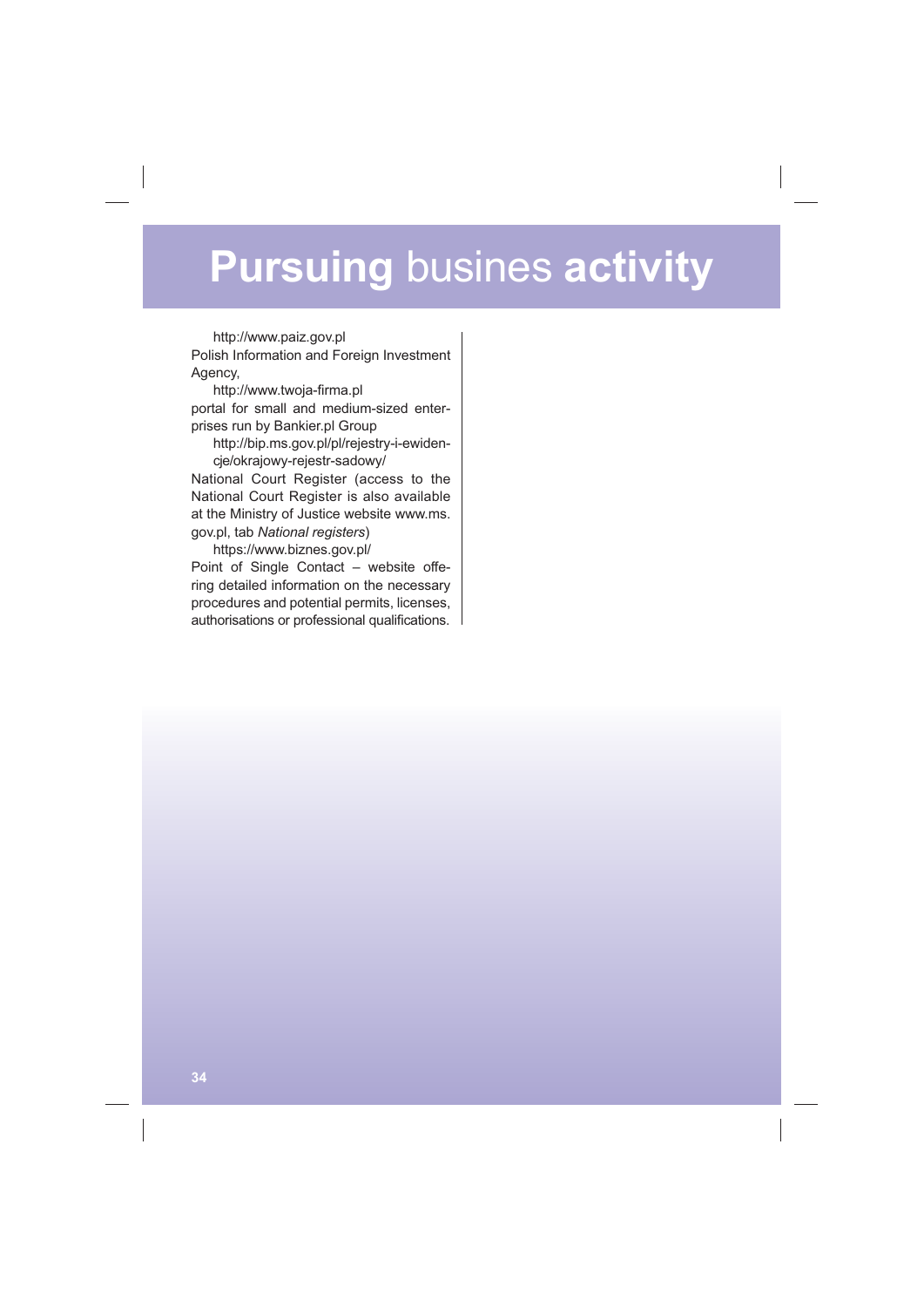# **Pursuing** busines **activity**

http://www.paiz.gov.pl

Polish Information and Foreign Investment Agency,

http://www.twoja-firma.pl

portal for small and medium-sized enterprises run by Bankier.pl Group

http://bip.ms.gov.pl/pl/rejestry-i-ewidencje/okrajowy-rejestr-sadowy/

National Court Register (access to the National Court Register is also available at the Ministry of Justice website www.ms.gov.pl, tab *National registers*)

https://www.biznes.gov.pl/

Point of Single Contact – website offering detailed information on the necessary procedures and potential permits, licenses, authorisations or professional qualifications.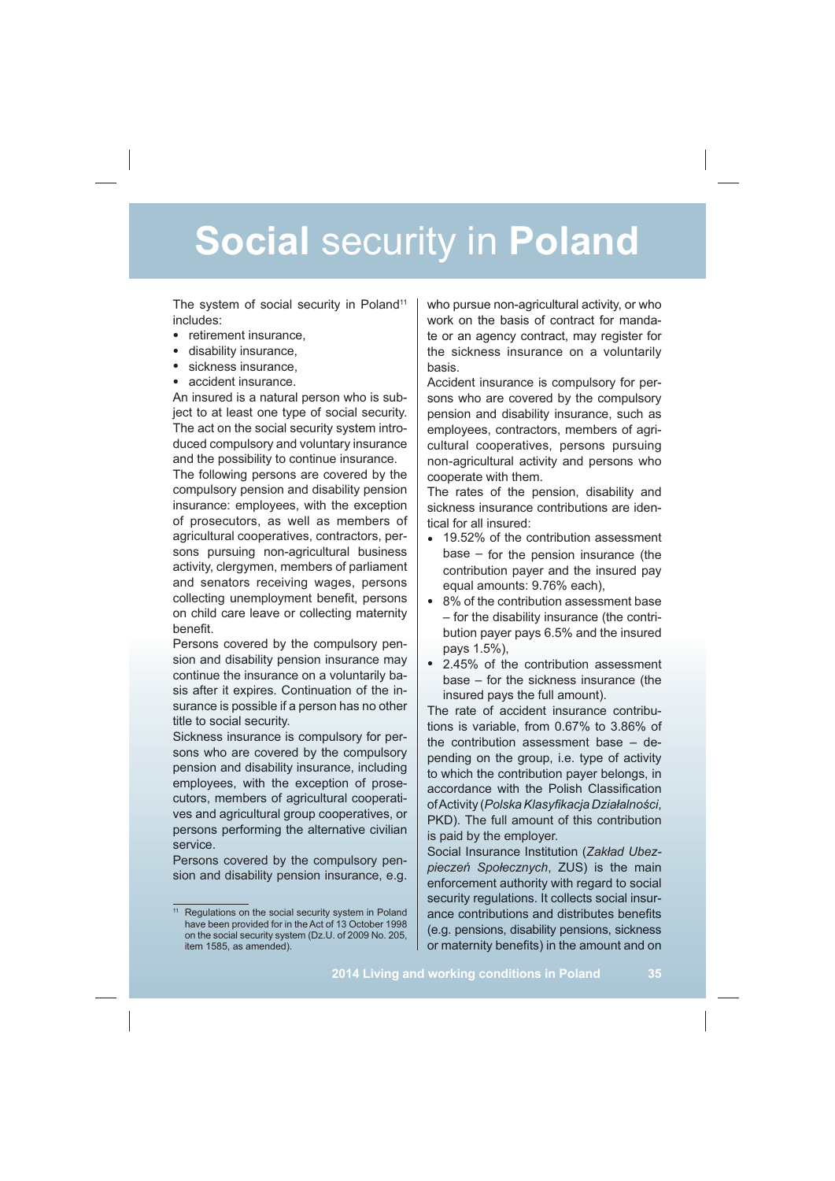# **Social** security in **Poland**

The system of social security in Poland[11] includes:

- retirement insurance,
- disability insurance,
- sickness insurance,
- accident insurance.

An insured is a natural person who is subject to at least one type of social security. The act on the social security system introduced compulsory and voluntary insurance and the possibility to continue insurance.

The following persons are covered by the compulsory pension and disability pension insurance: employees, with the exception of prosecutors, as well as members of agricultural cooperatives, contractors, persons pursuing non-agricultural business activity, clergymen, members of parliament and senators receiving wages, persons collecting unemployment benefit, persons on child care leave or collecting maternity benefit.

Persons covered by the compulsory pension and disability pension insurance may continue the insurance on a voluntarily basis after it expires. Continuation of the insurance is possible if a person has no other title to social security.

Sickness insurance is compulsory for persons who are covered by the compulsory pension and disability insurance, including employees, with the exception of prosecutors, members of agricultural cooperatives and agricultural group cooperatives, or persons performing the alternative civilian service.

Persons covered by the compulsory pension and disability pension insurance, e.g. who pursue non-agricultural activity, or who work on the basis of contract for mandate or an agency contract, may register for the sickness insurance on a voluntarily basis.

Accident insurance is compulsory for persons who are covered by the compulsory pension and disability insurance, such as employees, contractors, members of agricultural cooperatives, persons pursuing non-agricultural activity and persons who cooperate with them.

The rates of the pension, disability and sickness insurance contributions are identical for all insured:

- 19.52% of the contribution assessment base – for the pension insurance (the contribution payer and the insured pay equal amounts: 9.76% each),
- 8% of the contribution assessment base – for the disability insurance (the contribution payer pays 6.5% and the insured pays 1.5%),
- 2.45% of the contribution assessment base – for the sickness insurance (the insured pays the full amount).

The rate of accident insurance contributions is variable, from 0.67% to 3.86% of the contribution assessment base – depending on the group, i.e. type of activity to which the contribution payer belongs, in accordance with the Polish Classification of Activity (*Polska Klasyfikacja Działalności*, PKD). The full amount of this contribution is paid by the employer.

Social Insurance Institution (*Zakład Ubezpieczeń Społecznych*, ZUS) is the main enforcement authority with regard to social security regulations. It collects social insurance contributions and distributes benefits (e.g. pensions, disability pensions, sickness or maternity benefits) in the amount and on

---

[11] Regulations on the social security system in Poland have been provided for in the Act of 13 October 1998 on the social security system (Dz.U. of 2009 No. 205, item 1585, as amended).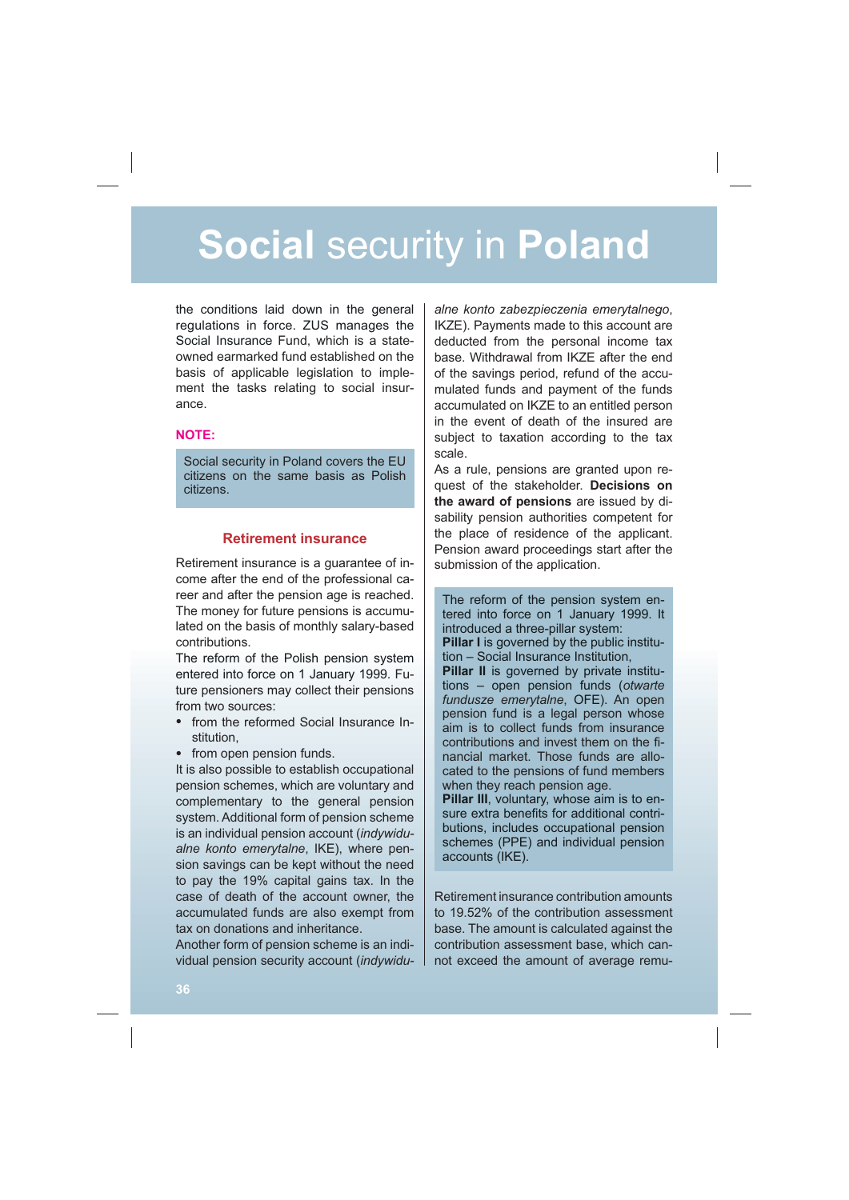# **Social** security in **Poland**

the conditions laid down in the general regulations in force. ZUS manages the Social Insurance Fund, which is a state-owned earmarked fund established on the basis of applicable legislation to implement the tasks relating to social insurance.

**NOTE:**

> Social security in Poland covers the EU citizens on the same basis as Polish citizens.

### Retirement insurance

Retirement insurance is a guarantee of income after the end of the professional career and after the pension age is reached. The money for future pensions is accumulated on the basis of monthly salary-based contributions.

The reform of the Polish pension system entered into force on 1 January 1999. Future pensioners may collect their pensions from two sources:

- from the reformed Social Insurance Institution,
- from open pension funds.

It is also possible to establish occupational pension schemes, which are voluntary and complementary to the general pension system. Additional form of pension scheme is an individual pension account (*indywidualne konto emerytalne*, IKE), where pension savings can be kept without the need to pay the 19% capital gains tax. In the case of death of the account owner, the accumulated funds are also exempt from tax on donations and inheritance.

Another form of pension scheme is an individual pension security account (*indywidualne konto zabezpieczenia emerytalnego*, IKZE). Payments made to this account are deducted from the personal income tax base. Withdrawal from IKZE after the end of the savings period, refund of the accumulated funds and payment of the funds accumulated on IKZE to an entitled person in the event of death of the insured are subject to taxation according to the tax scale.

As a rule, pensions are granted upon request of the stakeholder. **Decisions on the award of pensions** are issued by disability pension authorities competent for the place of residence of the applicant. Pension award proceedings start after the submission of the application.

> The reform of the pension system entered into force on 1 January 1999. It introduced a three-pillar system:
> **Pillar I** is governed by the public institution – Social Insurance Institution,
> **Pillar II** is governed by private institutions – open pension funds (*otwarte fundusze emerytalne*, OFE). An open pension fund is a legal person whose aim is to collect funds from insurance contributions and invest them on the financial market. Those funds are allocated to the pensions of fund members when they reach pension age.
> **Pillar III**, voluntary, whose aim is to ensure extra benefits for additional contributions, includes occupational pension schemes (PPE) and individual pension accounts (IKE).

Retirement insurance contribution amounts to 19.52% of the contribution assessment base. The amount is calculated against the contribution assessment base, which cannot exceed the amount of average remu-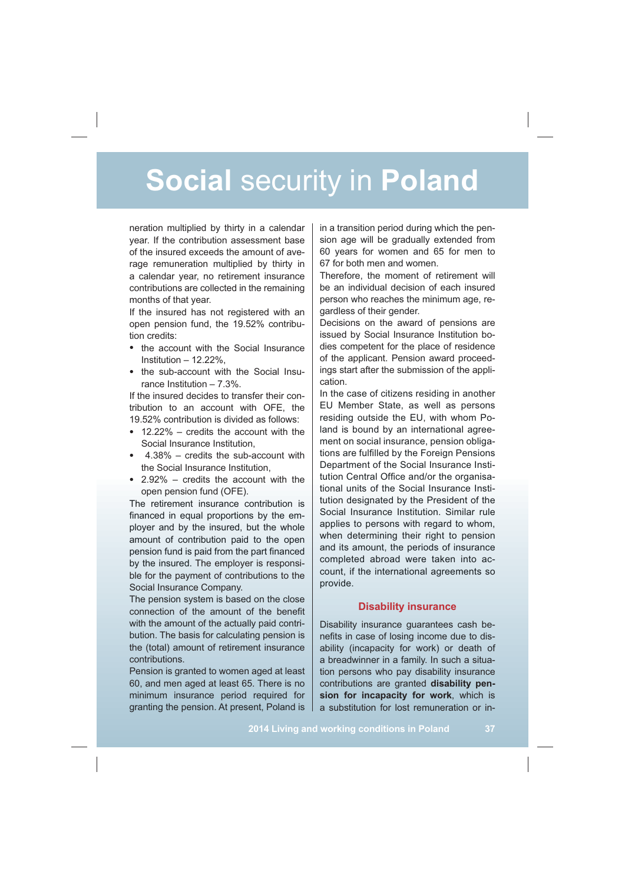neration multiplied by thirty in a calendar year. If the contribution assessment base of the insured exceeds the amount of average remuneration multiplied by thirty in a calendar year, no retirement insurance contributions are collected in the remaining months of that year.

If the insured has not registered with an open pension fund, the 19.52% contribution credits:

- the account with the Social Insurance Institution – 12.22%,
- the sub-account with the Social Insurance Institution – 7.3%.

If the insured decides to transfer their contribution to an account with OFE, the 19.52% contribution is divided as follows:

- 12.22% – credits the account with the Social Insurance Institution,
- 4.38% – credits the sub-account with the Social Insurance Institution,
- 2.92% – credits the account with the open pension fund (OFE).

The retirement insurance contribution is financed in equal proportions by the employer and by the insured, but the whole amount of contribution paid to the open pension fund is paid from the part financed by the insured. The employer is responsible for the payment of contributions to the Social Insurance Company.

The pension system is based on the close connection of the amount of the benefit with the amount of the actually paid contribution. The basis for calculating pension is the (total) amount of retirement insurance contributions.

Pension is granted to women aged at least 60, and men aged at least 65. There is no minimum insurance period required for granting the pension. At present, Poland is in a transition period during which the pension age will be gradually extended from 60 years for women and 65 for men to 67 for both men and women.

Therefore, the moment of retirement will be an individual decision of each insured person who reaches the minimum age, regardless of their gender.

Decisions on the award of pensions are issued by Social Insurance Institution bodies competent for the place of residence of the applicant. Pension award proceedings start after the submission of the application.

In the case of citizens residing in another EU Member State, as well as persons residing outside the EU, with whom Poland is bound by an international agreement on social insurance, pension obligations are fulfilled by the Foreign Pensions Department of the Social Insurance Institution Central Office and/or the organisational units of the Social Insurance Institution designated by the President of the Social Insurance Institution. Similar rule applies to persons with regard to whom, when determining their right to pension and its amount, the periods of insurance completed abroad were taken into account, if the international agreements so provide.

### Disability insurance

Disability insurance guarantees cash benefits in case of losing income due to disability (incapacity for work) or death of a breadwinner in a family. In such a situation persons who pay disability insurance contributions are granted **disability pension for incapacity for work**, which is a substitution for lost remuneration or in-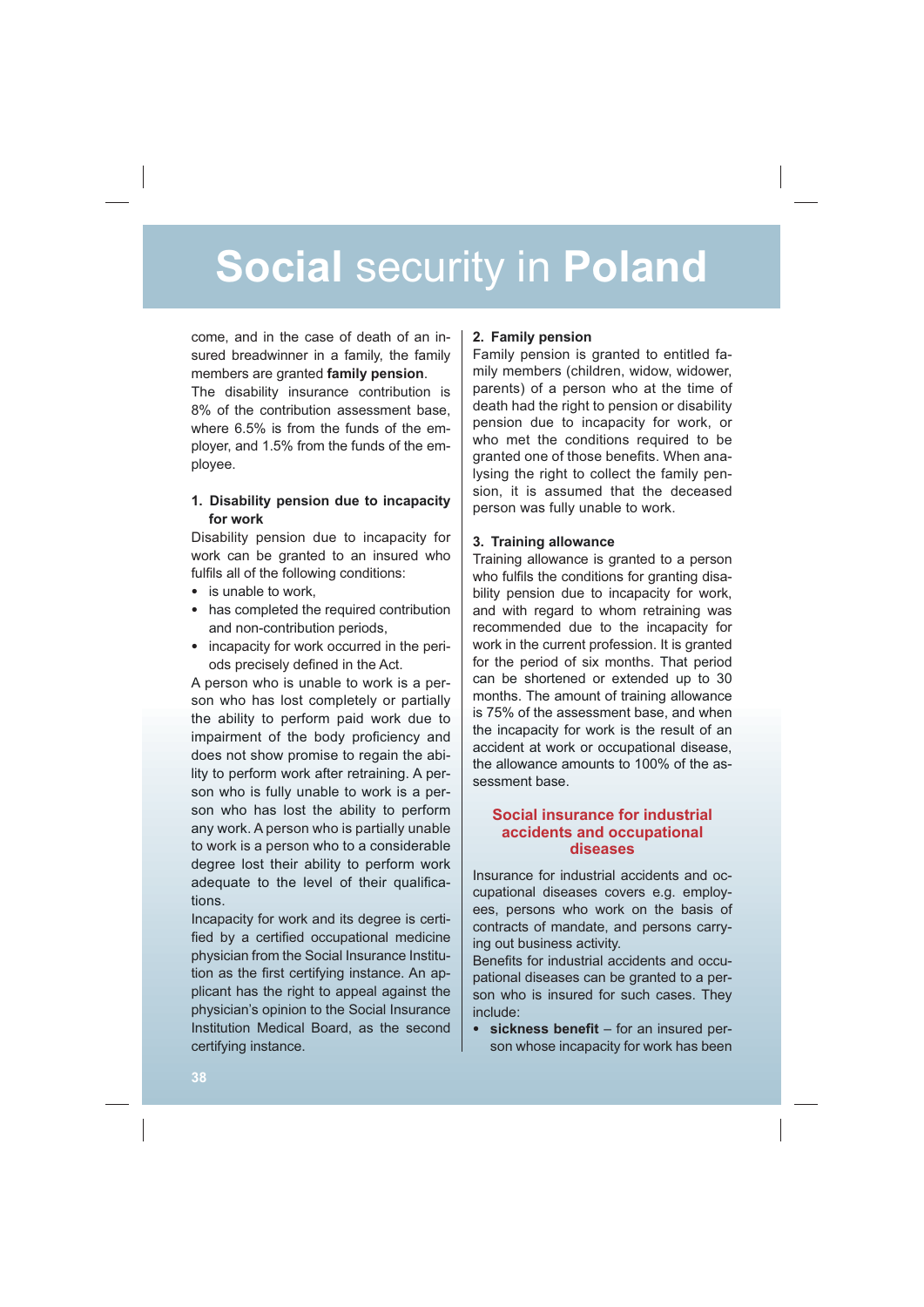come, and in the case of death of an insured breadwinner in a family, the family members are granted **family pension**.

The disability insurance contribution is 8% of the contribution assessment base, where 6.5% is from the funds of the employer, and 1.5% from the funds of the employee.

### 1. Disability pension due to incapacity for work

Disability pension due to incapacity for work can be granted to an insured who fulfils all of the following conditions:

- is unable to work,
- has completed the required contribution and non-contribution periods,
- incapacity for work occurred in the periods precisely defined in the Act.

A person who is unable to work is a person who has lost completely or partially the ability to perform paid work due to impairment of the body proficiency and does not show promise to regain the ability to perform work after retraining. A person who is fully unable to work is a person who has lost the ability to perform any work. A person who is partially unable to work is a person who to a considerable degree lost their ability to perform work adequate to the level of their qualifications.

Incapacity for work and its degree is certified by a certified occupational medicine physician from the Social Insurance Institution as the first certifying instance. An applicant has the right to appeal against the physician's opinion to the Social Insurance Institution Medical Board, as the second certifying instance.

### 2. Family pension

Family pension is granted to entitled family members (children, widow, widower, parents) of a person who at the time of death had the right to pension or disability pension due to incapacity for work, or who met the conditions required to be granted one of those benefits. When analysing the right to collect the family pension, it is assumed that the deceased person was fully unable to work.

### 3. Training allowance

Training allowance is granted to a person who fulfils the conditions for granting disability pension due to incapacity for work, and with regard to whom retraining was recommended due to the incapacity for work in the current profession. It is granted for the period of six months. That period can be shortened or extended up to 30 months. The amount of training allowance is 75% of the assessment base, and when the incapacity for work is the result of an accident at work or occupational disease, the allowance amounts to 100% of the assessment base.

## Social insurance for industrial accidents and occupational diseases

Insurance for industrial accidents and occupational diseases covers e.g. employees, persons who work on the basis of contracts of mandate, and persons carrying out business activity.

Benefits for industrial accidents and occupational diseases can be granted to a person who is insured for such cases. They include:

- **sickness benefit** – for an insured person whose incapacity for work has been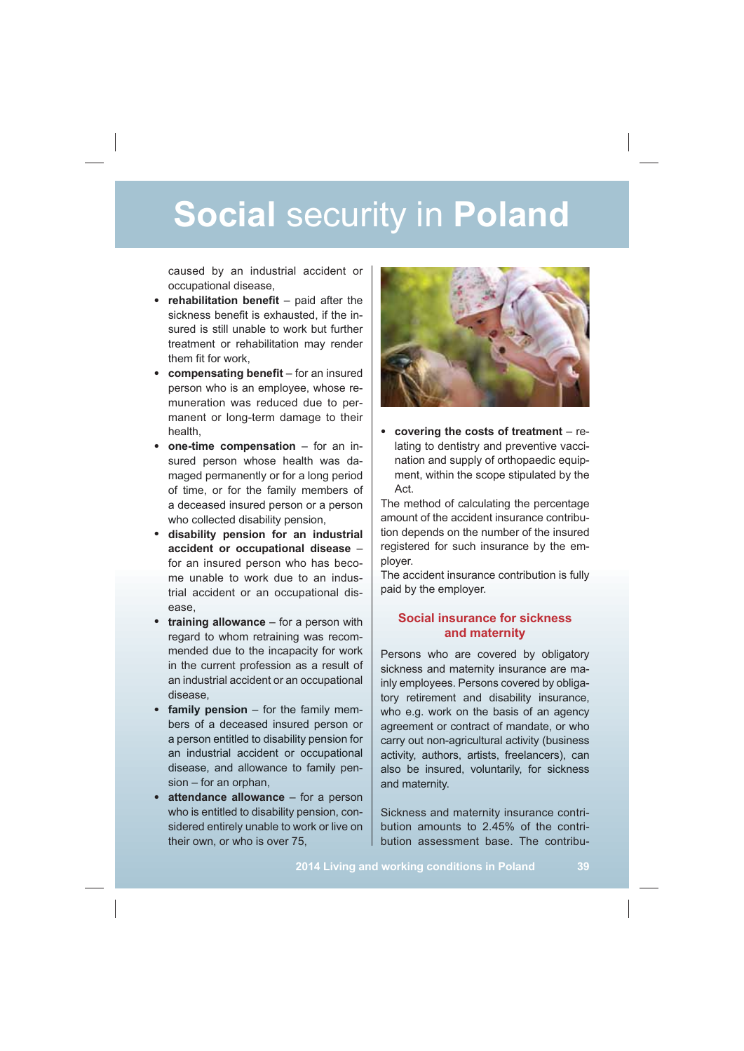caused by an industrial accident or occupational disease,

- **rehabilitation benefit** – paid after the sickness benefit is exhausted, if the insured is still unable to work but further treatment or rehabilitation may render them fit for work,
- **compensating benefit** – for an insured person who is an employee, whose remuneration was reduced due to permanent or long-term damage to their health,
- **one-time compensation** – for an insured person whose health was damaged permanently or for a long period of time, or for the family members of a deceased insured person or a person who collected disability pension,
- **disability pension for an industrial accident or occupational disease** – for an insured person who has become unable to work due to an industrial accident or an occupational disease,
- **training allowance** – for a person with regard to whom retraining was recommended due to the incapacity for work in the current profession as a result of an industrial accident or an occupational disease,
- **family pension** – for the family members of a deceased insured person or a person entitled to disability pension for an industrial accident or occupational disease, and allowance to family pension – for an orphan,
- **attendance allowance** – for a person who is entitled to disability pension, considered entirely unable to work or live on their own, or who is over 75,
- **covering the costs of treatment** – relating to dentistry and preventive vaccination and supply of orthopaedic equipment, within the scope stipulated by the Act.

The method of calculating the percentage amount of the accident insurance contribution depends on the number of the insured registered for such insurance by the employer.

The accident insurance contribution is fully paid by the employer.

## Social insurance for sickness and maternity

Persons who are covered by obligatory sickness and maternity insurance are mainly employees. Persons covered by obligatory retirement and disability insurance, who e.g. work on the basis of an agency agreement or contract of mandate, or who carry out non-agricultural activity (business activity, authors, artists, freelancers), can also be insured, voluntarily, for sickness and maternity.

Sickness and maternity insurance contribution amounts to 2.45% of the contribution assessment base. The contribu-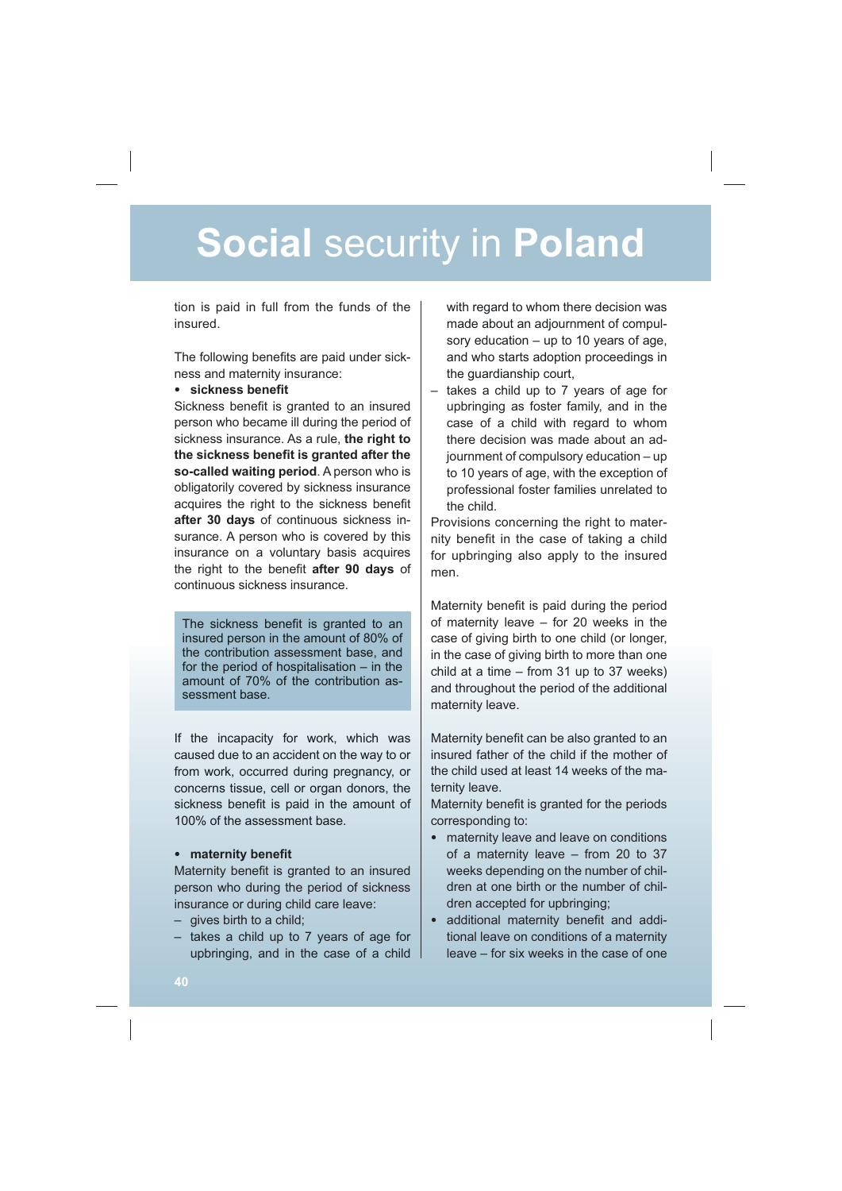tion is paid in full from the funds of the insured.

The following benefits are paid under sickness and maternity insurance:

- **sickness benefit**

Sickness benefit is granted to an insured person who became ill during the period of sickness insurance. As a rule, **the right to the sickness benefit is granted after the so-called waiting period**. A person who is obligatorily covered by sickness insurance acquires the right to the sickness benefit **after 30 days** of continuous sickness insurance. A person who is covered by this insurance on a voluntary basis acquires the right to the benefit **after 90 days** of continuous sickness insurance.

> The sickness benefit is granted to an insured person in the amount of 80% of the contribution assessment base, and for the period of hospitalisation – in the amount of 70% of the contribution assessment base.

If the incapacity for work, which was caused due to an accident on the way to or from work, occurred during pregnancy, or concerns tissue, cell or organ donors, the sickness benefit is paid in the amount of 100% of the assessment base.

- **maternity benefit**

Maternity benefit is granted to an insured person who during the period of sickness insurance or during child care leave:

– gives birth to a child;
– takes a child up to 7 years of age for upbringing, and in the case of a child with regard to whom there decision was made about an adjournment of compulsory education – up to 10 years of age, and who starts adoption proceedings in the guardianship court,
– takes a child up to 7 years of age for upbringing as foster family, and in the case of a child with regard to whom there decision was made about an adjournment of compulsory education – up to 10 years of age, with the exception of professional foster families unrelated to the child.

Provisions concerning the right to maternity benefit in the case of taking a child for upbringing also apply to the insured men.

Maternity benefit is paid during the period of maternity leave – for 20 weeks in the case of giving birth to one child (or longer, in the case of giving birth to more than one child at a time – from 31 up to 37 weeks) and throughout the period of the additional maternity leave.

Maternity benefit can be also granted to an insured father of the child if the mother of the child used at least 14 weeks of the maternity leave.

Maternity benefit is granted for the periods corresponding to:

- maternity leave and leave on conditions of a maternity leave – from 20 to 37 weeks depending on the number of children at one birth or the number of children accepted for upbringing;
- additional maternity benefit and additional leave on conditions of a maternity leave – for six weeks in the case of one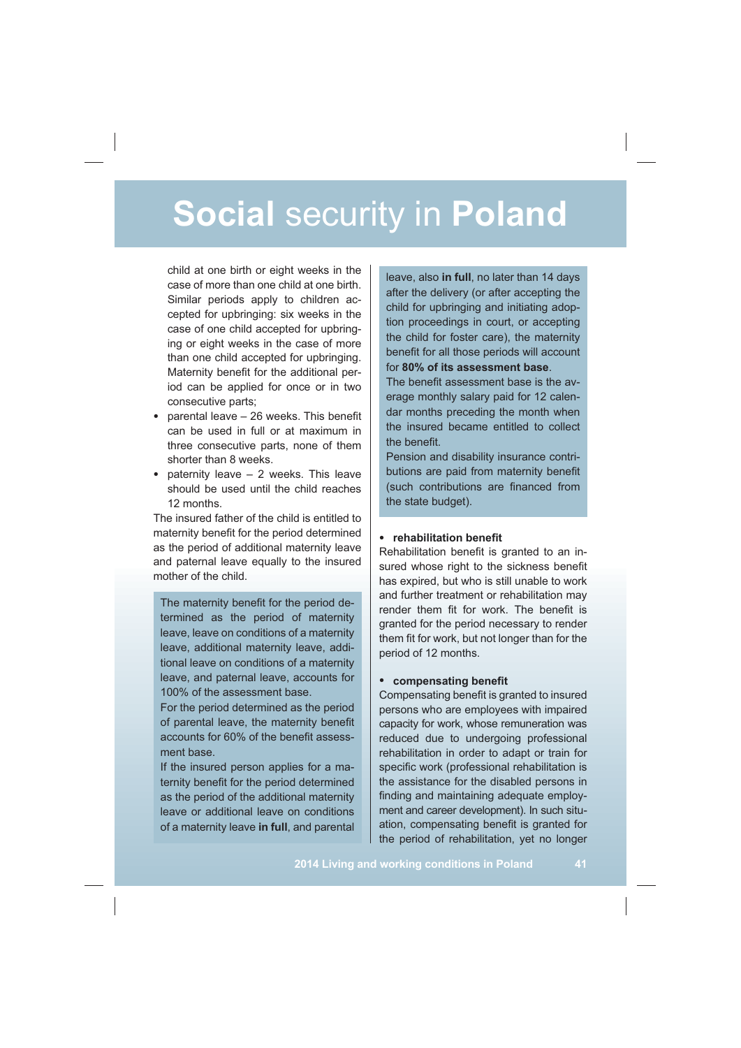child at one birth or eight weeks in the case of more than one child at one birth. Similar periods apply to children accepted for upbringing: six weeks in the case of one child accepted for upbringing or eight weeks in the case of more than one child accepted for upbringing. Maternity benefit for the additional period can be applied for once or in two consecutive parts;

- parental leave – 26 weeks. This benefit can be used in full or at maximum in three consecutive parts, none of them shorter than 8 weeks.
- paternity leave – 2 weeks. This leave should be used until the child reaches 12 months.

The insured father of the child is entitled to maternity benefit for the period determined as the period of additional maternity leave and paternal leave equally to the insured mother of the child.

The maternity benefit for the period determined as the period of maternity leave, leave on conditions of a maternity leave, additional maternity leave, additional leave on conditions of a maternity leave, and paternal leave, accounts for 100% of the assessment base.

For the period determined as the period of parental leave, the maternity benefit accounts for 60% of the benefit assessment base.

If the insured person applies for a maternity benefit for the period determined as the period of the additional maternity leave or additional leave on conditions of a maternity leave **in full**, and parental leave, also **in full**, no later than 14 days after the delivery (or after accepting the child for upbringing and initiating adoption proceedings in court, or accepting the child for foster care), the maternity benefit for all those periods will account for **80% of its assessment base**.

The benefit assessment base is the average monthly salary paid for 12 calendar months preceding the month when the insured became entitled to collect the benefit.

Pension and disability insurance contributions are paid from maternity benefit (such contributions are financed from the state budget).

- **rehabilitation benefit**

Rehabilitation benefit is granted to an insured whose right to the sickness benefit has expired, but who is still unable to work and further treatment or rehabilitation may render them fit for work. The benefit is granted for the period necessary to render them fit for work, but not longer than for the period of 12 months.

- **compensating benefit**

Compensating benefit is granted to insured persons who are employees with impaired capacity for work, whose remuneration was reduced due to undergoing professional rehabilitation in order to adapt or train for specific work (professional rehabilitation is the assistance for the disabled persons in finding and maintaining adequate employment and career development). In such situation, compensating benefit is granted for the period of rehabilitation, yet no longer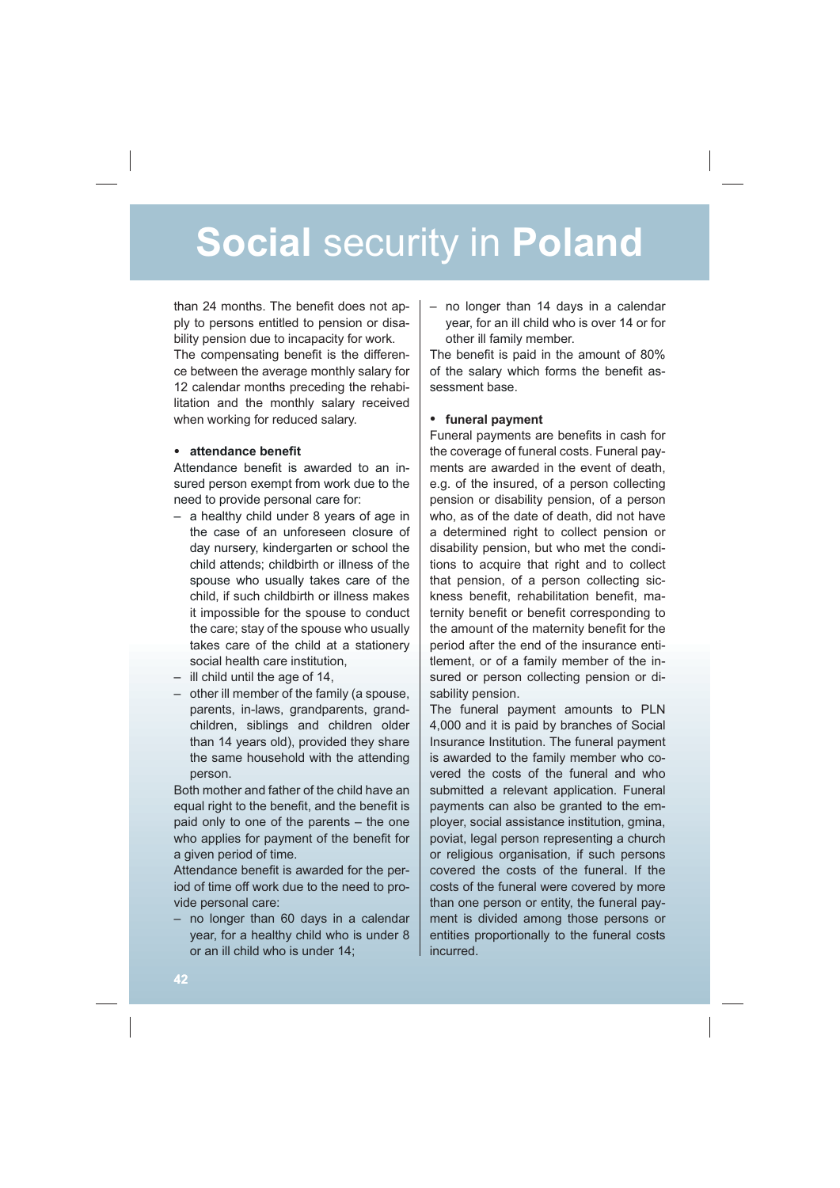than 24 months. The benefit does not apply to persons entitled to pension or disability pension due to incapacity for work.
The compensating benefit is the difference between the average monthly salary for 12 calendar months preceding the rehabilitation and the monthly salary received when working for reduced salary.

- **attendance benefit**

Attendance benefit is awarded to an insured person exempt from work due to the need to provide personal care for:

– a healthy child under 8 years of age in the case of an unforeseen closure of day nursery, kindergarten or school the child attends; childbirth or illness of the spouse who usually takes care of the child, if such childbirth or illness makes it impossible for the spouse to conduct the care; stay of the spouse who usually takes care of the child at a stationery social health care institution,
– ill child until the age of 14,
– other ill member of the family (a spouse, parents, in-laws, grandparents, grandchildren, siblings and children older than 14 years old), provided they share the same household with the attending person.

Both mother and father of the child have an equal right to the benefit, and the benefit is paid only to one of the parents – the one who applies for payment of the benefit for a given period of time.
Attendance benefit is awarded for the period of time off work due to the need to provide personal care:

– no longer than 60 days in a calendar year, for a healthy child who is under 8 or an ill child who is under 14;
– no longer than 14 days in a calendar year, for an ill child who is over 14 or for other ill family member.

The benefit is paid in the amount of 80% of the salary which forms the benefit assessment base.

- **funeral payment**

Funeral payments are benefits in cash for the coverage of funeral costs. Funeral payments are awarded in the event of death, e.g. of the insured, of a person collecting pension or disability pension, of a person who, as of the date of death, did not have a determined right to collect pension or disability pension, but who met the conditions to acquire that right and to collect that pension, of a person collecting sickness benefit, rehabilitation benefit, maternity benefit or benefit corresponding to the amount of the maternity benefit for the period after the end of the insurance entitlement, or of a family member of the insured or person collecting pension or disability pension.
The funeral payment amounts to PLN 4,000 and it is paid by branches of Social Insurance Institution. The funeral payment is awarded to the family member who covered the costs of the funeral and who submitted a relevant application. Funeral payments can also be granted to the employer, social assistance institution, gmina, poviat, legal person representing a church or religious organisation, if such persons covered the costs of the funeral. If the costs of the funeral were covered by more than one person or entity, the funeral payment is divided among those persons or entities proportionally to the funeral costs incurred.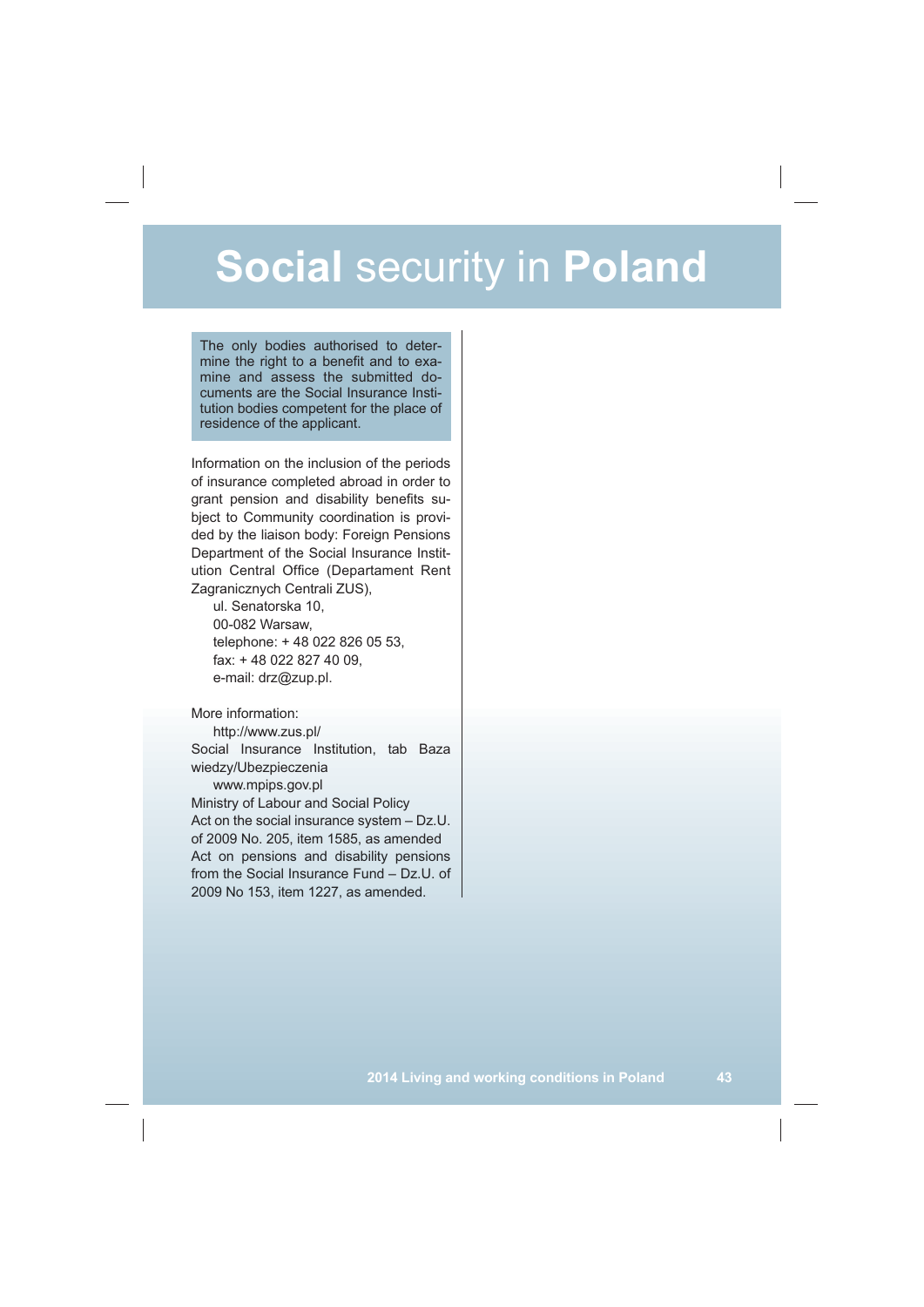# **Social** security in **Poland**

> The only bodies authorised to determine the right to a benefit and to examine and assess the submitted documents are the Social Insurance Institution bodies competent for the place of residence of the applicant.

Information on the inclusion of the periods of insurance completed abroad in order to grant pension and disability benefits subject to Community coordination is provided by the liaison body: Foreign Pensions Department of the Social Insurance Institution Central Office (Departament Rent Zagranicznych Centrali ZUS),

ul. Senatorska 10,
00-082 Warsaw,
telephone: + 48 022 826 05 53,
fax: + 48 022 827 40 09,
e-mail: drz@zup.pl.

More information:

http://www.zus.pl/
Social Insurance Institution, tab Baza wiedzy/Ubezpieczenia

www.mpips.gov.pl
Ministry of Labour and Social Policy
Act on the social insurance system – Dz.U. of 2009 No. 205, item 1585, as amended
Act on pensions and disability pensions from the Social Insurance Fund – Dz.U. of 2009 No 153, item 1227, as amended.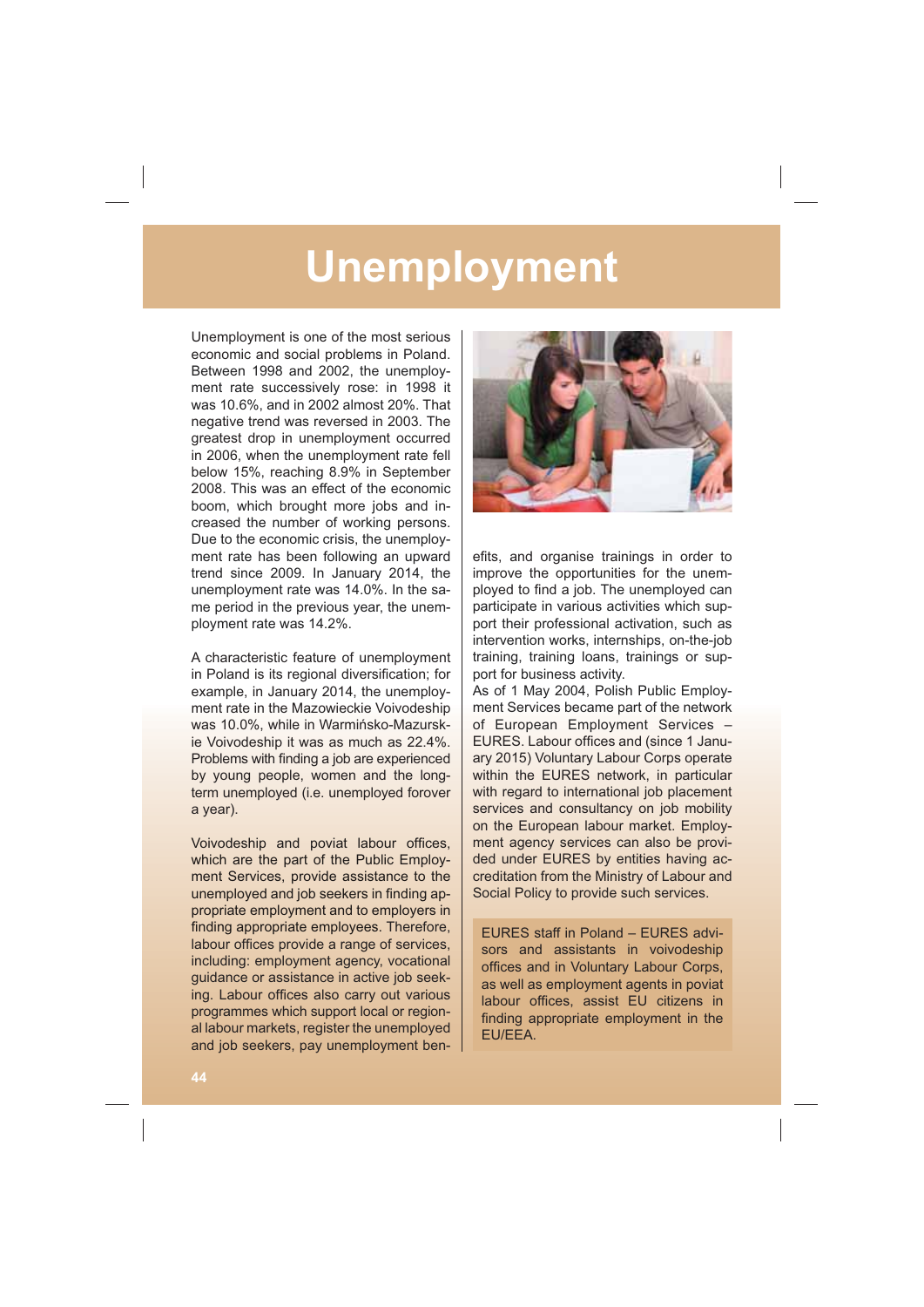# Unemployment

Unemployment is one of the most serious economic and social problems in Poland. Between 1998 and 2002, the unemployment rate successively rose: in 1998 it was 10.6%, and in 2002 almost 20%. That negative trend was reversed in 2003. The greatest drop in unemployment occurred in 2006, when the unemployment rate fell below 15%, reaching 8.9% in September 2008. This was an effect of the economic boom, which brought more jobs and increased the number of working persons. Due to the economic crisis, the unemployment rate has been following an upward trend since 2009. In January 2014, the unemployment rate was 14.0%. In the same period in the previous year, the unemployment rate was 14.2%.

A characteristic feature of unemployment in Poland is its regional diversification; for example, in January 2014, the unemployment rate in the Mazowieckie Voivodeship was 10.0%, while in Warmińsko-Mazurskie Voivodeship it was as much as 22.4%. Problems with finding a job are experienced by young people, women and the long-term unemployed (i.e. unemployed forover a year).

Voivodeship and poviat labour offices, which are the part of the Public Employment Services, provide assistance to the unemployed and job seekers in finding appropriate employment and to employers in finding appropriate employees. Therefore, labour offices provide a range of services, including: employment agency, vocational guidance or assistance in active job seeking. Labour offices also carry out various programmes which support local or regional labour markets, register the unemployed and job seekers, pay unemployment benefits, and organise trainings in order to improve the opportunities for the unemployed to find a job. The unemployed can participate in various activities which support their professional activation, such as intervention works, internships, on-the-job training, training loans, trainings or support for business activity.

As of 1 May 2004, Polish Public Employment Services became part of the network of European Employment Services – EURES. Labour offices and (since 1 January 2015) Voluntary Labour Corps operate within the EURES network, in particular with regard to international job placement services and consultancy on job mobility on the European labour market. Employment agency services can also be provided under EURES by entities having accreditation from the Ministry of Labour and Social Policy to provide such services.

EURES staff in Poland – EURES advisors and assistants in voivodeship offices and in Voluntary Labour Corps, as well as employment agents in poviat labour offices, assist EU citizens in finding appropriate employment in the EU/EEA.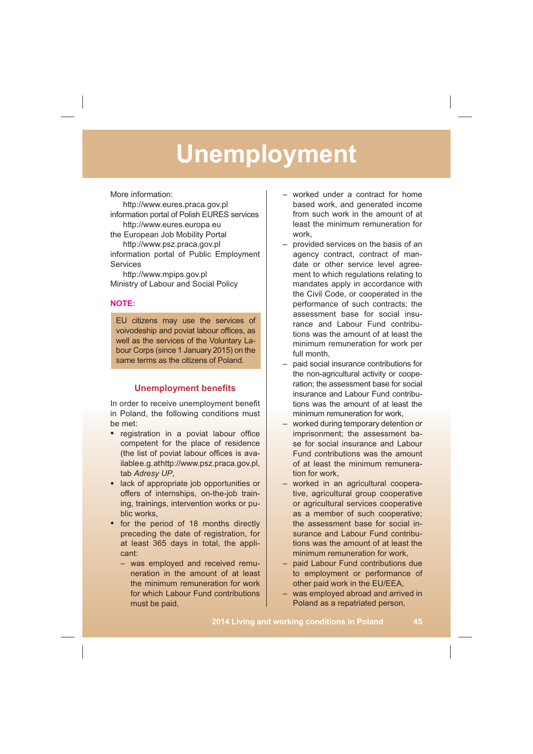# Unemployment

More information:

http://www.eures.praca.gov.pl
information portal of Polish EURES services

http://www.eures.europa.eu
the European Job Mobility Portal

http://www.psz.praca.gov.pl
information portal of Public Employment Services

http://www.mpips.gov.pl
Ministry of Labour and Social Policy

**NOTE:**

EU citizens may use the services of voivodeship and poviat labour offices, as well as the services of the Voluntary Labour Corps (since 1 January 2015) on the same terms as the citizens of Poland.

## Unemployment benefits

In order to receive unemployment benefit in Poland, the following conditions must be met:

- registration in a poviat labour office competent for the place of residence (the list of poviat labour offices is availablee.g.athttp://www.psz.praca.gov.pl, tab *Adresy UP*,
- lack of appropriate job opportunities or offers of internships, on-the-job trainings, trainings, intervention works or public works,
- for the period of 18 months directly preceding the date of registration, for at least 365 days in total, the applicant:
  - was employed and received remuneration in the amount of at least the minimum remuneration for work for which Labour Fund contributions must be paid,
  - worked under a contract for home based work, and generated income from such work in the amount of at least the minimum remuneration for work,
  - provided services on the basis of an agency contract, contract of mandate or other service level agreement to which regulations relating to mandates apply in accordance with the Civil Code, or cooperated in the performance of such contracts; the assessment base for social insurance and Labour Fund contributions was the amount of at least the minimum remuneration for work per full month,
  - paid social insurance contributions for the non-agricultural activity or cooperation; the assessment base for social insurance and Labour Fund contributions was the amount of at least the minimum remuneration for work,
  - worked during temporary detention or imprisonment; the assessment base for social insurance and Labour Fund contributions was the amount of at least the minimum remuneration for work,
  - worked in an agricultural cooperative, agricultural group cooperative or agricultural services cooperative as a member of such cooperative; the assessment base for social insurance and Labour Fund contributions was the amount of at least the minimum remuneration for work,
  - paid Labour Fund contributions due to employment or performance of other paid work in the EU/EEA,
  - was employed abroad and arrived in Poland as a repatriated person,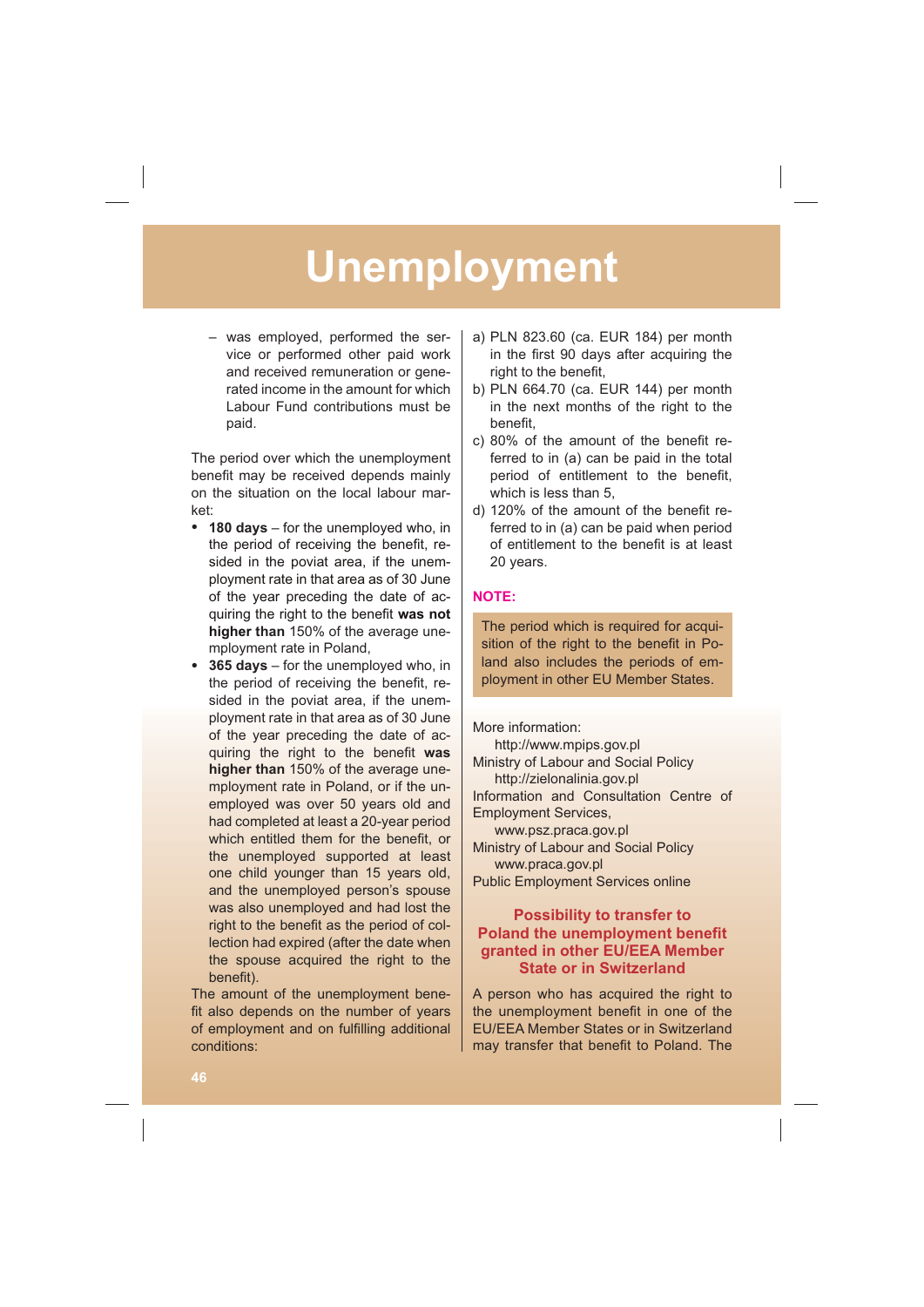# Unemployment

– was employed, performed the service or performed other paid work and received remuneration or generated income in the amount for which Labour Fund contributions must be paid.

The period over which the unemployment benefit may be received depends mainly on the situation on the local labour market:

- **180 days** – for the unemployed who, in the period of receiving the benefit, resided in the poviat area, if the unemployment rate in that area as of 30 June of the year preceding the date of acquiring the right to the benefit **was not higher than** 150% of the average unemployment rate in Poland,
- **365 days** – for the unemployed who, in the period of receiving the benefit, resided in the poviat area, if the unemployment rate in that area as of 30 June of the year preceding the date of acquiring the right to the benefit **was higher than** 150% of the average unemployment rate in Poland, or if the unemployed was over 50 years old and had completed at least a 20-year period which entitled them for the benefit, or the unemployed supported at least one child younger than 15 years old, and the unemployed person's spouse was also unemployed and had lost the right to the benefit as the period of collection had expired (after the date when the spouse acquired the right to the benefit).

The amount of the unemployment benefit also depends on the number of years of employment and on fulfilling additional conditions:

a) PLN 823.60 (ca. EUR 184) per month in the first 90 days after acquiring the right to the benefit,
b) PLN 664.70 (ca. EUR 144) per month in the next months of the right to the benefit,
c) 80% of the amount of the benefit referred to in (a) can be paid in the total period of entitlement to the benefit, which is less than 5,
d) 120% of the amount of the benefit referred to in (a) can be paid when period of entitlement to the benefit is at least 20 years.

**NOTE:**

The period which is required for acquisition of the right to the benefit in Poland also includes the periods of employment in other EU Member States.

More information:
http://www.mpips.gov.pl
Ministry of Labour and Social Policy
http://zielonalinia.gov.pl
Information and Consultation Centre of Employment Services,
www.psz.praca.gov.pl
Ministry of Labour and Social Policy
www.praca.gov.pl
Public Employment Services online

### Possibility to transfer to Poland the unemployment benefit granted in other EU/EEA Member State or in Switzerland

A person who has acquired the right to the unemployment benefit in one of the EU/EEA Member States or in Switzerland may transfer that benefit to Poland. The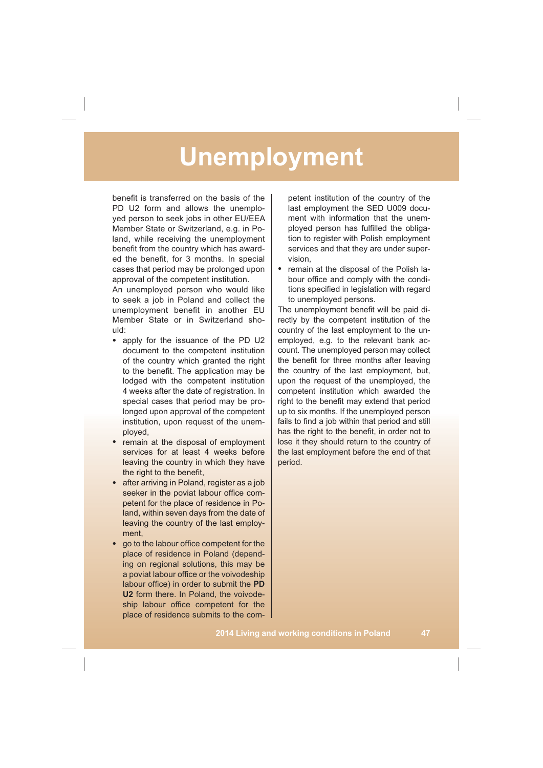# Unemployment

benefit is transferred on the basis of the PD U2 form and allows the unemployed person to seek jobs in other EU/EEA Member State or Switzerland, e.g. in Poland, while receiving the unemployment benefit from the country which has awarded the benefit, for 3 months. In special cases that period may be prolonged upon approval of the competent institution.

An unemployed person who would like to seek a job in Poland and collect the unemployment benefit in another EU Member State or in Switzerland should:

- apply for the issuance of the PD U2 document to the competent institution of the country which granted the right to the benefit. The application may be lodged with the competent institution 4 weeks after the date of registration. In special cases that period may be prolonged upon approval of the competent institution, upon request of the unemployed,
- remain at the disposal of employment services for at least 4 weeks before leaving the country in which they have the right to the benefit,
- after arriving in Poland, register as a job seeker in the poviat labour office competent for the place of residence in Poland, within seven days from the date of leaving the country of the last employment,
- go to the labour office competent for the place of residence in Poland (depending on regional solutions, this may be a poviat labour office or the voivodeship labour office) in order to submit the **PD U2** form there. In Poland, the voivodeship labour office competent for the place of residence submits to the competent institution of the country of the last employment the SED U009 document with information that the unemployed person has fulfilled the obligation to register with Polish employment services and that they are under supervision,
- remain at the disposal of the Polish labour office and comply with the conditions specified in legislation with regard to unemployed persons.

The unemployment benefit will be paid directly by the competent institution of the country of the last employment to the unemployed, e.g. to the relevant bank account. The unemployed person may collect the benefit for three months after leaving the country of the last employment, but, upon the request of the unemployed, the competent institution which awarded the right to the benefit may extend that period up to six months. If the unemployed person fails to find a job within that period and still has the right to the benefit, in order not to lose it they should return to the country of the last employment before the end of that period.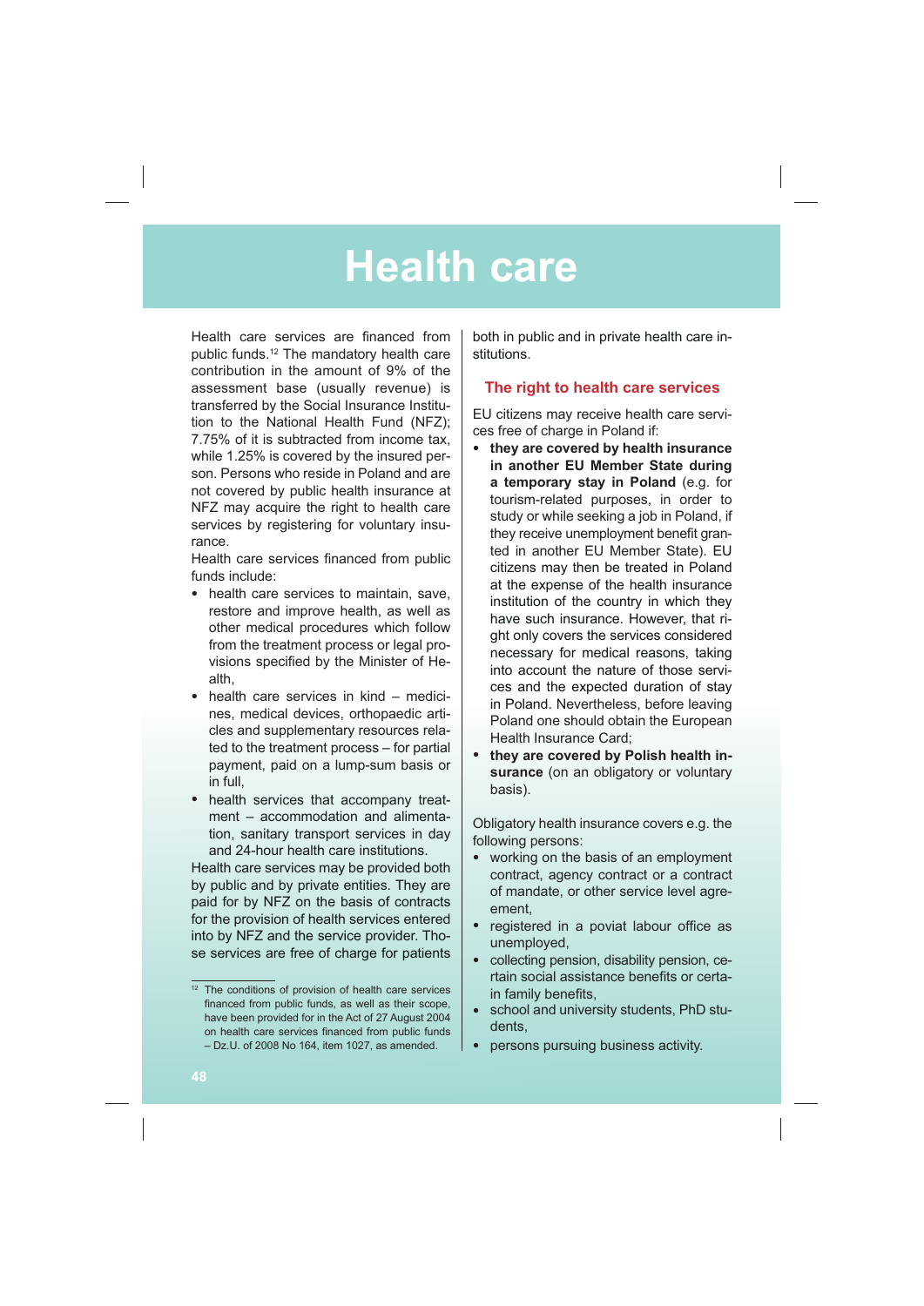# Health care

Health care services are financed from public funds.[12] The mandatory health care contribution in the amount of 9% of the assessment base (usually revenue) is transferred by the Social Insurance Institution to the National Health Fund (NFZ); 7.75% of it is subtracted from income tax, while 1.25% is covered by the insured person. Persons who reside in Poland and are not covered by public health insurance at NFZ may acquire the right to health care services by registering for voluntary insurance.

Health care services financed from public funds include:

- health care services to maintain, save, restore and improve health, as well as other medical procedures which follow from the treatment process or legal provisions specified by the Minister of Health,
- health care services in kind – medicines, medical devices, orthopaedic articles and supplementary resources related to the treatment process – for partial payment, paid on a lump-sum basis or in full,
- health services that accompany treatment – accommodation and alimentation, sanitary transport services in day and 24-hour health care institutions.

Health care services may be provided both by public and by private entities. They are paid for by NFZ on the basis of contracts for the provision of health services entered into by NFZ and the service provider. Those services are free of charge for patients both in public and in private health care institutions.

## The right to health care services

EU citizens may receive health care services free of charge in Poland if:

- **they are covered by health insurance in another EU Member State during a temporary stay in Poland** (e.g. for tourism-related purposes, in order to study or while seeking a job in Poland, if they receive unemployment benefit granted in another EU Member State). EU citizens may then be treated in Poland at the expense of the health insurance institution of the country in which they have such insurance. However, that right only covers the services considered necessary for medical reasons, taking into account the nature of those services and the expected duration of stay in Poland. Nevertheless, before leaving Poland one should obtain the European Health Insurance Card;
- **they are covered by Polish health insurance** (on an obligatory or voluntary basis).

Obligatory health insurance covers e.g. the following persons:

- working on the basis of an employment contract, agency contract or a contract of mandate, or other service level agreement,
- registered in a poviat labour office as unemployed,
- collecting pension, disability pension, certain social assistance benefits or certain family benefits,
- school and university students, PhD students,
- persons pursuing business activity.

[12] The conditions of provision of health care services financed from public funds, as well as their scope, have been provided for in the Act of 27 August 2004 on health care services financed from public funds – Dz.U. of 2008 No 164, item 1027, as amended.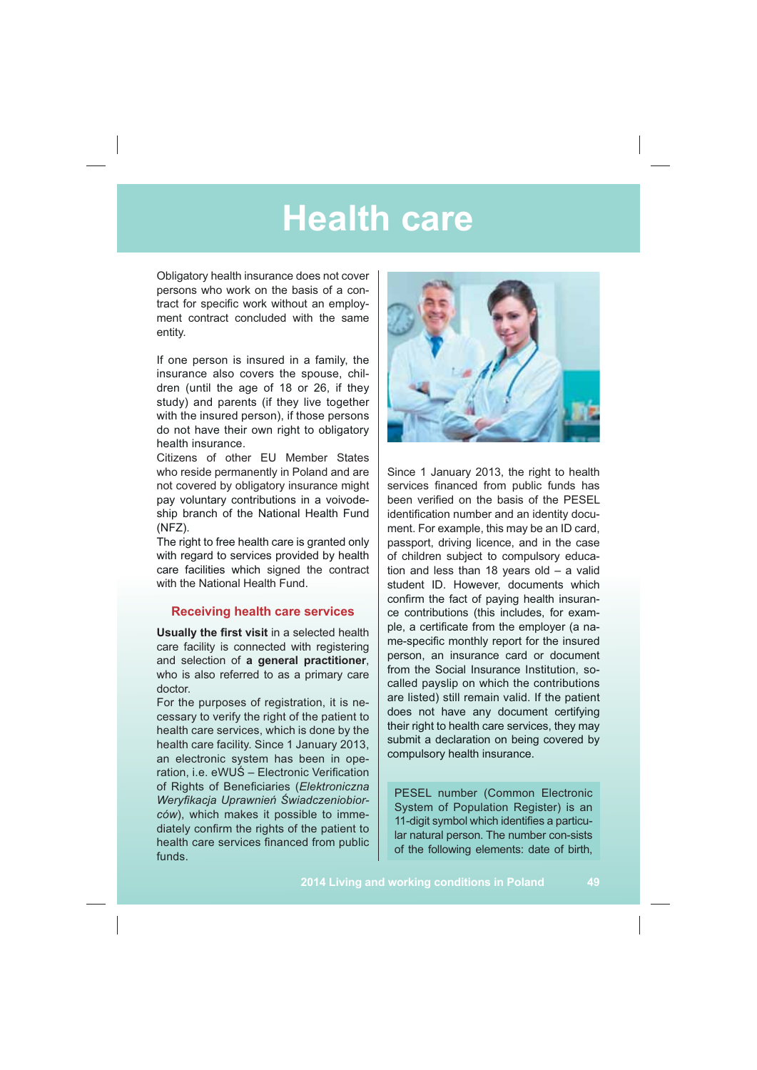# Health care

Obligatory health insurance does not cover persons who work on the basis of a contract for specific work without an employment contract concluded with the same entity.

If one person is insured in a family, the insurance also covers the spouse, children (until the age of 18 or 26, if they study) and parents (if they live together with the insured person), if those persons do not have their own right to obligatory health insurance.

Citizens of other EU Member States who reside permanently in Poland and are not covered by obligatory insurance might pay voluntary contributions in a voivodeship branch of the National Health Fund (NFZ).

The right to free health care is granted only with regard to services provided by health care facilities which signed the contract with the National Health Fund.

## Receiving health care services

**Usually the first visit** in a selected health care facility is connected with registering and selection of **a general practitioner**, who is also referred to as a primary care doctor.

For the purposes of registration, it is necessary to verify the right of the patient to health care services, which is done by the health care facility. Since 1 January 2013, an electronic system has been in operation, i.e. eWUŚ – Electronic Verification of Rights of Beneficiaries (*Elektroniczna Weryfikacja Uprawnień Świadczeniobiorców*), which makes it possible to immediately confirm the rights of the patient to health care services financed from public funds.

Since 1 January 2013, the right to health services financed from public funds has been verified on the basis of the PESEL identification number and an identity document. For example, this may be an ID card, passport, driving licence, and in the case of children subject to compulsory education and less than 18 years old – a valid student ID. However, documents which confirm the fact of paying health insurance contributions (this includes, for example, a certificate from the employer (a name-specific monthly report for the insured person, an insurance card or document from the Social Insurance Institution, so-called payslip on which the contributions are listed) still remain valid. If the patient does not have any document certifying their right to health care services, they may submit a declaration on being covered by compulsory health insurance.

PESEL number (Common Electronic System of Population Register) is an 11-digit symbol which identifies a particular natural person. The number con-sists of the following elements: date of birth,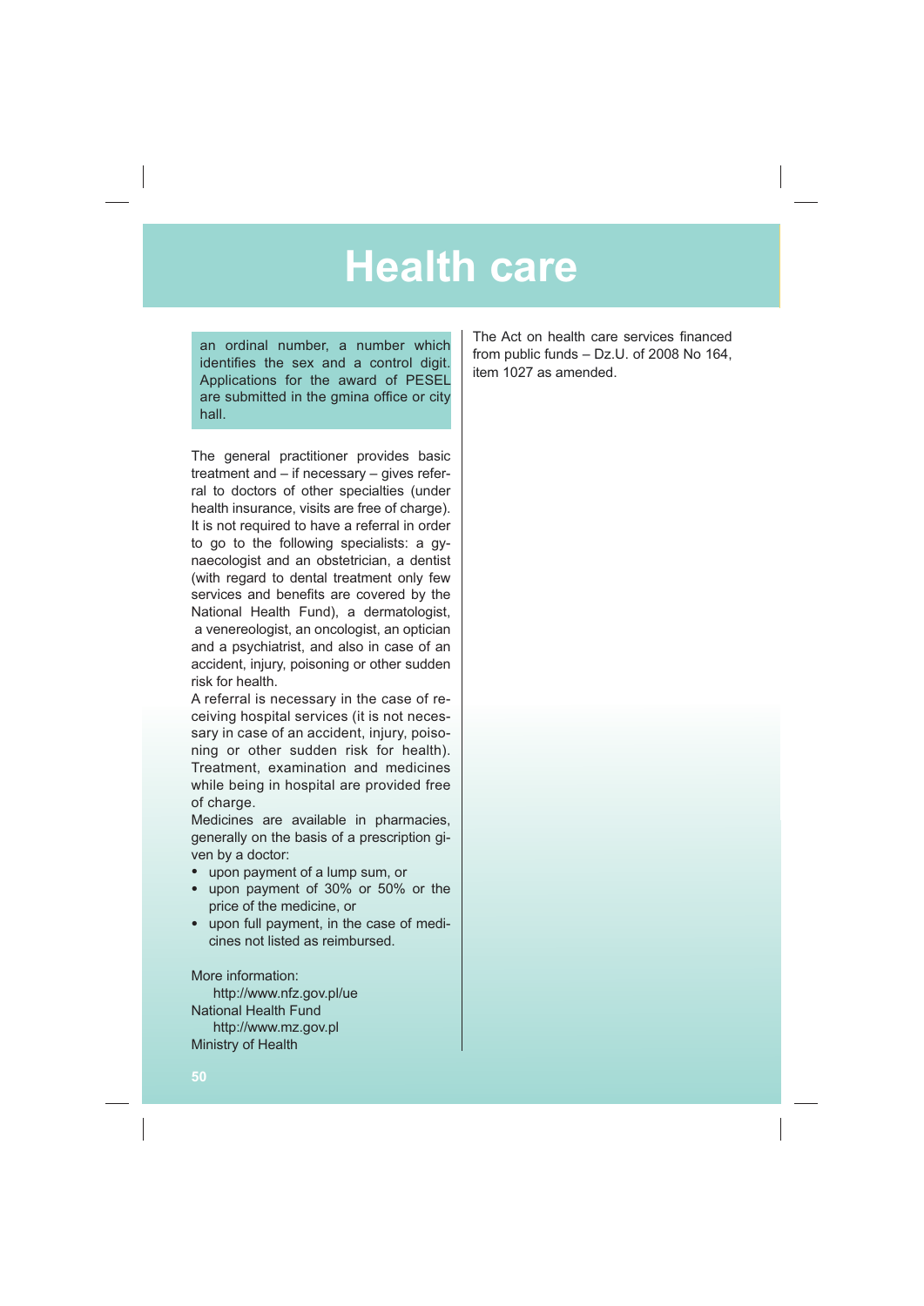# Health care

an ordinal number, a number which identifies the sex and a control digit. Applications for the award of PESEL are submitted in the gmina office or city hall.

The general practitioner provides basic treatment and – if necessary – gives referral to doctors of other specialties (under health insurance, visits are free of charge). It is not required to have a referral in order to go to the following specialists: a gynaecologist and an obstetrician, a dentist (with regard to dental treatment only few services and benefits are covered by the National Health Fund), a dermatologist, a venereologist, an oncologist, an optician and a psychiatrist, and also in case of an accident, injury, poisoning or other sudden risk for health.

A referral is necessary in the case of receiving hospital services (it is not necessary in case of an accident, injury, poisoning or other sudden risk for health). Treatment, examination and medicines while being in hospital are provided free of charge.

Medicines are available in pharmacies, generally on the basis of a prescription given by a doctor:

- upon payment of a lump sum, or
- upon payment of 30% or 50% or the price of the medicine, or
- upon full payment, in the case of medicines not listed as reimbursed.

More information:

http://www.nfz.gov.pl/ue
National Health Fund
http://www.mz.gov.pl
Ministry of Health

The Act on health care services financed from public funds – Dz.U. of 2008 No 164, item 1027 as amended.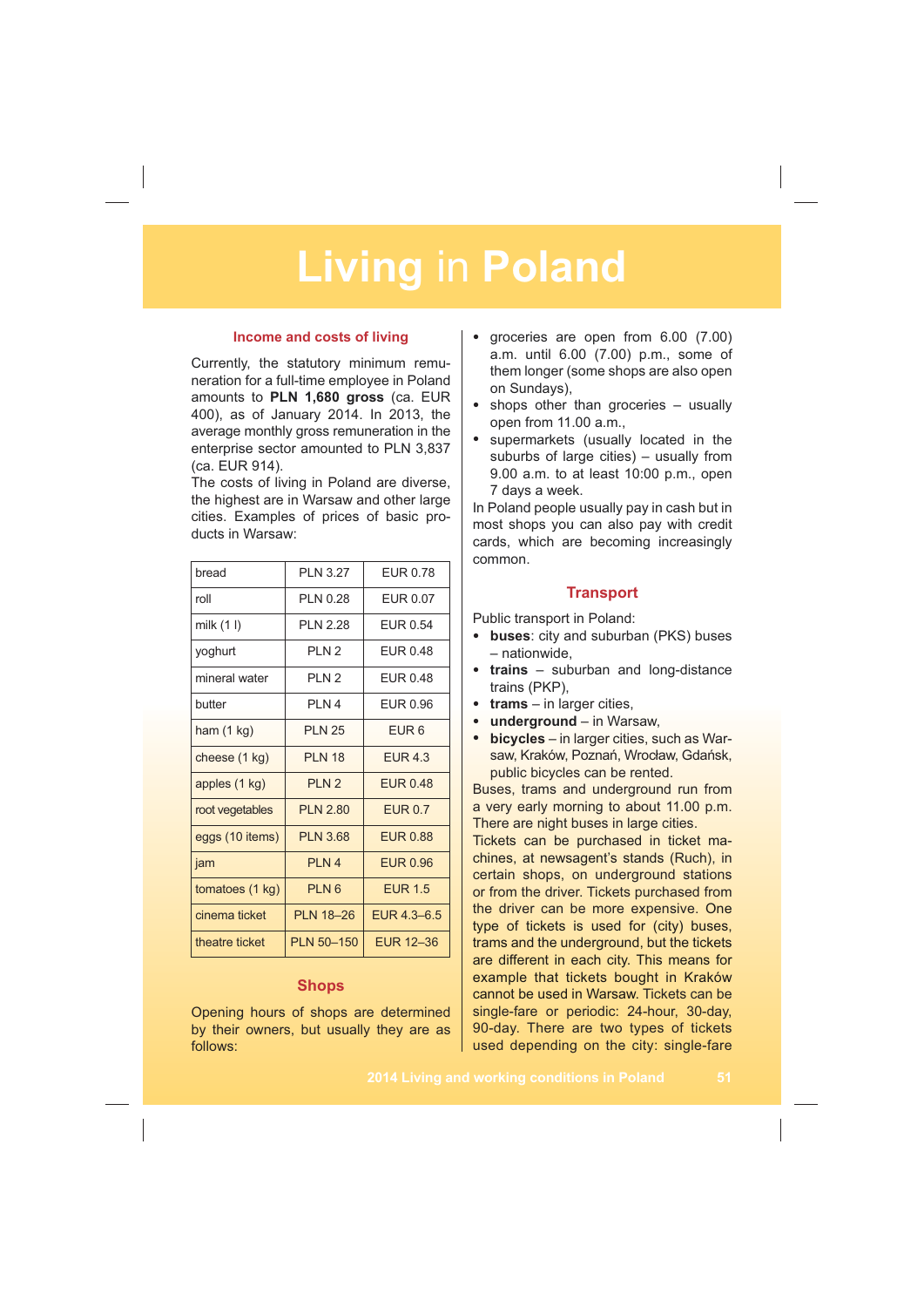# Living in Poland

## Income and costs of living

Currently, the statutory minimum remuneration for a full-time employee in Poland amounts to **PLN 1,680 gross** (ca. EUR 400), as of January 2014. In 2013, the average monthly gross remuneration in the enterprise sector amounted to PLN 3,837 (ca. EUR 914).

The costs of living in Poland are diverse, the highest are in Warsaw and other large cities. Examples of prices of basic products in Warsaw:

| | | |
|---|---|---|
| bread | PLN 3.27 | EUR 0.78 |
| roll | PLN 0.28 | EUR 0.07 |
| milk (1 l) | PLN 2.28 | EUR 0.54 |
| yoghurt | PLN 2 | EUR 0.48 |
| mineral water | PLN 2 | EUR 0.48 |
| butter | PLN 4 | EUR 0.96 |
| ham (1 kg) | PLN 25 | EUR 6 |
| cheese (1 kg) | PLN 18 | EUR 4.3 |
| apples (1 kg) | PLN 2 | EUR 0.48 |
| root vegetables | PLN 2.80 | EUR 0.7 |
| eggs (10 items) | PLN 3.68 | EUR 0.88 |
| jam | PLN 4 | EUR 0.96 |
| tomatoes (1 kg) | PLN 6 | EUR 1.5 |
| cinema ticket | PLN 18–26 | EUR 4.3–6.5 |
| theatre ticket | PLN 50–150 | EUR 12–36 |

## Shops

Opening hours of shops are determined by their owners, but usually they are as follows:

- groceries are open from 6.00 (7.00) a.m. until 6.00 (7.00) p.m., some of them longer (some shops are also open on Sundays),
- shops other than groceries – usually open from 11.00 a.m.,
- supermarkets (usually located in the suburbs of large cities) – usually from 9.00 a.m. to at least 10:00 p.m., open 7 days a week.

In Poland people usually pay in cash but in most shops you can also pay with credit cards, which are becoming increasingly common.

## Transport

Public transport in Poland:

- **buses**: city and suburban (PKS) buses – nationwide,
- **trains** – suburban and long-distance trains (PKP),
- **trams** – in larger cities,
- **underground** – in Warsaw,
- **bicycles** – in larger cities, such as Warsaw, Kraków, Poznań, Wrocław, Gdańsk, public bicycles can be rented.

Buses, trams and underground run from a very early morning to about 11.00 p.m. There are night buses in large cities.

Tickets can be purchased in ticket machines, at newsagent's stands (Ruch), in certain shops, on underground stations or from the driver. Tickets purchased from the driver can be more expensive. One type of tickets is used for (city) buses, trams and the underground, but the tickets are different in each city. This means for example that tickets bought in Kraków cannot be used in Warsaw. Tickets can be single-fare or periodic: 24-hour, 30-day, 90-day. There are two types of tickets used depending on the city: single-fare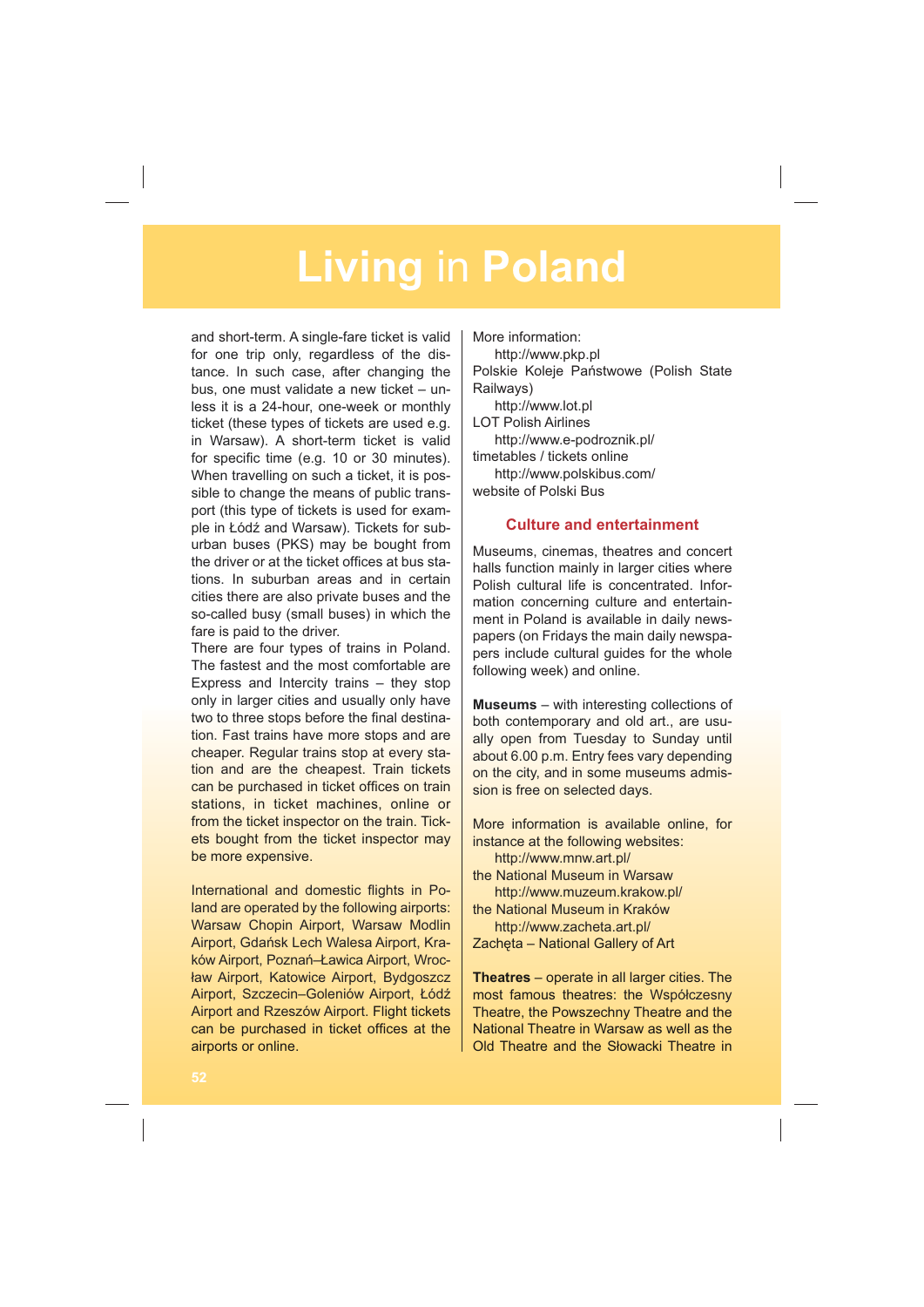and short-term. A single-fare ticket is valid for one trip only, regardless of the distance. In such case, after changing the bus, one must validate a new ticket – unless it is a 24-hour, one-week or monthly ticket (these types of tickets are used e.g. in Warsaw). A short-term ticket is valid for specific time (e.g. 10 or 30 minutes). When travelling on such a ticket, it is possible to change the means of public transport (this type of tickets is used for example in Łódź and Warsaw). Tickets for suburban buses (PKS) may be bought from the driver or at the ticket offices at bus stations. In suburban areas and in certain cities there are also private buses and the so-called busy (small buses) in which the fare is paid to the driver.

There are four types of trains in Poland. The fastest and the most comfortable are Express and Intercity trains – they stop only in larger cities and usually only have two to three stops before the final destination. Fast trains have more stops and are cheaper. Regular trains stop at every station and are the cheapest. Train tickets can be purchased in ticket offices on train stations, in ticket machines, online or from the ticket inspector on the train. Tickets bought from the ticket inspector may be more expensive.

International and domestic flights in Poland are operated by the following airports: Warsaw Chopin Airport, Warsaw Modlin Airport, Gdańsk Lech Walesa Airport, Kraków Airport, Poznań–Ławica Airport, Wrocław Airport, Katowice Airport, Bydgoszcz Airport, Szczecin–Goleniów Airport, Łódź Airport and Rzeszów Airport. Flight tickets can be purchased in ticket offices at the airports or online.

More information:

http://www.pkp.pl
Polskie Koleje Państwowe (Polish State Railways)

http://www.lot.pl
LOT Polish Airlines

http://www.e-podroznik.pl/
timetables / tickets online

http://www.polskibus.com/
website of Polski Bus

### Culture and entertainment

Museums, cinemas, theatres and concert halls function mainly in larger cities where Polish cultural life is concentrated. Information concerning culture and entertainment in Poland is available in daily newspapers (on Fridays the main daily newspapers include cultural guides for the whole following week) and online.

**Museums** – with interesting collections of both contemporary and old art., are usually open from Tuesday to Sunday until about 6.00 p.m. Entry fees vary depending on the city, and in some museums admission is free on selected days.

More information is available online, for instance at the following websites:

http://www.mnw.art.pl/
the National Museum in Warsaw

http://www.muzeum.krakow.pl/
the National Museum in Kraków

http://www.zacheta.art.pl/
Zachęta – National Gallery of Art

**Theatres** – operate in all larger cities. The most famous theatres: the Współczesny Theatre, the Powszechny Theatre and the National Theatre in Warsaw as well as the Old Theatre and the Słowacki Theatre in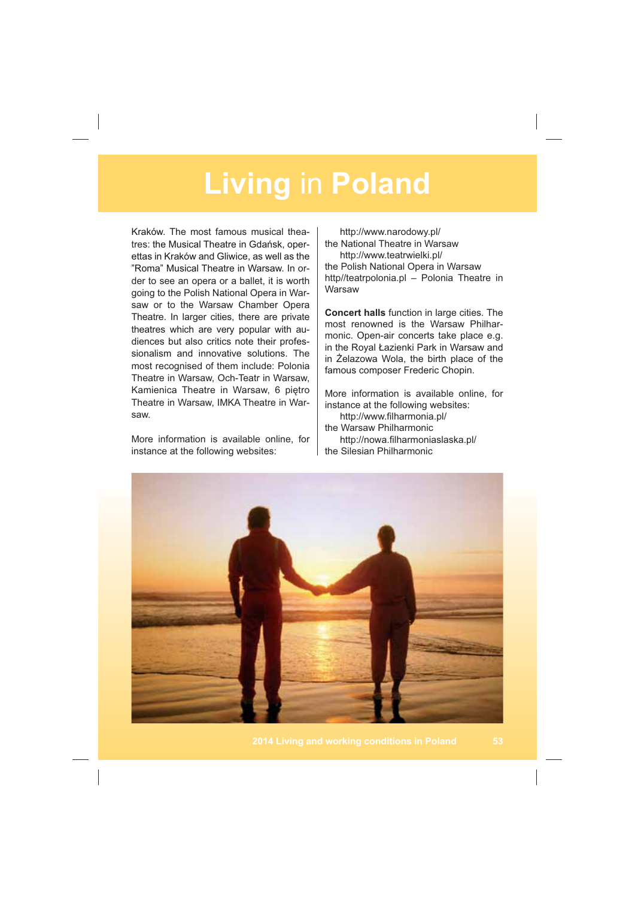# **Living** in **Poland**

Kraków. The most famous musical theatres: the Musical Theatre in Gdańsk, operettas in Kraków and Gliwice, as well as the "Roma" Musical Theatre in Warsaw. In order to see an opera or a ballet, it is worth going to the Polish National Opera in Warsaw or to the Warsaw Chamber Opera Theatre. In larger cities, there are private theatres which are very popular with audiences but also critics note their professionalism and innovative solutions. The most recognised of them include: Polonia Theatre in Warsaw, Och-Teatr in Warsaw, Kamienica Theatre in Warsaw, 6 piętro Theatre in Warsaw, IMKA Theatre in Warsaw.

More information is available online, for instance at the following websites:

http://www.narodowy.pl/
the National Theatre in Warsaw
http://www.teatrwielki.pl/
the Polish National Opera in Warsaw
http//teatrpolonia.pl – Polonia Theatre in Warsaw

**Concert halls** function in large cities. The most renowned is the Warsaw Philharmonic. Open-air concerts take place e.g. in the Royal Łazienki Park in Warsaw and in Żelazowa Wola, the birth place of the famous composer Frederic Chopin.

More information is available online, for instance at the following websites:

http://www.filharmonia.pl/
the Warsaw Philharmonic
http://nowa.filharmoniaslaska.pl/
the Silesian Philharmonic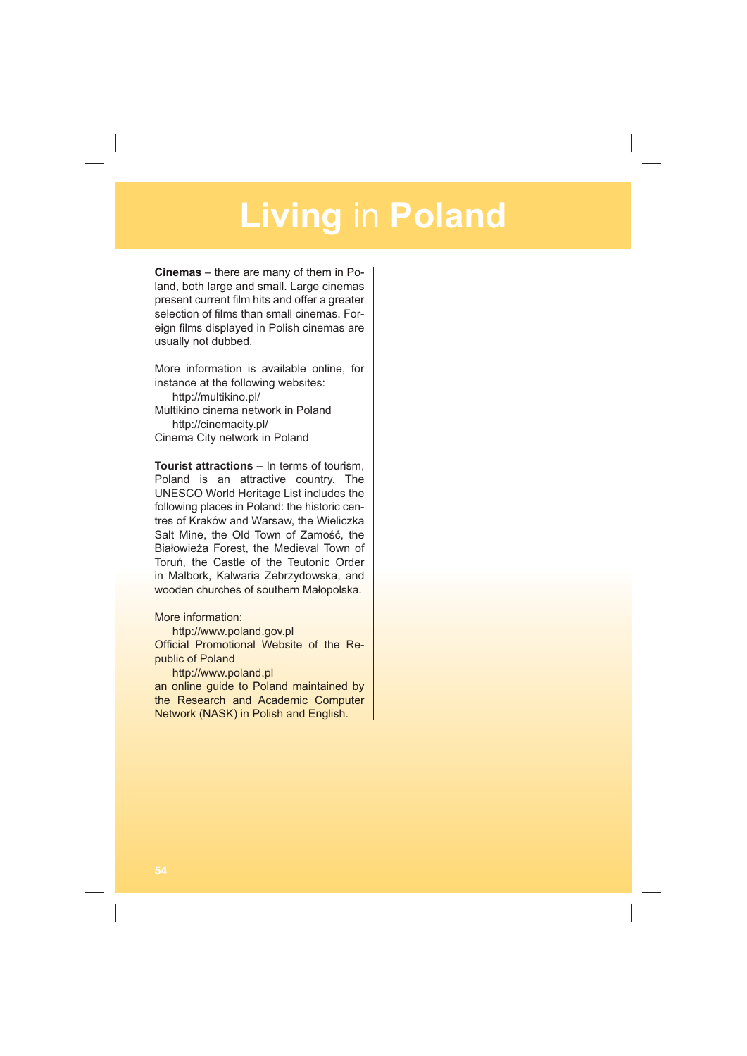# Living in Poland

**Cinemas** – there are many of them in Poland, both large and small. Large cinemas present current film hits and offer a greater selection of films than small cinemas. Foreign films displayed in Polish cinemas are usually not dubbed.

More information is available online, for instance at the following websites:

http://multikino.pl/
Multikino cinema network in Poland

http://cinemacity.pl/
Cinema City network in Poland

**Tourist attractions** – In terms of tourism, Poland is an attractive country. The UNESCO World Heritage List includes the following places in Poland: the historic centres of Kraków and Warsaw, the Wieliczka Salt Mine, the Old Town of Zamość, the Białowieża Forest, the Medieval Town of Toruń, the Castle of the Teutonic Order in Malbork, Kalwaria Zebrzydowska, and wooden churches of southern Małopolska.

More information:

http://www.poland.gov.pl
Official Promotional Website of the Republic of Poland

http://www.poland.pl
an online guide to Poland maintained by the Research and Academic Computer Network (NASK) in Polish and English.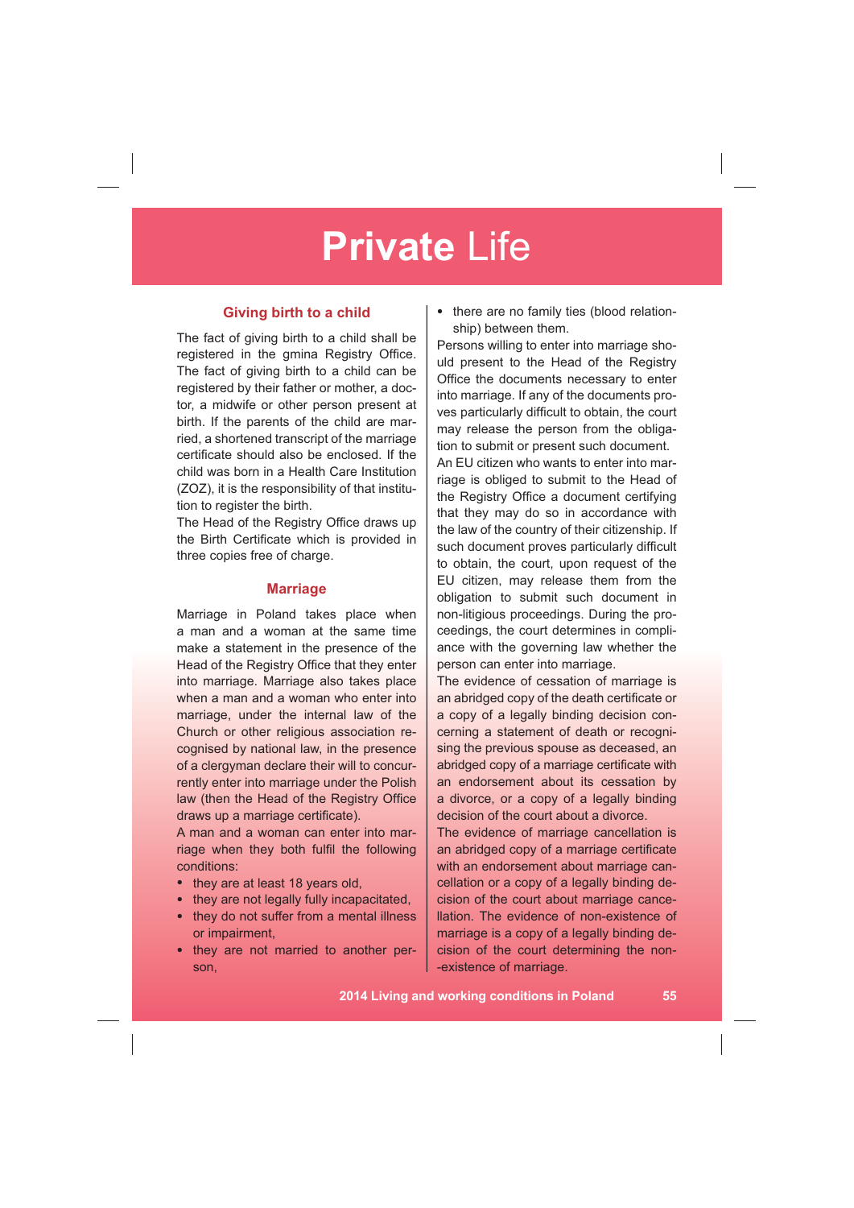# **Private** Life

### Giving birth to a child

The fact of giving birth to a child shall be registered in the gmina Registry Office. The fact of giving birth to a child can be registered by their father or mother, a doctor, a midwife or other person present at birth. If the parents of the child are married, a shortened transcript of the marriage certificate should also be enclosed. If the child was born in a Health Care Institution (ZOZ), it is the responsibility of that institution to register the birth.

The Head of the Registry Office draws up the Birth Certificate which is provided in three copies free of charge.

### Marriage

Marriage in Poland takes place when a man and a woman at the same time make a statement in the presence of the Head of the Registry Office that they enter into marriage. Marriage also takes place when a man and a woman who enter into marriage, under the internal law of the Church or other religious association recognised by national law, in the presence of a clergyman declare their will to concurrently enter into marriage under the Polish law (then the Head of the Registry Office draws up a marriage certificate).

A man and a woman can enter into marriage when they both fulfil the following conditions:

- they are at least 18 years old,
- they are not legally fully incapacitated,
- they do not suffer from a mental illness or impairment,
- they are not married to another person,
- there are no family ties (blood relationship) between them.

Persons willing to enter into marriage should present to the Head of the Registry Office the documents necessary to enter into marriage. If any of the documents proves particularly difficult to obtain, the court may release the person from the obligation to submit or present such document.

An EU citizen who wants to enter into marriage is obliged to submit to the Head of the Registry Office a document certifying that they may do so in accordance with the law of the country of their citizenship. If such document proves particularly difficult to obtain, the court, upon request of the EU citizen, may release them from the obligation to submit such document in non-litigious proceedings. During the proceedings, the court determines in compliance with the governing law whether the person can enter into marriage.

The evidence of cessation of marriage is an abridged copy of the death certificate or a copy of a legally binding decision concerning a statement of death or recognising the previous spouse as deceased, an abridged copy of a marriage certificate with an endorsement about its cessation by a divorce, or a copy of a legally binding decision of the court about a divorce.

The evidence of marriage cancellation is an abridged copy of a marriage certificate with an endorsement about marriage cancellation or a copy of a legally binding decision of the court about marriage cancellation. The evidence of non-existence of marriage is a copy of a legally binding decision of the court determining the non-existence of marriage.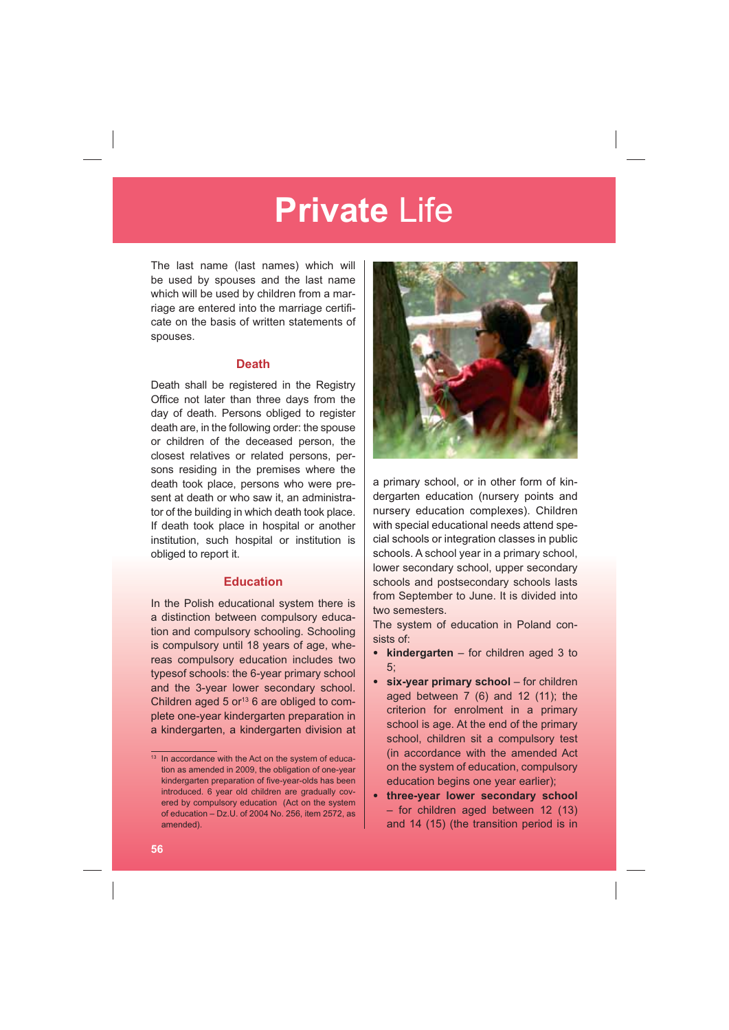# **Private** Life

The last name (last names) which will be used by spouses and the last name which will be used by children from a marriage are entered into the marriage certificate on the basis of written statements of spouses.

### Death

Death shall be registered in the Registry Office not later than three days from the day of death. Persons obliged to register death are, in the following order: the spouse or children of the deceased person, the closest relatives or related persons, persons residing in the premises where the death took place, persons who were present at death or who saw it, an administrator of the building in which death took place. If death took place in hospital or another institution, such hospital or institution is obliged to report it.

### Education

In the Polish educational system there is a distinction between compulsory education and compulsory schooling. Schooling is compulsory until 18 years of age, whereas compulsory education includes two typesof schools: the 6-year primary school and the 3-year lower secondary school. Children aged 5 or[13] 6 are obliged to complete one-year kindergarten preparation in a kindergarten, a kindergarten division at a primary school, or in other form of kindergarten education (nursery points and nursery education complexes). Children with special educational needs attend special schools or integration classes in public schools. A school year in a primary school, lower secondary school, upper secondary schools and postsecondary schools lasts from September to June. It is divided into two semesters.

The system of education in Poland consists of:

- **kindergarten** – for children aged 3 to 5;
- **six-year primary school** – for children aged between 7 (6) and 12 (11); the criterion for enrolment in a primary school is age. At the end of the primary school, children sit a compulsory test (in accordance with the amended Act on the system of education, compulsory education begins one year earlier);
- **three-year lower secondary school** – for children aged between 12 (13) and 14 (15) (the transition period is in

---

[13] In accordance with the Act on the system of education as amended in 2009, the obligation of one-year kindergarten preparation of five-year-olds has been introduced. 6 year old children are gradually covered by compulsory education (Act on the system of education – Dz.U. of 2004 No. 256, item 2572, as amended).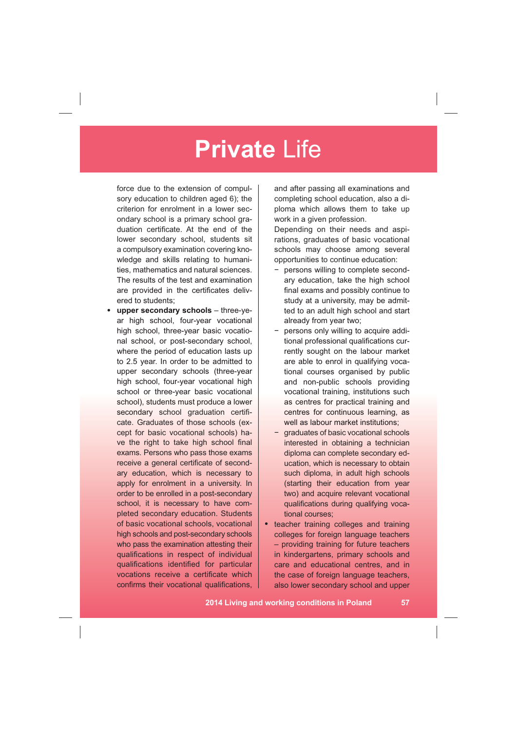# **Private** Life

force due to the extension of compulsory education to children aged 6); the criterion for enrolment in a lower secondary school is a primary school graduation certificate. At the end of the lower secondary school, students sit a compulsory examination covering knowledge and skills relating to humanities, mathematics and natural sciences. The results of the test and examination are provided in the certificates delivered to students;

- **upper secondary schools** – three-year high school, four-year vocational high school, three-year basic vocational school, or post-secondary school, where the period of education lasts up to 2.5 year. In order to be admitted to upper secondary schools (three-year high school, four-year vocational high school or three-year basic vocational school), students must produce a lower secondary school graduation certificate. Graduates of those schools (except for basic vocational schools) have the right to take high school final exams. Persons who pass those exams receive a general certificate of secondary education, which is necessary to apply for enrolment in a university. In order to be enrolled in a post-secondary school, it is necessary to have completed secondary education. Students of basic vocational schools, vocational high schools and post-secondary schools who pass the examination attesting their qualifications in respect of individual qualifications identified for particular vocations receive a certificate which confirms their vocational qualifications, and after passing all examinations and completing school education, also a diploma which allows them to take up work in a given profession.

  Depending on their needs and aspirations, graduates of basic vocational schools may choose among several opportunities to continue education:
  - persons willing to complete secondary education, take the high school final exams and possibly continue to study at a university, may be admitted to an adult high school and start already from year two;
  - persons only willing to acquire additional professional qualifications currently sought on the labour market are able to enrol in qualifying vocational courses organised by public and non-public schools providing vocational training, institutions such as centres for practical training and centres for continuous learning, as well as labour market institutions;
  - graduates of basic vocational schools interested in obtaining a technician diploma can complete secondary education, which is necessary to obtain such diploma, in adult high schools (starting their education from year two) and acquire relevant vocational qualifications during qualifying vocational courses;
- teacher training colleges and training colleges for foreign language teachers – providing training for future teachers in kindergartens, primary schools and care and educational centres, and in the case of foreign language teachers, also lower secondary school and upper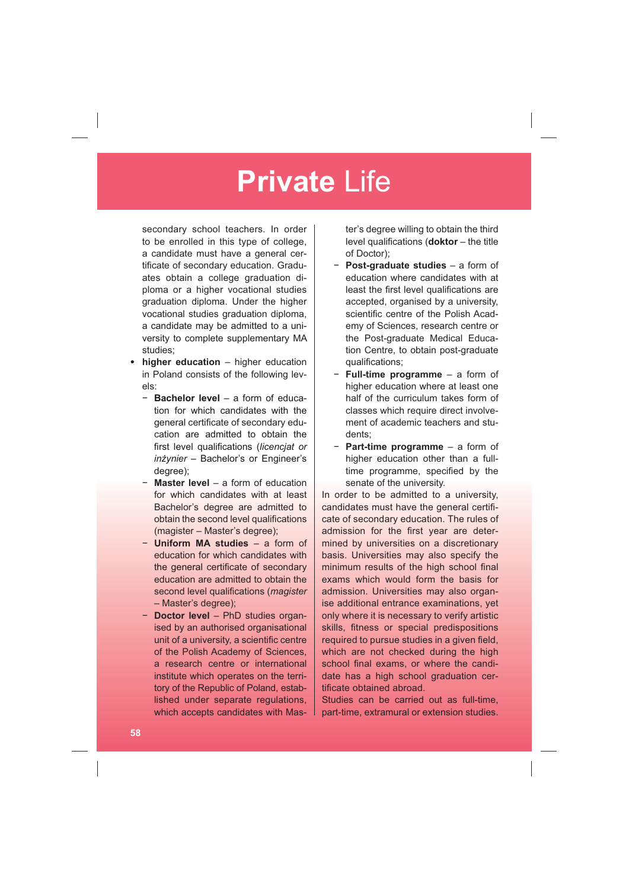# **Private** Life

secondary school teachers. In order to be enrolled in this type of college, a candidate must have a general certificate of secondary education. Graduates obtain a college graduation diploma or a higher vocational studies graduation diploma. Under the higher vocational studies graduation diploma, a candidate may be admitted to a university to complete supplementary MA studies;

- **higher education** – higher education in Poland consists of the following levels:
  - **Bachelor level** – a form of education for which candidates with the general certificate of secondary education are admitted to obtain the first level qualifications (*licencjat or inżynier* – Bachelor's or Engineer's degree);
  - **Master level** – a form of education for which candidates with at least Bachelor's degree are admitted to obtain the second level qualifications (magister – Master's degree);
  - **Uniform MA studies** – a form of education for which candidates with the general certificate of secondary education are admitted to obtain the second level qualifications (*magister* – Master's degree);
  - **Doctor level** – PhD studies organised by an authorised organisational unit of a university, a scientific centre of the Polish Academy of Sciences, a research centre or international institute which operates on the territory of the Republic of Poland, established under separate regulations, which accepts candidates with Master's degree willing to obtain the third level qualifications (**doktor** – the title of Doctor);
  - **Post-graduate studies** – a form of education where candidates with at least the first level qualifications are accepted, organised by a university, scientific centre of the Polish Academy of Sciences, research centre or the Post-graduate Medical Education Centre, to obtain post-graduate qualifications;
  - **Full-time programme** – a form of higher education where at least one half of the curriculum takes form of classes which require direct involvement of academic teachers and students;
  - **Part-time programme** – a form of higher education other than a full-time programme, specified by the senate of the university.

In order to be admitted to a university, candidates must have the general certificate of secondary education. The rules of admission for the first year are determined by universities on a discretionary basis. Universities may also specify the minimum results of the high school final exams which would form the basis for admission. Universities may also organise additional entrance examinations, yet only where it is necessary to verify artistic skills, fitness or special predispositions required to pursue studies in a given field, which are not checked during the high school final exams, or where the candidate has a high school graduation certificate obtained abroad.

Studies can be carried out as full-time, part-time, extramural or extension studies.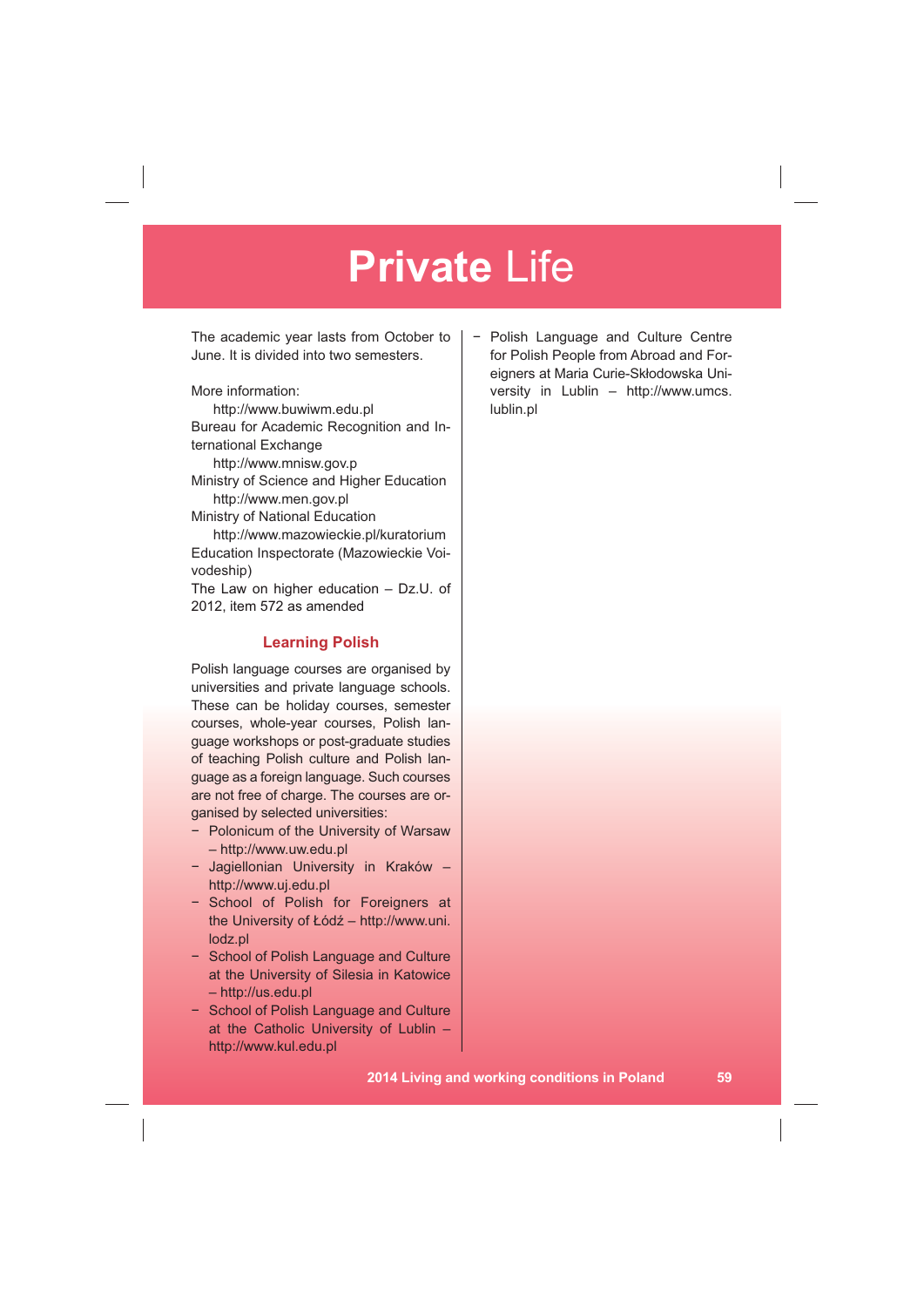# **Private** Life

The academic year lasts from October to June. It is divided into two semesters.

More information:

http://www.buwiwm.edu.pl
Bureau for Academic Recognition and International Exchange

http://www.mnisw.gov.p
Ministry of Science and Higher Education

http://www.men.gov.pl
Ministry of National Education

http://www.mazowieckie.pl/kuratorium
Education Inspectorate (Mazowieckie Voivodeship)

The Law on higher education – Dz.U. of 2012, item 572 as amended

### Learning Polish

Polish language courses are organised by universities and private language schools. These can be holiday courses, semester courses, whole-year courses, Polish language workshops or post-graduate studies of teaching Polish culture and Polish language as a foreign language. Such courses are not free of charge. The courses are organised by selected universities:

- Polonicum of the University of Warsaw – http://www.uw.edu.pl
- Jagiellonian University in Kraków – http://www.uj.edu.pl
- School of Polish for Foreigners at the University of Łódź – http://www.uni.lodz.pl
- School of Polish Language and Culture at the University of Silesia in Katowice – http://us.edu.pl
- School of Polish Language and Culture at the Catholic University of Lublin – http://www.kul.edu.pl
- Polish Language and Culture Centre for Polish People from Abroad and Foreigners at Maria Curie-Skłodowska University in Lublin – http://www.umcs.lublin.pl